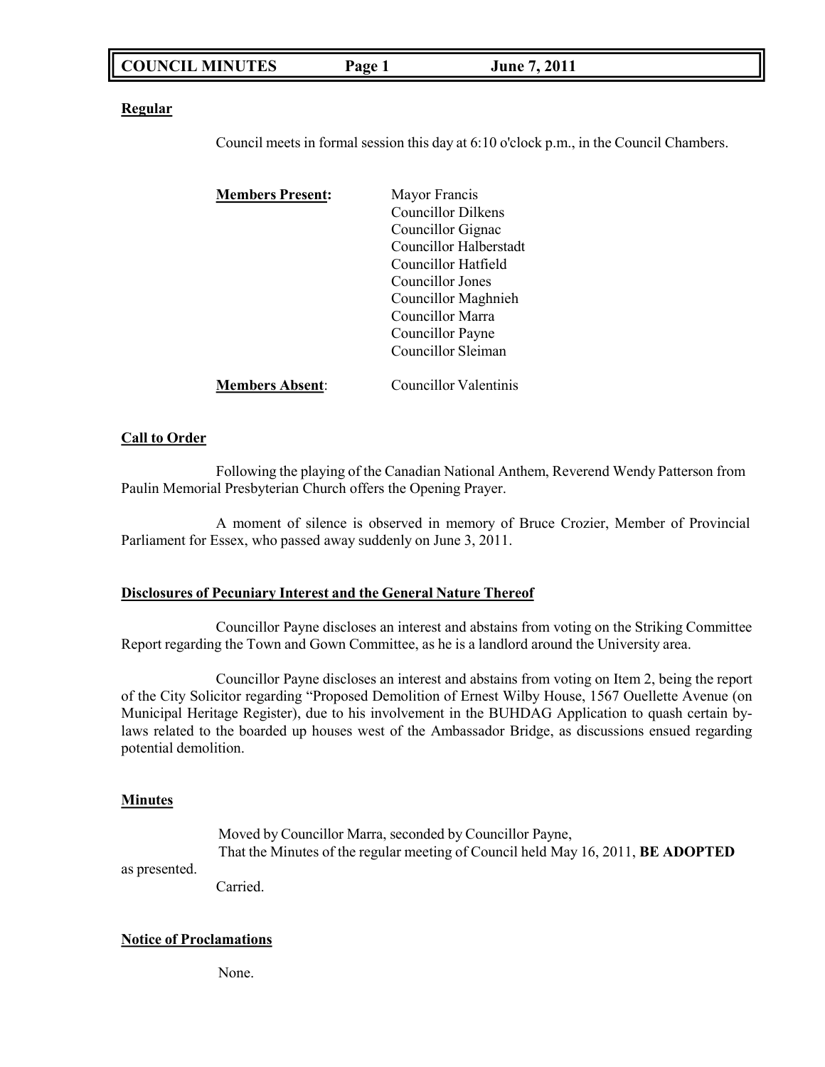**Regular**

Council meets in formal session this day at 6:10 o'clock p.m., in the Council Chambers.

**Members Present:**

Mayor Francis
Councillor Dilkens
Councillor Gignac
Councillor Halberstadt
Councillor Hatfield
Councillor Jones
Councillor Maghnieh
Councillor Marra
Councillor Payne
Councillor Sleiman

**Members Absent**: Councillor Valentinis

**Call to Order**

Following the playing of the Canadian National Anthem, Reverend Wendy Patterson from Paulin Memorial Presbyterian Church offers the Opening Prayer.

A moment of silence is observed in memory of Bruce Crozier, Member of Provincial Parliament for Essex, who passed away suddenly on June 3, 2011.

**Disclosures of Pecuniary Interest and the General Nature Thereof**

Councillor Payne discloses an interest and abstains from voting on the Striking Committee Report regarding the Town and Gown Committee, as he is a landlord around the University area.

Councillor Payne discloses an interest and abstains from voting on Item 2, being the report of the City Solicitor regarding "Proposed Demolition of Ernest Wilby House, 1567 Ouellette Avenue (on Municipal Heritage Register), due to his involvement in the BUHDAG Application to quash certain by-laws related to the boarded up houses west of the Ambassador Bridge, as discussions ensued regarding potential demolition.

**Minutes**

Moved by Councillor Marra, seconded by Councillor Payne,
That the Minutes of the regular meeting of Council held May 16, 2011, **BE ADOPTED** as presented.
Carried.

**Notice of Proclamations**

None.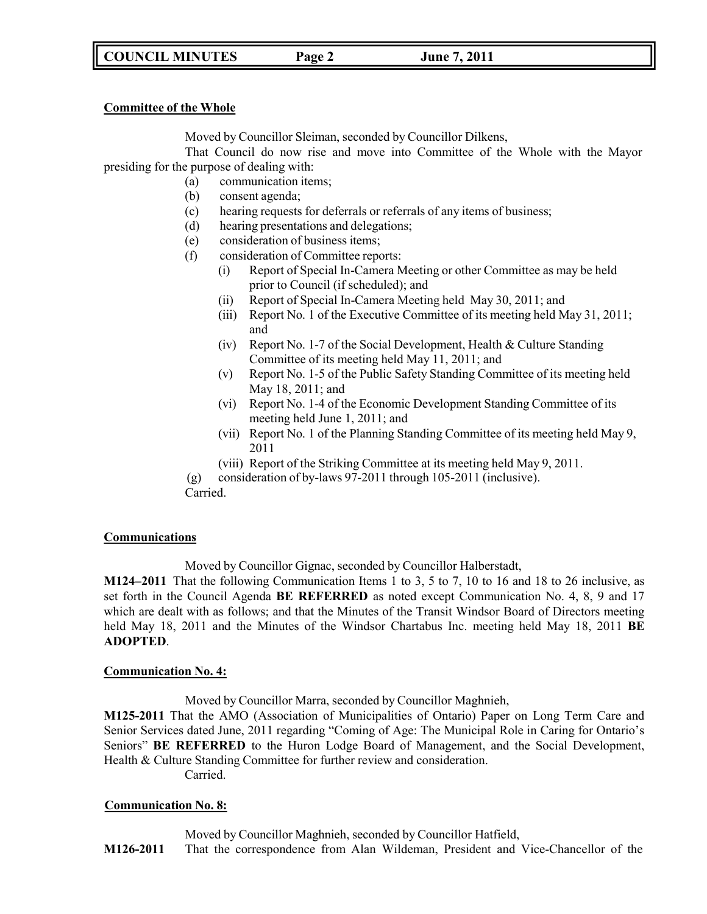### Committee of the Whole

Moved by Councillor Sleiman, seconded by Councillor Dilkens,

That Council do now rise and move into Committee of the Whole with the Mayor presiding for the purpose of dealing with:

- (a) communication items;
- (b) consent agenda;
- (c) hearing requests for deferrals or referrals of any items of business;
- (d) hearing presentations and delegations;
- (e) consideration of business items;
- (f) consideration of Committee reports:
  - (i) Report of Special In-Camera Meeting or other Committee as may be held prior to Council (if scheduled); and
  - (ii) Report of Special In-Camera Meeting held May 30, 2011; and
  - (iii) Report No. 1 of the Executive Committee of its meeting held May 31, 2011; and
  - (iv) Report No. 1-7 of the Social Development, Health & Culture Standing Committee of its meeting held May 11, 2011; and
  - (v) Report No. 1-5 of the Public Safety Standing Committee of its meeting held May 18, 2011; and
  - (vi) Report No. 1-4 of the Economic Development Standing Committee of its meeting held June 1, 2011; and
  - (vii) Report No. 1 of the Planning Standing Committee of its meeting held May 9, 2011
  - (viii) Report of the Striking Committee at its meeting held May 9, 2011.
- (g) consideration of by-laws 97-2011 through 105-2011 (inclusive).

Carried.

### Communications

Moved by Councillor Gignac, seconded by Councillor Halberstadt,

**M124–2011** That the following Communication Items 1 to 3, 5 to 7, 10 to 16 and 18 to 26 inclusive, as set forth in the Council Agenda **BE REFERRED** as noted except Communication No. 4, 8, 9 and 17 which are dealt with as follows; and that the Minutes of the Transit Windsor Board of Directors meeting held May 18, 2011 and the Minutes of the Windsor Chartabus Inc. meeting held May 18, 2011 **BE ADOPTED**.

### Communication No. 4:

Moved by Councillor Marra, seconded by Councillor Maghnieh,

**M125-2011** That the AMO (Association of Municipalities of Ontario) Paper on Long Term Care and Senior Services dated June, 2011 regarding "Coming of Age: The Municipal Role in Caring for Ontario's Seniors" **BE REFERRED** to the Huron Lodge Board of Management, and the Social Development, Health & Culture Standing Committee for further review and consideration.

Carried.

### Communication No. 8:

Moved by Councillor Maghnieh, seconded by Councillor Hatfield,

**M126-2011** That the correspondence from Alan Wildeman, President and Vice-Chancellor of the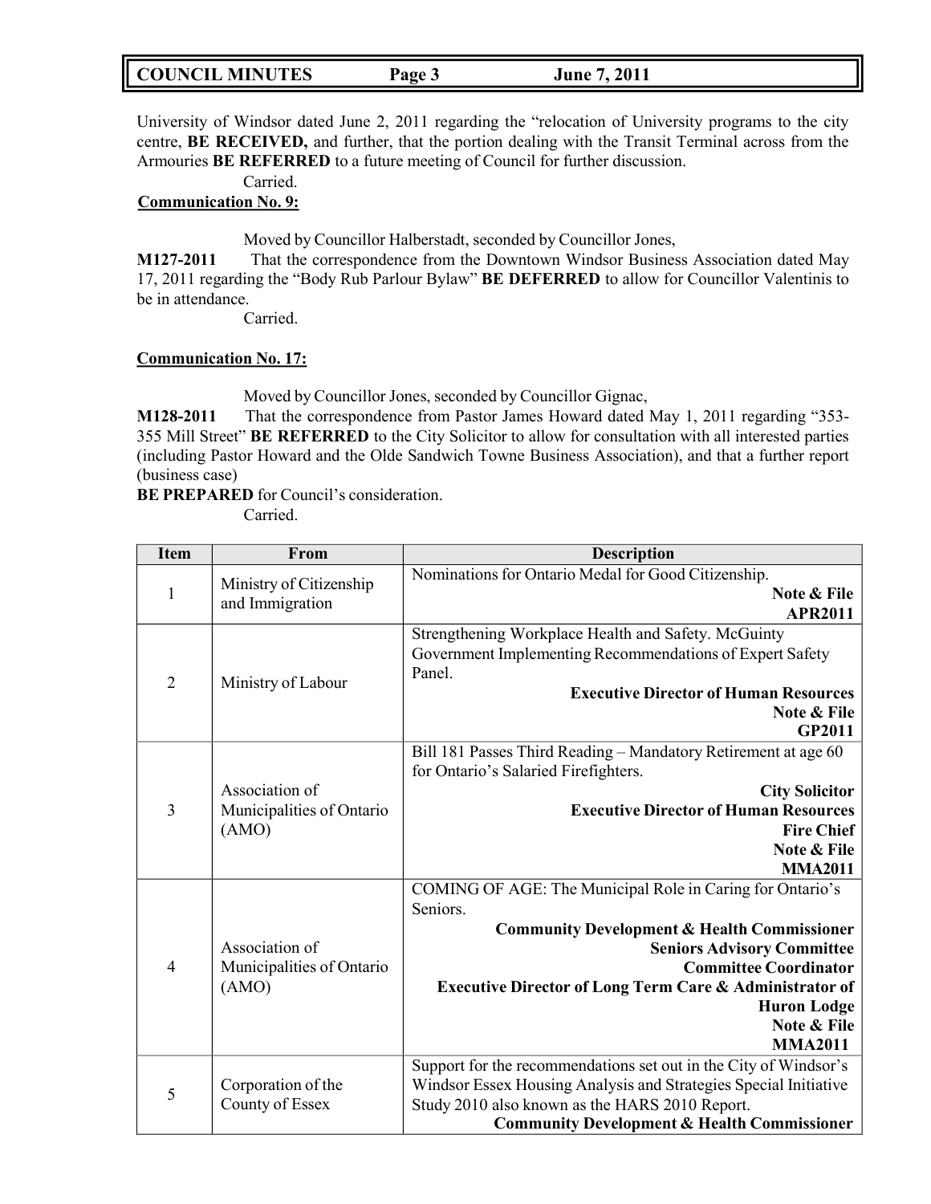University of Windsor dated June 2, 2011 regarding the "relocation of University programs to the city centre, **BE RECEIVED,** and further, that the portion dealing with the Transit Terminal across from the Armouries **BE REFERRED** to a future meeting of Council for further discussion.

Carried.

**Communication No. 9:**

Moved by Councillor Halberstadt, seconded by Councillor Jones,

**M127-2011** That the correspondence from the Downtown Windsor Business Association dated May 17, 2011 regarding the "Body Rub Parlour Bylaw" **BE DEFERRED** to allow for Councillor Valentinis to be in attendance.

Carried.

**Communication No. 17:**

Moved by Councillor Jones, seconded by Councillor Gignac,

**M128-2011** That the correspondence from Pastor James Howard dated May 1, 2011 regarding "353-355 Mill Street" **BE REFERRED** to the City Solicitor to allow for consultation with all interested parties (including Pastor Howard and the Olde Sandwich Towne Business Association), and that a further report (business case)

**BE PREPARED** for Council's consideration.

Carried.

| Item | From | Description |
|---|---|---|
| 1 | Ministry of Citizenship and Immigration | Nominations for Ontario Medal for Good Citizenship.<br>**Note & File**<br>**APR2011** |
| 2 | Ministry of Labour | Strengthening Workplace Health and Safety. McGuinty Government Implementing Recommendations of Expert Safety Panel.<br>**Executive Director of Human Resources**<br>**Note & File**<br>**GP2011** |
| 3 | Association of Municipalities of Ontario (AMO) | Bill 181 Passes Third Reading – Mandatory Retirement at age 60 for Ontario's Salaried Firefighters.<br>**City Solicitor**<br>**Executive Director of Human Resources**<br>**Fire Chief**<br>**Note & File**<br>**MMA2011** |
| 4 | Association of Municipalities of Ontario (AMO) | COMING OF AGE: The Municipal Role in Caring for Ontario's Seniors.<br>**Community Development & Health Commissioner**<br>**Seniors Advisory Committee**<br>**Committee Coordinator**<br>**Executive Director of Long Term Care & Administrator of Huron Lodge**<br>**Note & File**<br>**MMA2011** |
| 5 | Corporation of the County of Essex | Support for the recommendations set out in the City of Windsor's Windsor Essex Housing Analysis and Strategies Special Initiative Study 2010 also known as the HARS 2010 Report.<br>**Community Development & Health Commissioner** |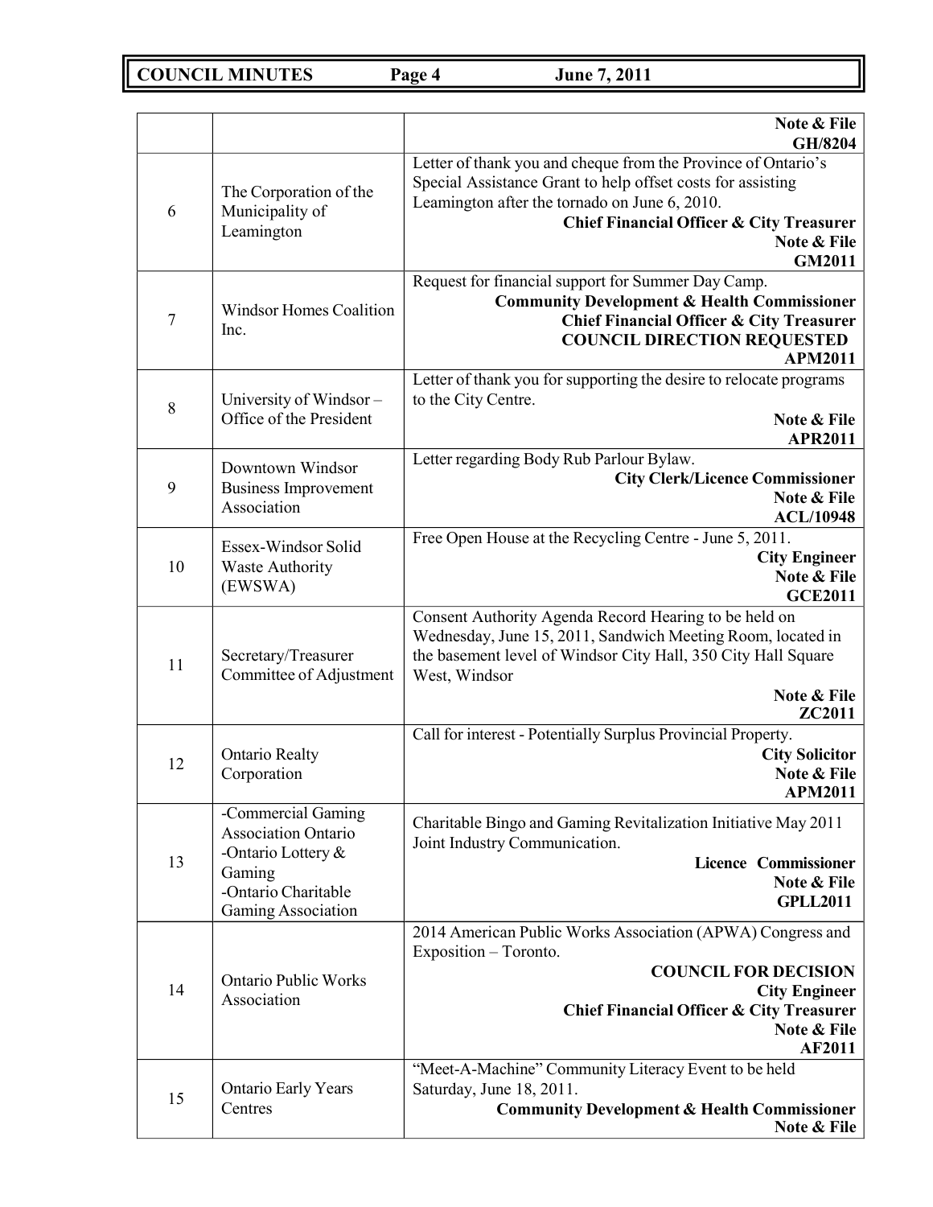| | | |
|---|---|---|
| | | **Note & File** **GH/8204** |
| 6 | The Corporation of the Municipality of Leamington | Letter of thank you and cheque from the Province of Ontario's Special Assistance Grant to help offset costs for assisting Leamington after the tornado on June 6, 2010. **Chief Financial Officer & City Treasurer** **Note & File** **GM2011** |
| 7 | Windsor Homes Coalition Inc. | Request for financial support for Summer Day Camp. **Community Development & Health Commissioner** **Chief Financial Officer & City Treasurer** **COUNCIL DIRECTION REQUESTED** **APM2011** |
| 8 | University of Windsor – Office of the President | Letter of thank you for supporting the desire to relocate programs to the City Centre. **Note & File** **APR2011** |
| 9 | Downtown Windsor Business Improvement Association | Letter regarding Body Rub Parlour Bylaw. **City Clerk/Licence Commissioner** **Note & File** **ACL/10948** |
| 10 | Essex-Windsor Solid Waste Authority (EWSWA) | Free Open House at the Recycling Centre - June 5, 2011. **City Engineer** **Note & File** **GCE2011** |
| 11 | Secretary/Treasurer Committee of Adjustment | Consent Authority Agenda Record Hearing to be held on Wednesday, June 15, 2011, Sandwich Meeting Room, located in the basement level of Windsor City Hall, 350 City Hall Square West, Windsor **Note & File** **ZC2011** |
| 12 | Ontario Realty Corporation | Call for interest - Potentially Surplus Provincial Property. **City Solicitor** **Note & File** **APM2011** |
| 13 | -Commercial Gaming Association Ontario -Ontario Lottery & Gaming -Ontario Charitable Gaming Association | Charitable Bingo and Gaming Revitalization Initiative May 2011 Joint Industry Communication. **Licence Commissioner** **Note & File** **GPLL2011** |
| 14 | Ontario Public Works Association | 2014 American Public Works Association (APWA) Congress and Exposition – Toronto. **COUNCIL FOR DECISION** **City Engineer** **Chief Financial Officer & City Treasurer** **Note & File** **AF2011** |
| 15 | Ontario Early Years Centres | "Meet-A-Machine" Community Literacy Event to be held Saturday, June 18, 2011. **Community Development & Health Commissioner** **Note & File** |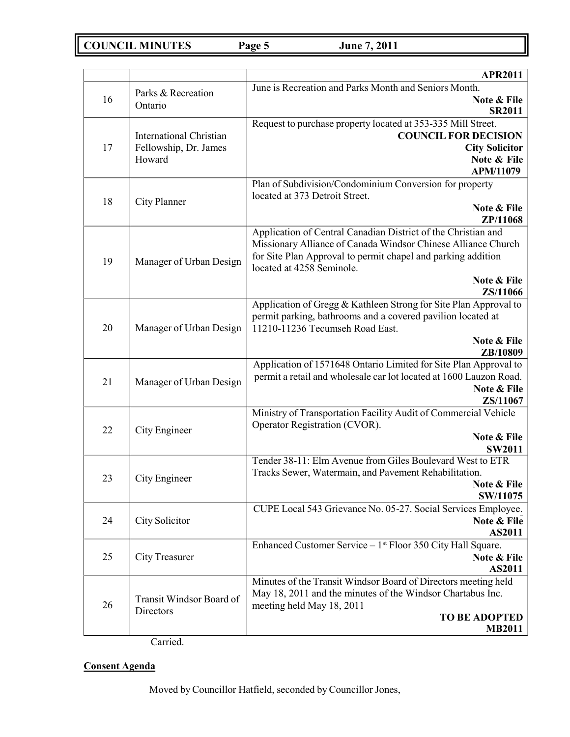| | | |
|---|---|---|
| | | **APR2011** |
| 16 | Parks & Recreation Ontario | June is Recreation and Parks Month and Seniors Month. **Note & File** **SR2011** |
| 17 | International Christian Fellowship, Dr. James Howard | Request to purchase property located at 353-335 Mill Street. **COUNCIL FOR DECISION** **City Solicitor** **Note & File** **APM/11079** |
| 18 | City Planner | Plan of Subdivision/Condominium Conversion for property located at 373 Detroit Street. **Note & File** **ZP/11068** |
| 19 | Manager of Urban Design | Application of Central Canadian District of the Christian and Missionary Alliance of Canada Windsor Chinese Alliance Church for Site Plan Approval to permit chapel and parking addition located at 4258 Seminole. **Note & File** **ZS/11066** |
| 20 | Manager of Urban Design | Application of Gregg & Kathleen Strong for Site Plan Approval to permit parking, bathrooms and a covered pavilion located at 11210-11236 Tecumseh Road East. **Note & File** **ZB/10809** |
| 21 | Manager of Urban Design | Application of 1571648 Ontario Limited for Site Plan Approval to permit a retail and wholesale car lot located at 1600 Lauzon Road. **Note & File** **ZS/11067** |
| 22 | City Engineer | Ministry of Transportation Facility Audit of Commercial Vehicle Operator Registration (CVOR). **Note & File** **SW2011** |
| 23 | City Engineer | Tender 38-11: Elm Avenue from Giles Boulevard West to ETR Tracks Sewer, Watermain, and Pavement Rehabilitation. **Note & File** **SW/11075** |
| 24 | City Solicitor | CUPE Local 543 Grievance No. 05-27. Social Services Employee. **Note & File** **AS2011** |
| 25 | City Treasurer | Enhanced Customer Service – 1st Floor 350 City Hall Square. **Note & File** **AS2011** |
| 26 | Transit Windsor Board of Directors | Minutes of the Transit Windsor Board of Directors meeting held May 18, 2011 and the minutes of the Windsor Chartabus Inc. meeting held May 18, 2011 **TO BE ADOPTED** **MB2011** |

Carried.

**Consent Agenda**

Moved by Councillor Hatfield, seconded by Councillor Jones,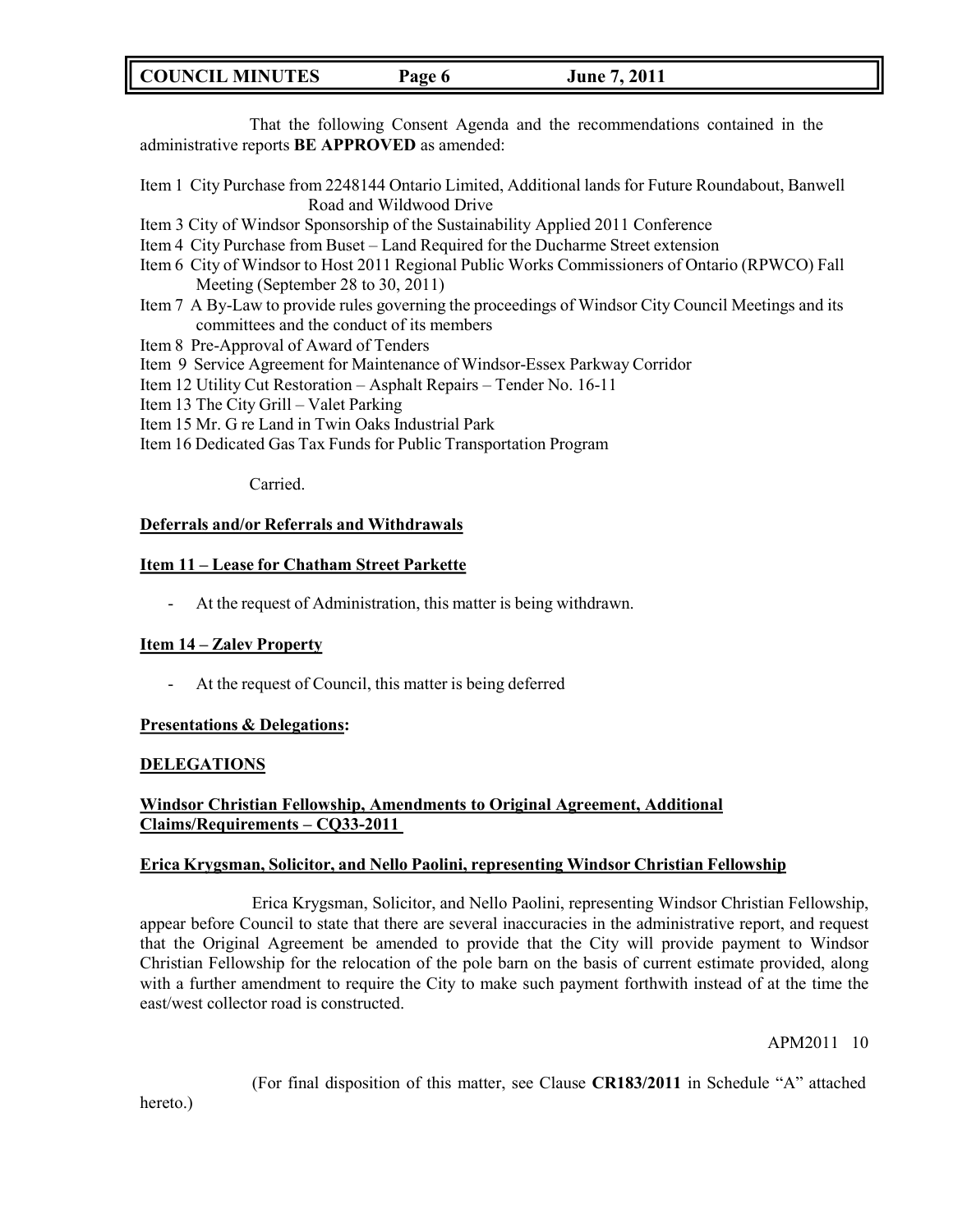That the following Consent Agenda and the recommendations contained in the administrative reports **BE APPROVED** as amended:

Item 1 City Purchase from 2248144 Ontario Limited, Additional lands for Future Roundabout, Banwell Road and Wildwood Drive
Item 3 City of Windsor Sponsorship of the Sustainability Applied 2011 Conference
Item 4 City Purchase from Buset – Land Required for the Ducharme Street extension
Item 6 City of Windsor to Host 2011 Regional Public Works Commissioners of Ontario (RPWCO) Fall Meeting (September 28 to 30, 2011)
Item 7 A By-Law to provide rules governing the proceedings of Windsor City Council Meetings and its committees and the conduct of its members
Item 8 Pre-Approval of Award of Tenders
Item 9 Service Agreement for Maintenance of Windsor-Essex Parkway Corridor
Item 12 Utility Cut Restoration – Asphalt Repairs – Tender No. 16-11
Item 13 The City Grill – Valet Parking
Item 15 Mr. G re Land in Twin Oaks Industrial Park
Item 16 Dedicated Gas Tax Funds for Public Transportation Program

Carried.

**Deferrals and/or Referrals and Withdrawals**

**Item 11 – Lease for Chatham Street Parkette**

- At the request of Administration, this matter is being withdrawn.

**Item 14 – Zalev Property**

- At the request of Council, this matter is being deferred

**Presentations & Delegations:**

**DELEGATIONS**

**Windsor Christian Fellowship, Amendments to Original Agreement, Additional Claims/Requirements – CQ33-2011**

**Erica Krygsman, Solicitor, and Nello Paolini, representing Windsor Christian Fellowship**

Erica Krygsman, Solicitor, and Nello Paolini, representing Windsor Christian Fellowship, appear before Council to state that there are several inaccuracies in the administrative report, and request that the Original Agreement be amended to provide that the City will provide payment to Windsor Christian Fellowship for the relocation of the pole barn on the basis of current estimate provided, along with a further amendment to require the City to make such payment forthwith instead of at the time the east/west collector road is constructed.

APM2011 10

(For final disposition of this matter, see Clause **CR183/2011** in Schedule "A" attached hereto.)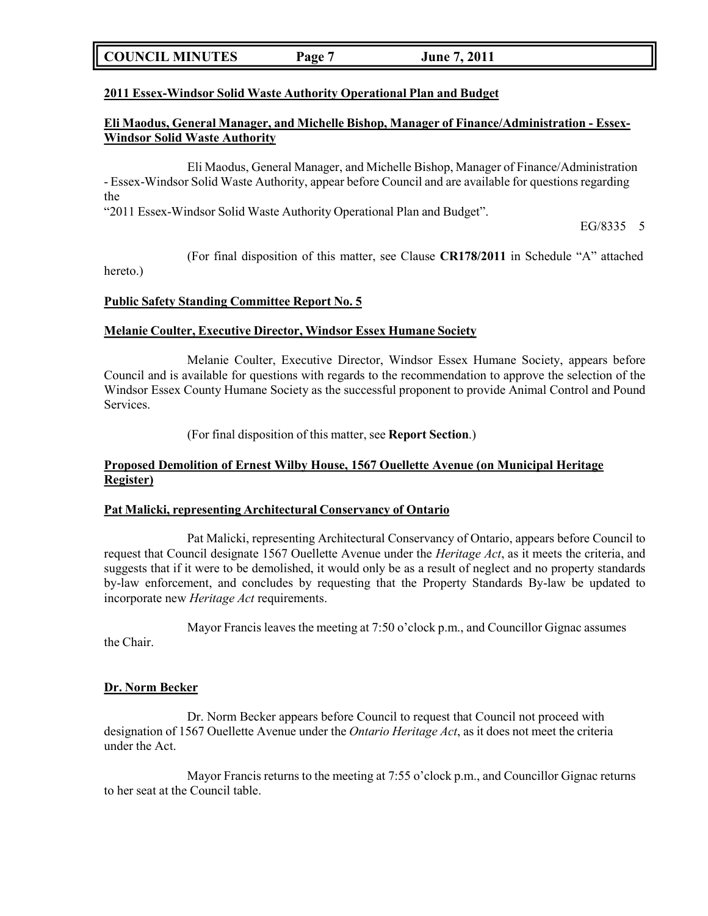**2011 Essex-Windsor Solid Waste Authority Operational Plan and Budget**

**Eli Maodus, General Manager, and Michelle Bishop, Manager of Finance/Administration - Essex-Windsor Solid Waste Authority**

Eli Maodus, General Manager, and Michelle Bishop, Manager of Finance/Administration - Essex-Windsor Solid Waste Authority, appear before Council and are available for questions regarding the
"2011 Essex-Windsor Solid Waste Authority Operational Plan and Budget".

EG/8335 5

(For final disposition of this matter, see Clause **CR178/2011** in Schedule "A" attached hereto.)

**Public Safety Standing Committee Report No. 5**

**Melanie Coulter, Executive Director, Windsor Essex Humane Society**

Melanie Coulter, Executive Director, Windsor Essex Humane Society, appears before Council and is available for questions with regards to the recommendation to approve the selection of the Windsor Essex County Humane Society as the successful proponent to provide Animal Control and Pound Services.

(For final disposition of this matter, see **Report Section**.)

**Proposed Demolition of Ernest Wilby House, 1567 Ouellette Avenue (on Municipal Heritage Register)**

**Pat Malicki, representing Architectural Conservancy of Ontario**

Pat Malicki, representing Architectural Conservancy of Ontario, appears before Council to request that Council designate 1567 Ouellette Avenue under the *Heritage Act*, as it meets the criteria, and suggests that if it were to be demolished, it would only be as a result of neglect and no property standards by-law enforcement, and concludes by requesting that the Property Standards By-law be updated to incorporate new *Heritage Act* requirements.

Mayor Francis leaves the meeting at 7:50 o'clock p.m., and Councillor Gignac assumes the Chair.

**Dr. Norm Becker**

Dr. Norm Becker appears before Council to request that Council not proceed with designation of 1567 Ouellette Avenue under the *Ontario Heritage Act*, as it does not meet the criteria under the Act.

Mayor Francis returns to the meeting at 7:55 o'clock p.m., and Councillor Gignac returns to her seat at the Council table.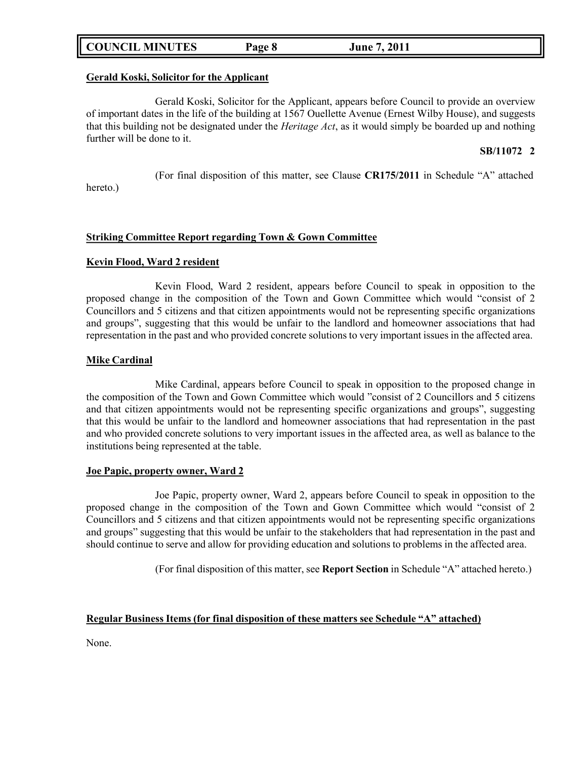**Gerald Koski, Solicitor for the Applicant**

Gerald Koski, Solicitor for the Applicant, appears before Council to provide an overview of important dates in the life of the building at 1567 Ouellette Avenue (Ernest Wilby House), and suggests that this building not be designated under the *Heritage Act*, as it would simply be boarded up and nothing further will be done to it.

**SB/11072 2**

(For final disposition of this matter, see Clause **CR175/2011** in Schedule "A" attached hereto.)

**Striking Committee Report regarding Town & Gown Committee**

**Kevin Flood, Ward 2 resident**

Kevin Flood, Ward 2 resident, appears before Council to speak in opposition to the proposed change in the composition of the Town and Gown Committee which would "consist of 2 Councillors and 5 citizens and that citizen appointments would not be representing specific organizations and groups", suggesting that this would be unfair to the landlord and homeowner associations that had representation in the past and who provided concrete solutions to very important issues in the affected area.

**Mike Cardinal**

Mike Cardinal, appears before Council to speak in opposition to the proposed change in the composition of the Town and Gown Committee which would "consist of 2 Councillors and 5 citizens and that citizen appointments would not be representing specific organizations and groups", suggesting that this would be unfair to the landlord and homeowner associations that had representation in the past and who provided concrete solutions to very important issues in the affected area, as well as balance to the institutions being represented at the table.

**Joe Papic, property owner, Ward 2**

Joe Papic, property owner, Ward 2, appears before Council to speak in opposition to the proposed change in the composition of the Town and Gown Committee which would "consist of 2 Councillors and 5 citizens and that citizen appointments would not be representing specific organizations and groups" suggesting that this would be unfair to the stakeholders that had representation in the past and should continue to serve and allow for providing education and solutions to problems in the affected area.

(For final disposition of this matter, see **Report Section** in Schedule "A" attached hereto.)

**Regular Business Items (for final disposition of these matters see Schedule "A" attached)**

None.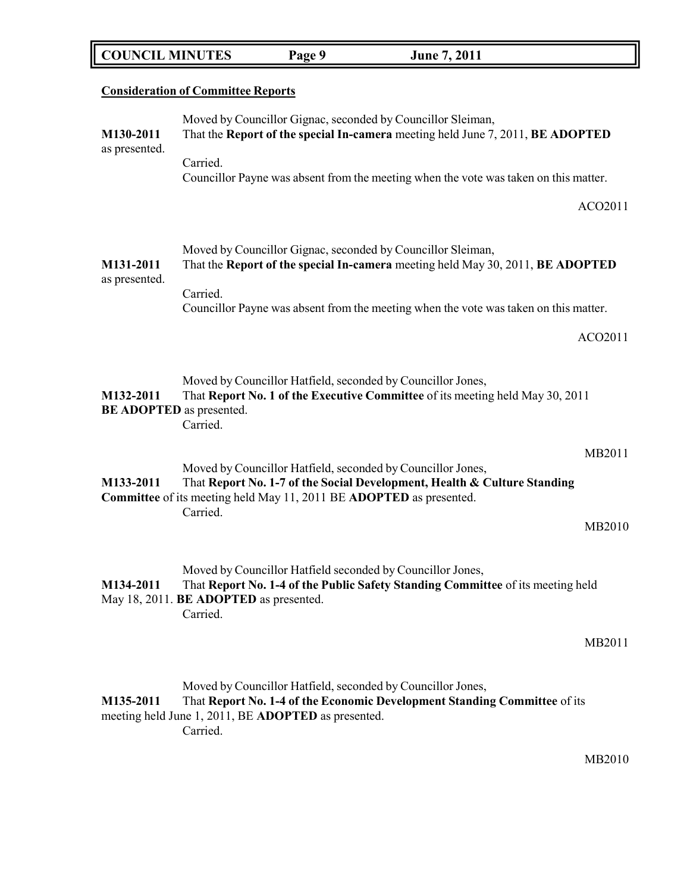**Consideration of Committee Reports**

Moved by Councillor Gignac, seconded by Councillor Sleiman,

**M130-2011** That the **Report of the special In-camera** meeting held June 7, 2011, **BE ADOPTED** as presented.

Carried.

Councillor Payne was absent from the meeting when the vote was taken on this matter.

ACO2011

Moved by Councillor Gignac, seconded by Councillor Sleiman,

**M131-2011** That the **Report of the special In-camera** meeting held May 30, 2011, **BE ADOPTED** as presented.

Carried.

Councillor Payne was absent from the meeting when the vote was taken on this matter.

ACO2011

Moved by Councillor Hatfield, seconded by Councillor Jones,

**M132-2011** That **Report No. 1 of the Executive Committee** of its meeting held May 30, 2011 **BE ADOPTED** as presented.

Carried.

MB2011

Moved by Councillor Hatfield, seconded by Councillor Jones,

**M133-2011** That **Report No. 1-7 of the Social Development, Health & Culture Standing Committee** of its meeting held May 11, 2011 BE **ADOPTED** as presented.

Carried.

MB2010

Moved by Councillor Hatfield seconded by Councillor Jones,

**M134-2011** That **Report No. 1-4 of the Public Safety Standing Committee** of its meeting held May 18, 2011. **BE ADOPTED** as presented.

Carried.

MB2011

Moved by Councillor Hatfield, seconded by Councillor Jones,

**M135-2011** That **Report No. 1-4 of the Economic Development Standing Committee** of its meeting held June 1, 2011, BE **ADOPTED** as presented.

Carried.

MB2010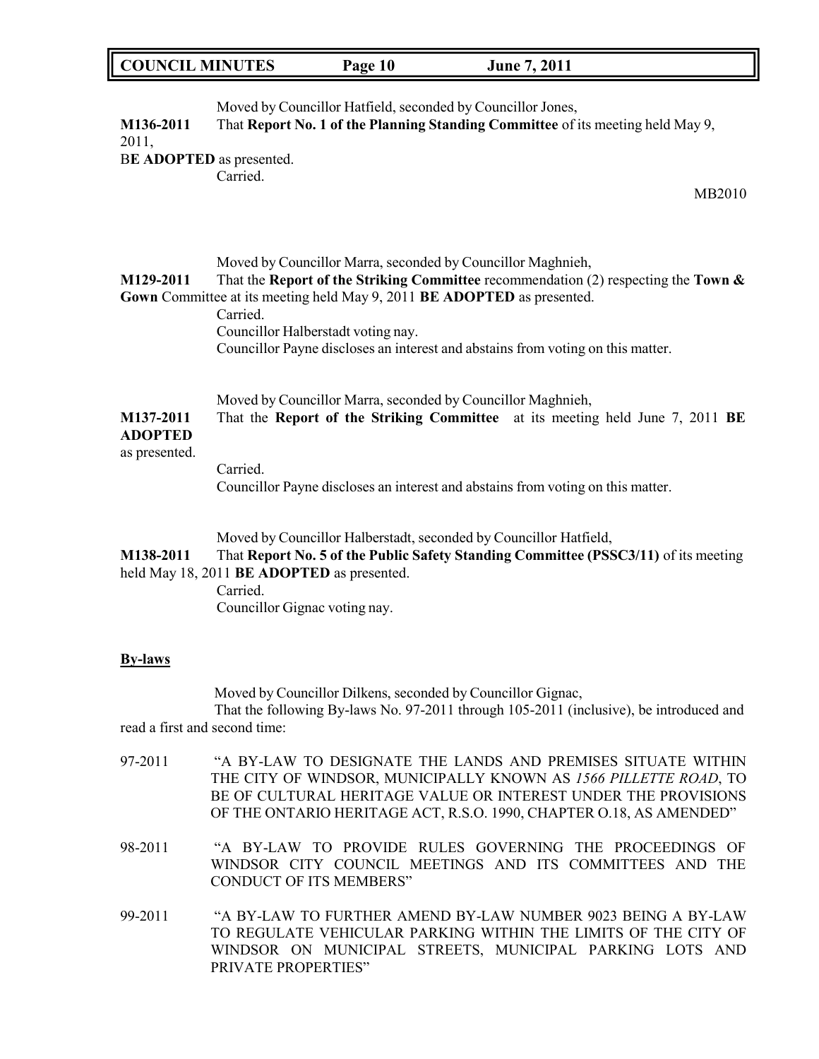Moved by Councillor Hatfield, seconded by Councillor Jones,

**M136-2011** That **Report No. 1 of the Planning Standing Committee** of its meeting held May 9, 2011,

B**E ADOPTED** as presented.

Carried.

MB2010

Moved by Councillor Marra, seconded by Councillor Maghnieh,

**M129-2011** That the **Report of the Striking Committee** recommendation (2) respecting the **Town & Gown** Committee at its meeting held May 9, 2011 **BE ADOPTED** as presented.

Carried.

Councillor Halberstadt voting nay.

Councillor Payne discloses an interest and abstains from voting on this matter.

Moved by Councillor Marra, seconded by Councillor Maghnieh,

**M137-2011** That the **Report of the Striking Committee** at its meeting held June 7, 2011 **BE ADOPTED** as presented.

Carried.

Councillor Payne discloses an interest and abstains from voting on this matter.

Moved by Councillor Halberstadt, seconded by Councillor Hatfield,

**M138-2011** That **Report No. 5 of the Public Safety Standing Committee (PSSC3/11)** of its meeting held May 18, 2011 **BE ADOPTED** as presented.

Carried.

Councillor Gignac voting nay.

## By-laws

Moved by Councillor Dilkens, seconded by Councillor Gignac,

That the following By-laws No. 97-2011 through 105-2011 (inclusive), be introduced and read a first and second time:

97-2011 "A BY-LAW TO DESIGNATE THE LANDS AND PREMISES SITUATE WITHIN THE CITY OF WINDSOR, MUNICIPALLY KNOWN AS *1566 PILLETTE ROAD*, TO BE OF CULTURAL HERITAGE VALUE OR INTEREST UNDER THE PROVISIONS OF THE ONTARIO HERITAGE ACT, R.S.O. 1990, CHAPTER O.18, AS AMENDED"

98-2011 "A BY-LAW TO PROVIDE RULES GOVERNING THE PROCEEDINGS OF WINDSOR CITY COUNCIL MEETINGS AND ITS COMMITTEES AND THE CONDUCT OF ITS MEMBERS"

99-2011 "A BY-LAW TO FURTHER AMEND BY-LAW NUMBER 9023 BEING A BY-LAW TO REGULATE VEHICULAR PARKING WITHIN THE LIMITS OF THE CITY OF WINDSOR ON MUNICIPAL STREETS, MUNICIPAL PARKING LOTS AND PRIVATE PROPERTIES"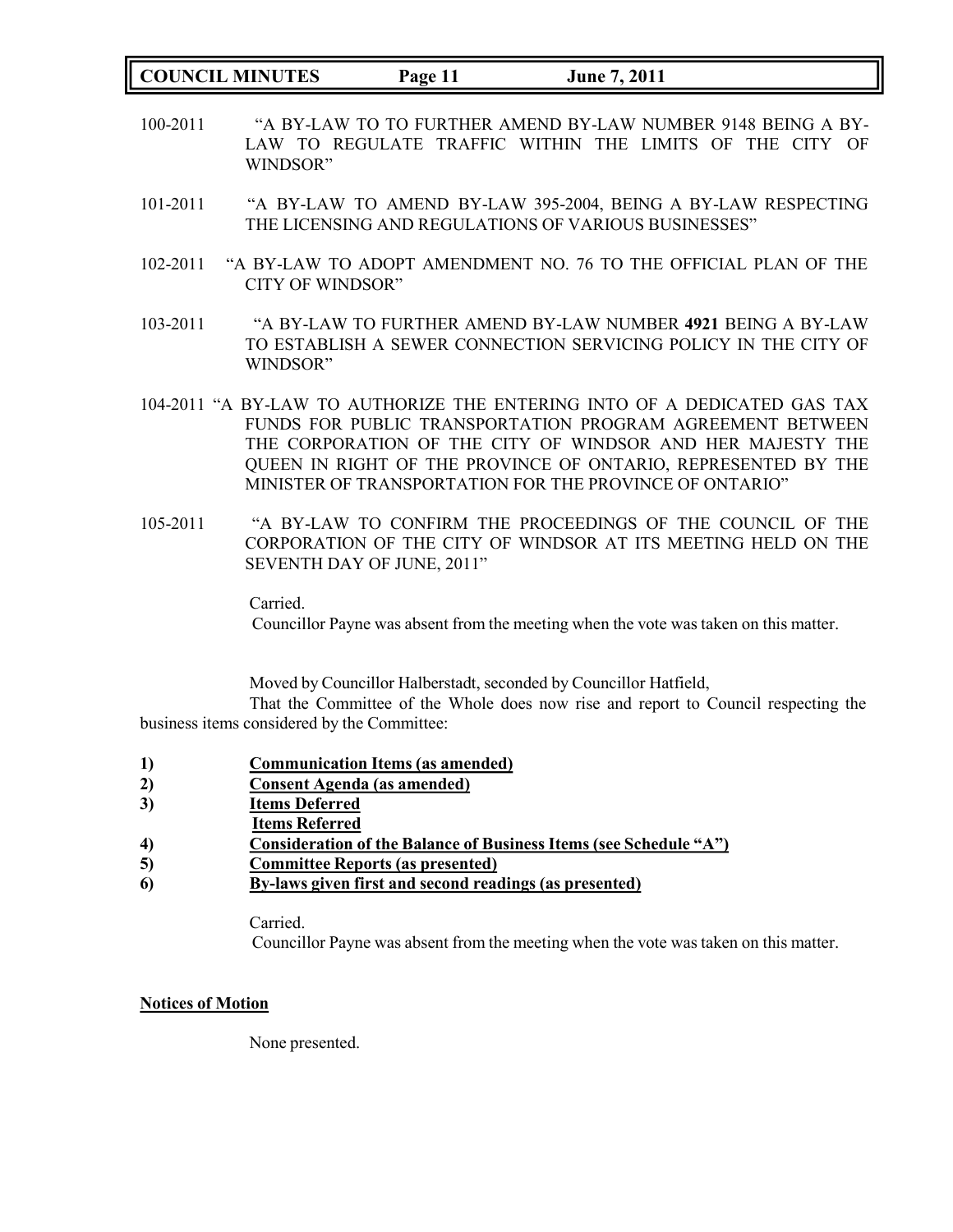100-2011 "A BY-LAW TO TO FURTHER AMEND BY-LAW NUMBER 9148 BEING A BY-LAW TO REGULATE TRAFFIC WITHIN THE LIMITS OF THE CITY OF WINDSOR"

101-2011 "A BY-LAW TO AMEND BY-LAW 395-2004, BEING A BY-LAW RESPECTING THE LICENSING AND REGULATIONS OF VARIOUS BUSINESSES"

102-2011 "A BY-LAW TO ADOPT AMENDMENT NO. 76 TO THE OFFICIAL PLAN OF THE CITY OF WINDSOR"

103-2011 "A BY-LAW TO FURTHER AMEND BY-LAW NUMBER **4921** BEING A BY-LAW TO ESTABLISH A SEWER CONNECTION SERVICING POLICY IN THE CITY OF WINDSOR"

104-2011 "A BY-LAW TO AUTHORIZE THE ENTERING INTO OF A DEDICATED GAS TAX FUNDS FOR PUBLIC TRANSPORTATION PROGRAM AGREEMENT BETWEEN THE CORPORATION OF THE CITY OF WINDSOR AND HER MAJESTY THE QUEEN IN RIGHT OF THE PROVINCE OF ONTARIO, REPRESENTED BY THE MINISTER OF TRANSPORTATION FOR THE PROVINCE OF ONTARIO"

105-2011 "A BY-LAW TO CONFIRM THE PROCEEDINGS OF THE COUNCIL OF THE CORPORATION OF THE CITY OF WINDSOR AT ITS MEETING HELD ON THE SEVENTH DAY OF JUNE, 2011"

Carried.
Councillor Payne was absent from the meeting when the vote was taken on this matter.

Moved by Councillor Halberstadt, seconded by Councillor Hatfield,

That the Committee of the Whole does now rise and report to Council respecting the business items considered by the Committee:

1) **Communication Items (as amended)**
2) **Consent Agenda (as amended)**
3) **Items Deferred**
   **Items Referred**
4) **Consideration of the Balance of Business Items (see Schedule "A")**
5) **Committee Reports (as presented)**
6) **By-laws given first and second readings (as presented)**

Carried.
Councillor Payne was absent from the meeting when the vote was taken on this matter.

**Notices of Motion**

None presented.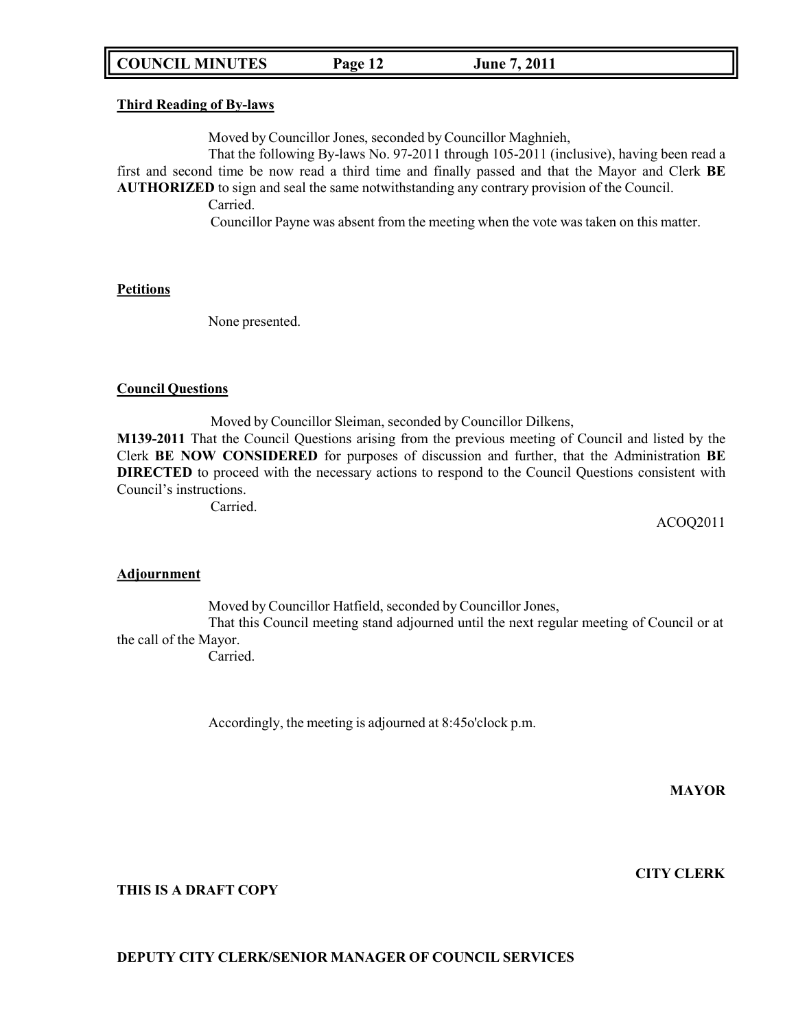**Third Reading of By-laws**

Moved by Councillor Jones, seconded by Councillor Maghnieh,

That the following By-laws No. 97-2011 through 105-2011 (inclusive), having been read a first and second time be now read a third time and finally passed and that the Mayor and Clerk **BE AUTHORIZED** to sign and seal the same notwithstanding any contrary provision of the Council.

Carried.

Councillor Payne was absent from the meeting when the vote was taken on this matter.

**Petitions**

None presented.

**Council Questions**

Moved by Councillor Sleiman, seconded by Councillor Dilkens,

**M139-2011** That the Council Questions arising from the previous meeting of Council and listed by the Clerk **BE NOW CONSIDERED** for purposes of discussion and further, that the Administration **BE DIRECTED** to proceed with the necessary actions to respond to the Council Questions consistent with Council's instructions.

Carried.

ACOQ2011

**Adjournment**

Moved by Councillor Hatfield, seconded by Councillor Jones,

That this Council meeting stand adjourned until the next regular meeting of Council or at the call of the Mayor.

Carried.

Accordingly, the meeting is adjourned at 8:45o'clock p.m.

**MAYOR**

**CITY CLERK**

**THIS IS A DRAFT COPY**

**DEPUTY CITY CLERK/SENIOR MANAGER OF COUNCIL SERVICES**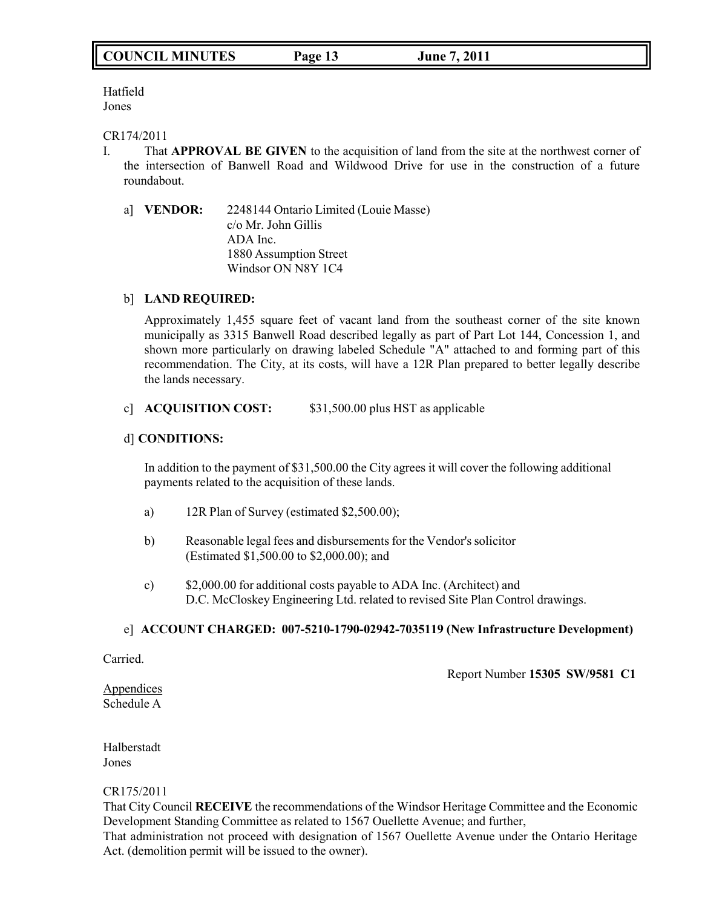Hatfield
Jones

CR174/2011

I. That **APPROVAL BE GIVEN** to the acquisition of land from the site at the northwest corner of the intersection of Banwell Road and Wildwood Drive for use in the construction of a future roundabout.

a] **VENDOR:** 2248144 Ontario Limited (Louie Masse)
c/o Mr. John Gillis
ADA Inc.
1880 Assumption Street
Windsor ON N8Y 1C4

b] **LAND REQUIRED:**

Approximately 1,455 square feet of vacant land from the southeast corner of the site known municipally as 3315 Banwell Road described legally as part of Part Lot 144, Concession 1, and shown more particularly on drawing labeled Schedule "A" attached to and forming part of this recommendation. The City, at its costs, will have a 12R Plan prepared to better legally describe the lands necessary.

c] **ACQUISITION COST:** $31,500.00 plus HST as applicable

d] **CONDITIONS:**

In addition to the payment of $31,500.00 the City agrees it will cover the following additional payments related to the acquisition of these lands.

a) 12R Plan of Survey (estimated $2,500.00);

b) Reasonable legal fees and disbursements for the Vendor's solicitor (Estimated $1,500.00 to $2,000.00); and

c) $2,000.00 for additional costs payable to ADA Inc. (Architect) and D.C. McCloskey Engineering Ltd. related to revised Site Plan Control drawings.

e] **ACCOUNT CHARGED: 007-5210-1790-02942-7035119 (New Infrastructure Development)**

Carried.

Report Number **15305 SW/9581 C1**

Appendices
Schedule A

Halberstadt
Jones

CR175/2011

That City Council **RECEIVE** the recommendations of the Windsor Heritage Committee and the Economic Development Standing Committee as related to 1567 Ouellette Avenue; and further,

That administration not proceed with designation of 1567 Ouellette Avenue under the Ontario Heritage Act. (demolition permit will be issued to the owner).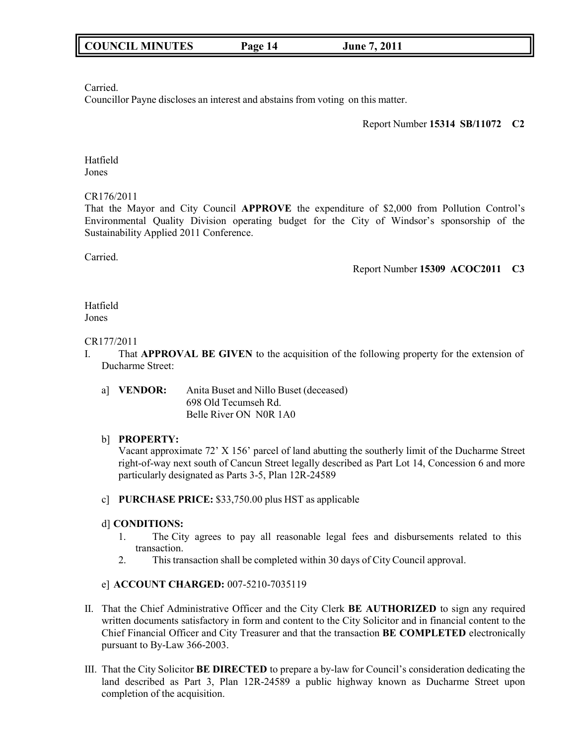Carried.
Councillor Payne discloses an interest and abstains from voting on this matter.

Report Number **15314 SB/11072 C2**

Hatfield
Jones

CR176/2011
That the Mayor and City Council **APPROVE** the expenditure of $2,000 from Pollution Control's Environmental Quality Division operating budget for the City of Windsor's sponsorship of the Sustainability Applied 2011 Conference.

Carried.

Report Number **15309 ACOC2011 C3**

Hatfield
Jones

CR177/2011

I. That **APPROVAL BE GIVEN** to the acquisition of the following property for the extension of Ducharme Street:

   a] **VENDOR:** Anita Buset and Nillo Buset (deceased)
   698 Old Tecumseh Rd.
   Belle River ON N0R 1A0

   b] **PROPERTY:**
   Vacant approximate 72' X 156' parcel of land abutting the southerly limit of the Ducharme Street right-of-way next south of Cancun Street legally described as Part Lot 14, Concession 6 and more particularly designated as Parts 3-5, Plan 12R-24589

   c] **PURCHASE PRICE:** $33,750.00 plus HST as applicable

   d] **CONDITIONS:**
   1. The City agrees to pay all reasonable legal fees and disbursements related to this transaction.
   2. This transaction shall be completed within 30 days of City Council approval.

   e] **ACCOUNT CHARGED:** 007-5210-7035119

II. That the Chief Administrative Officer and the City Clerk **BE AUTHORIZED** to sign any required written documents satisfactory in form and content to the City Solicitor and in financial content to the Chief Financial Officer and City Treasurer and that the transaction **BE COMPLETED** electronically pursuant to By-Law 366-2003.

III. That the City Solicitor **BE DIRECTED** to prepare a by-law for Council's consideration dedicating the land described as Part 3, Plan 12R-24589 a public highway known as Ducharme Street upon completion of the acquisition.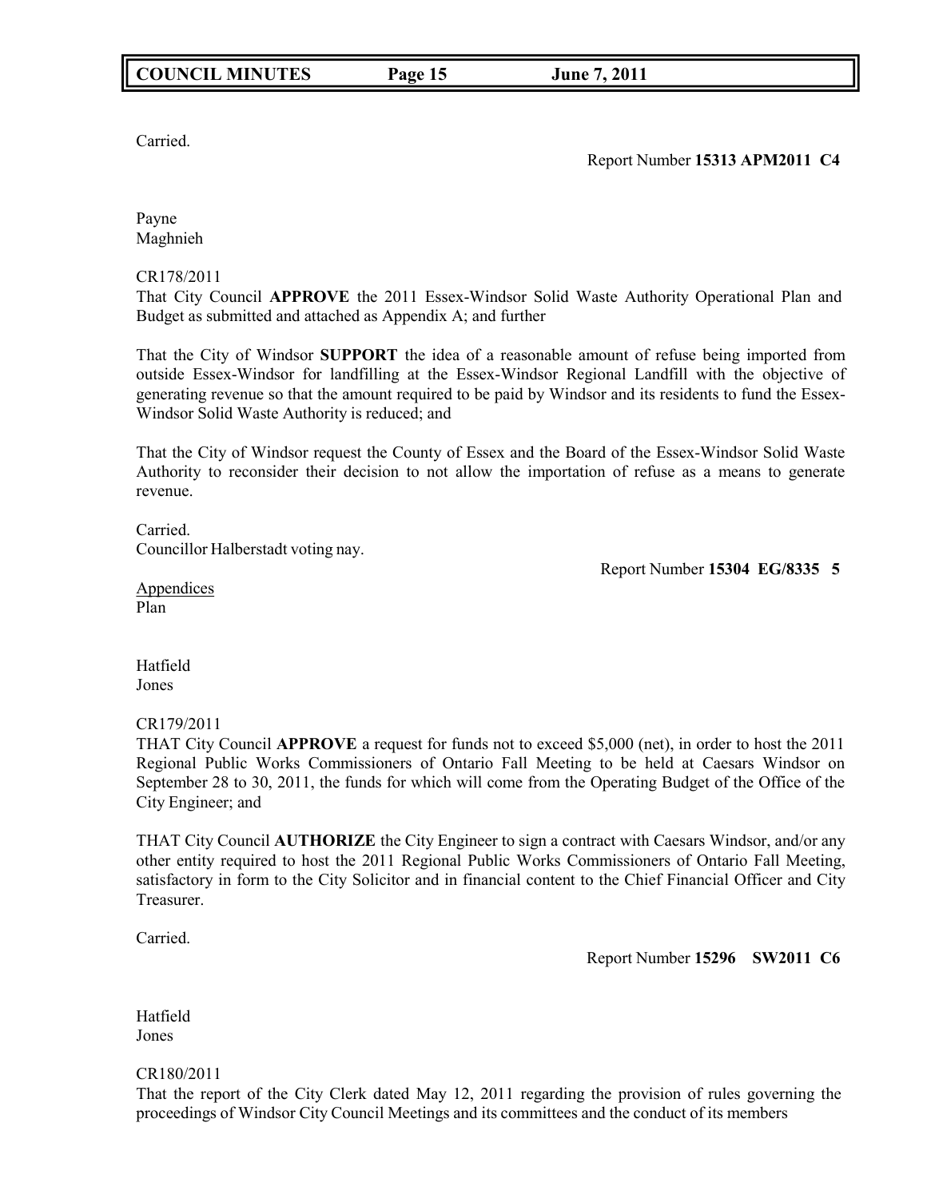Carried.

Report Number **15313 APM2011 C4**

Payne
Maghnieh

CR178/2011
That City Council **APPROVE** the 2011 Essex-Windsor Solid Waste Authority Operational Plan and Budget as submitted and attached as Appendix A; and further

That the City of Windsor **SUPPORT** the idea of a reasonable amount of refuse being imported from outside Essex-Windsor for landfilling at the Essex-Windsor Regional Landfill with the objective of generating revenue so that the amount required to be paid by Windsor and its residents to fund the Essex-Windsor Solid Waste Authority is reduced; and

That the City of Windsor request the County of Essex and the Board of the Essex-Windsor Solid Waste Authority to reconsider their decision to not allow the importation of refuse as a means to generate revenue.

Carried.
Councillor Halberstadt voting nay.

Report Number **15304 EG/8335 5**

Appendices
Plan

Hatfield
Jones

CR179/2011
THAT City Council **APPROVE** a request for funds not to exceed $5,000 (net), in order to host the 2011 Regional Public Works Commissioners of Ontario Fall Meeting to be held at Caesars Windsor on September 28 to 30, 2011, the funds for which will come from the Operating Budget of the Office of the City Engineer; and

THAT City Council **AUTHORIZE** the City Engineer to sign a contract with Caesars Windsor, and/or any other entity required to host the 2011 Regional Public Works Commissioners of Ontario Fall Meeting, satisfactory in form to the City Solicitor and in financial content to the Chief Financial Officer and City Treasurer.

Carried.

Report Number **15296 SW2011 C6**

Hatfield
Jones

CR180/2011
That the report of the City Clerk dated May 12, 2011 regarding the provision of rules governing the proceedings of Windsor City Council Meetings and its committees and the conduct of its members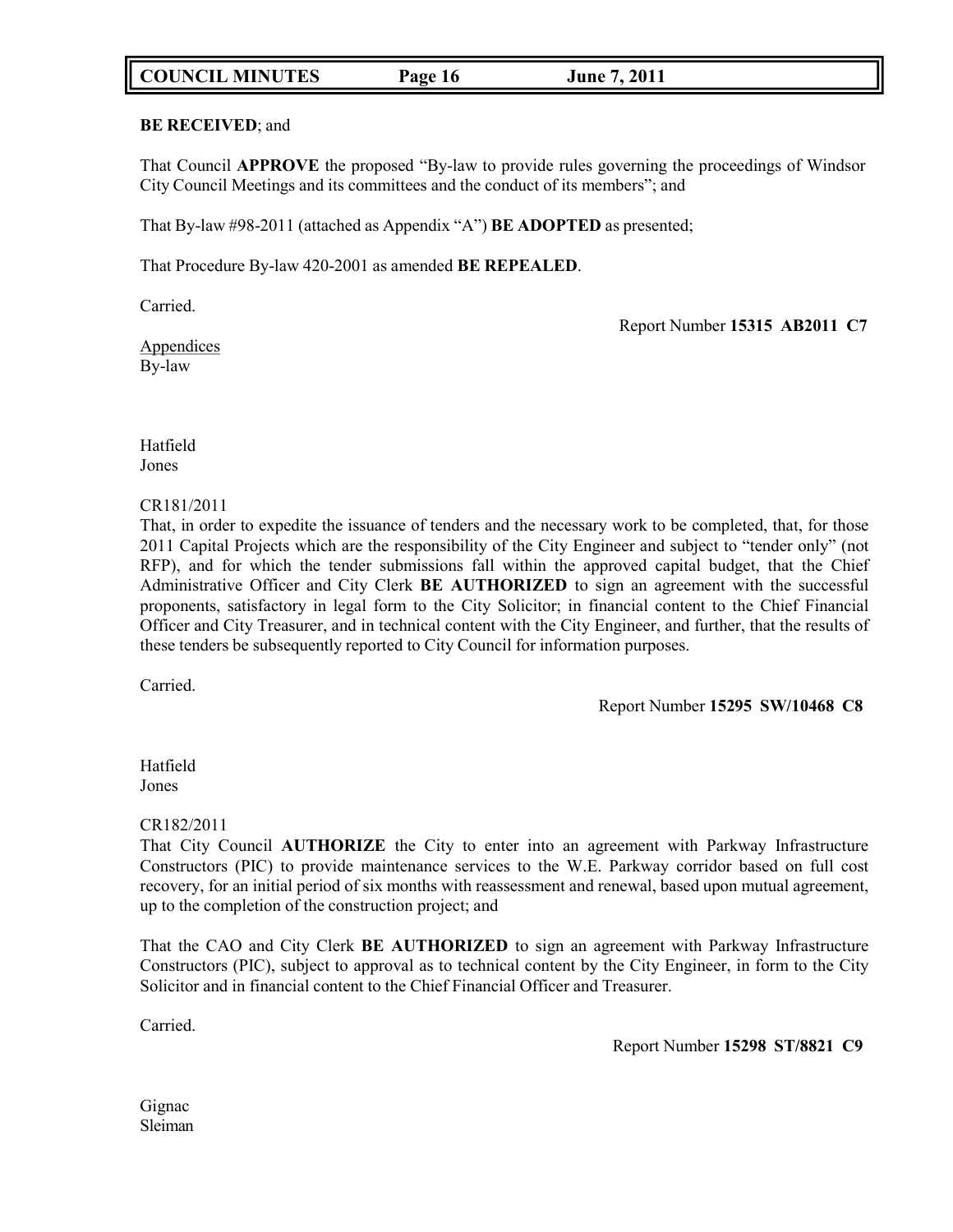**BE RECEIVED**; and

That Council **APPROVE** the proposed "By-law to provide rules governing the proceedings of Windsor City Council Meetings and its committees and the conduct of its members"; and

That By-law #98-2011 (attached as Appendix "A") **BE ADOPTED** as presented;

That Procedure By-law 420-2001 as amended **BE REPEALED**.

Carried.

Report Number **15315 AB2011 C7**

Appendices
By-law

Hatfield
Jones

CR181/2011
That, in order to expedite the issuance of tenders and the necessary work to be completed, that, for those 2011 Capital Projects which are the responsibility of the City Engineer and subject to "tender only" (not RFP), and for which the tender submissions fall within the approved capital budget, that the Chief Administrative Officer and City Clerk **BE AUTHORIZED** to sign an agreement with the successful proponents, satisfactory in legal form to the City Solicitor; in financial content to the Chief Financial Officer and City Treasurer, and in technical content with the City Engineer, and further, that the results of these tenders be subsequently reported to City Council for information purposes.

Carried.

Report Number **15295 SW/10468 C8**

Hatfield
Jones

CR182/2011
That City Council **AUTHORIZE** the City to enter into an agreement with Parkway Infrastructure Constructors (PIC) to provide maintenance services to the W.E. Parkway corridor based on full cost recovery, for an initial period of six months with reassessment and renewal, based upon mutual agreement, up to the completion of the construction project; and

That the CAO and City Clerk **BE AUTHORIZED** to sign an agreement with Parkway Infrastructure Constructors (PIC), subject to approval as to technical content by the City Engineer, in form to the City Solicitor and in financial content to the Chief Financial Officer and Treasurer.

Carried.

Report Number **15298 ST/8821 C9**

Gignac
Sleiman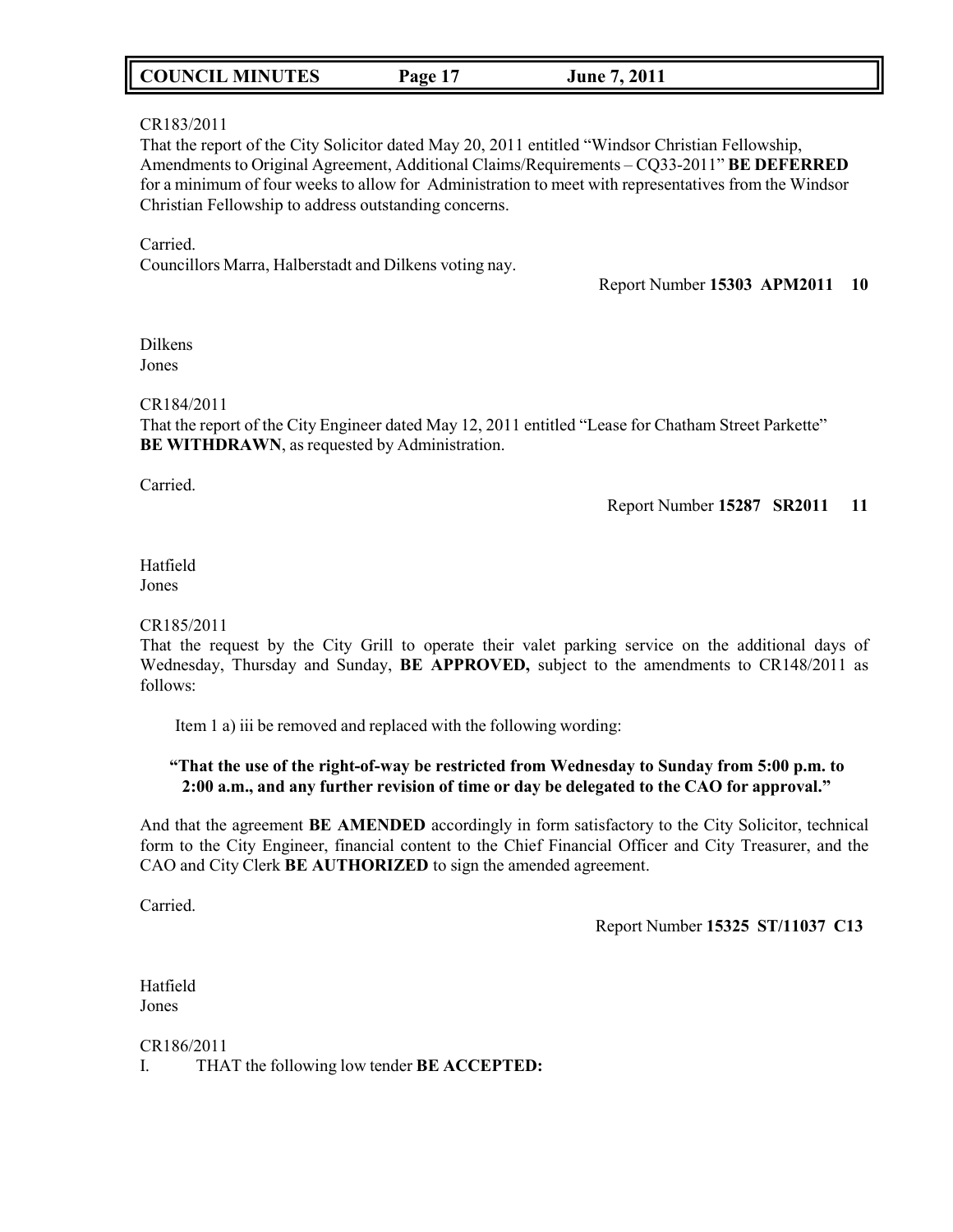CR183/2011
That the report of the City Solicitor dated May 20, 2011 entitled “Windsor Christian Fellowship, Amendments to Original Agreement, Additional Claims/Requirements – CQ33-2011” **BE DEFERRED** for a minimum of four weeks to allow for Administration to meet with representatives from the Windsor Christian Fellowship to address outstanding concerns.

Carried.
Councillors Marra, Halberstadt and Dilkens voting nay.

Report Number **15303 APM2011 10**

Dilkens
Jones

CR184/2011
That the report of the City Engineer dated May 12, 2011 entitled “Lease for Chatham Street Parkette” **BE WITHDRAWN**, as requested by Administration.

Carried.

Report Number **15287 SR2011 11**

Hatfield
Jones

CR185/2011
That the request by the City Grill to operate their valet parking service on the additional days of Wednesday, Thursday and Sunday, **BE APPROVED,** subject to the amendments to CR148/2011 as follows:

Item 1 a) iii be removed and replaced with the following wording:

**“That the use of the right-of-way be restricted from Wednesday to Sunday from 5:00 p.m. to 2:00 a.m., and any further revision of time or day be delegated to the CAO for approval.”**

And that the agreement **BE AMENDED** accordingly in form satisfactory to the City Solicitor, technical form to the City Engineer, financial content to the Chief Financial Officer and City Treasurer, and the CAO and City Clerk **BE AUTHORIZED** to sign the amended agreement.

Carried.

Report Number **15325 ST/11037 C13**

Hatfield
Jones

CR186/2011
I. THAT the following low tender **BE ACCEPTED:**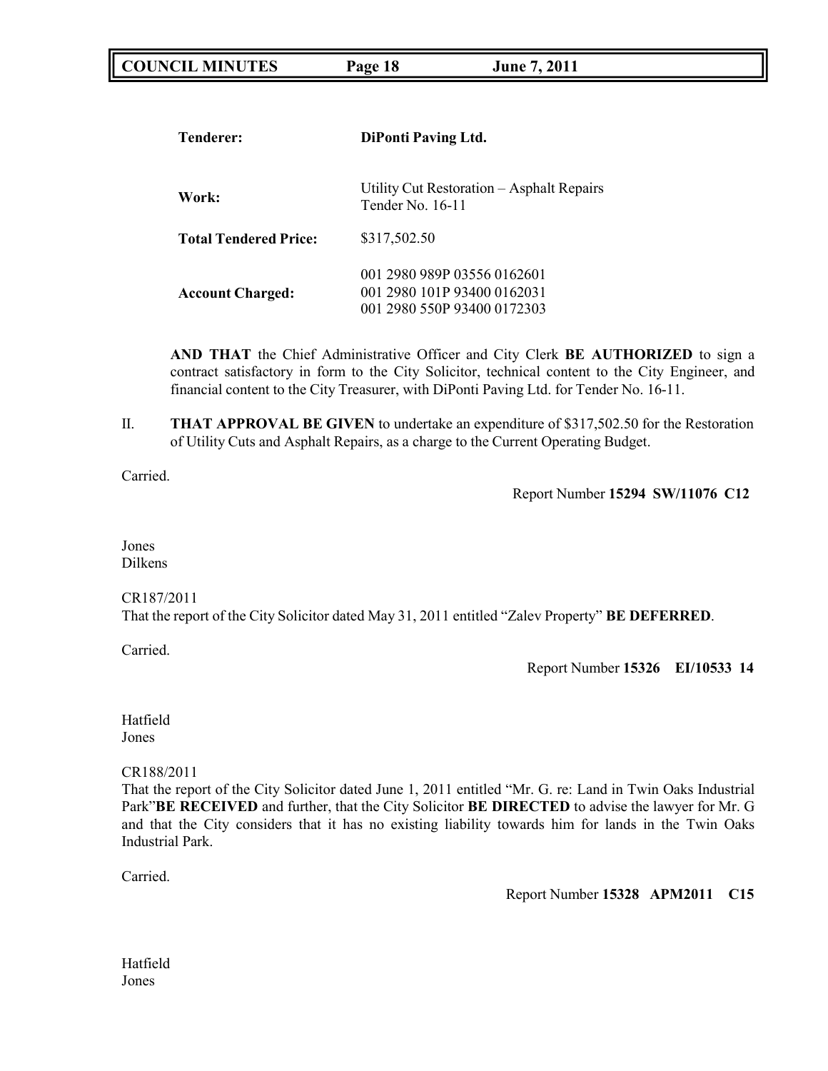| | |
|---|---|
| **Tenderer:** | **DiPonti Paving Ltd.** |
| **Work:** | Utility Cut Restoration – Asphalt Repairs<br>Tender No. 16-11 |
| **Total Tendered Price:** | $317,502.50 |
| **Account Charged:** | 001 2980 989P 03556 0162601<br>001 2980 101P 93400 0162031<br>001 2980 550P 93400 0172303 |

**AND THAT** the Chief Administrative Officer and City Clerk **BE AUTHORIZED** to sign a contract satisfactory in form to the City Solicitor, technical content to the City Engineer, and financial content to the City Treasurer, with DiPonti Paving Ltd. for Tender No. 16-11.

II. **THAT APPROVAL BE GIVEN** to undertake an expenditure of $317,502.50 for the Restoration of Utility Cuts and Asphalt Repairs, as a charge to the Current Operating Budget.

Carried.

Report Number **15294 SW/11076 C12**

Jones
Dilkens

CR187/2011
That the report of the City Solicitor dated May 31, 2011 entitled "Zalev Property" **BE DEFERRED**.

Carried.

Report Number **15326 EI/10533 14**

Hatfield
Jones

CR188/2011
That the report of the City Solicitor dated June 1, 2011 entitled "Mr. G. re: Land in Twin Oaks Industrial Park"**BE RECEIVED** and further, that the City Solicitor **BE DIRECTED** to advise the lawyer for Mr. G and that the City considers that it has no existing liability towards him for lands in the Twin Oaks Industrial Park.

Carried.

Report Number **15328 APM2011 C15**

Hatfield
Jones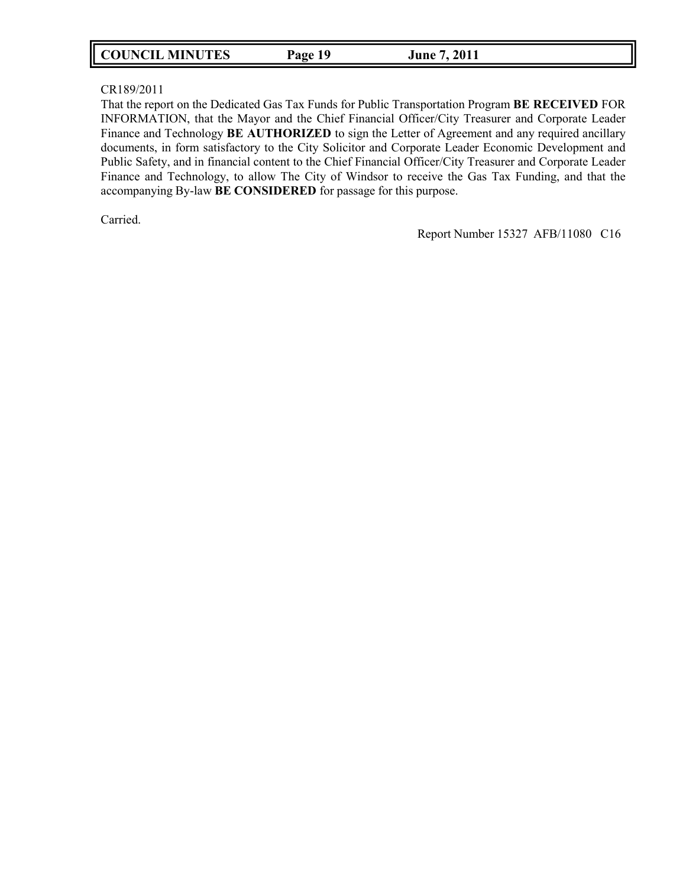CR189/2011

That the report on the Dedicated Gas Tax Funds for Public Transportation Program **BE RECEIVED** FOR INFORMATION, that the Mayor and the Chief Financial Officer/City Treasurer and Corporate Leader Finance and Technology **BE AUTHORIZED** to sign the Letter of Agreement and any required ancillary documents, in form satisfactory to the City Solicitor and Corporate Leader Economic Development and Public Safety, and in financial content to the Chief Financial Officer/City Treasurer and Corporate Leader Finance and Technology, to allow The City of Windsor to receive the Gas Tax Funding, and that the accompanying By-law **BE CONSIDERED** for passage for this purpose.

Carried.

Report Number 15327 AFB/11080 C16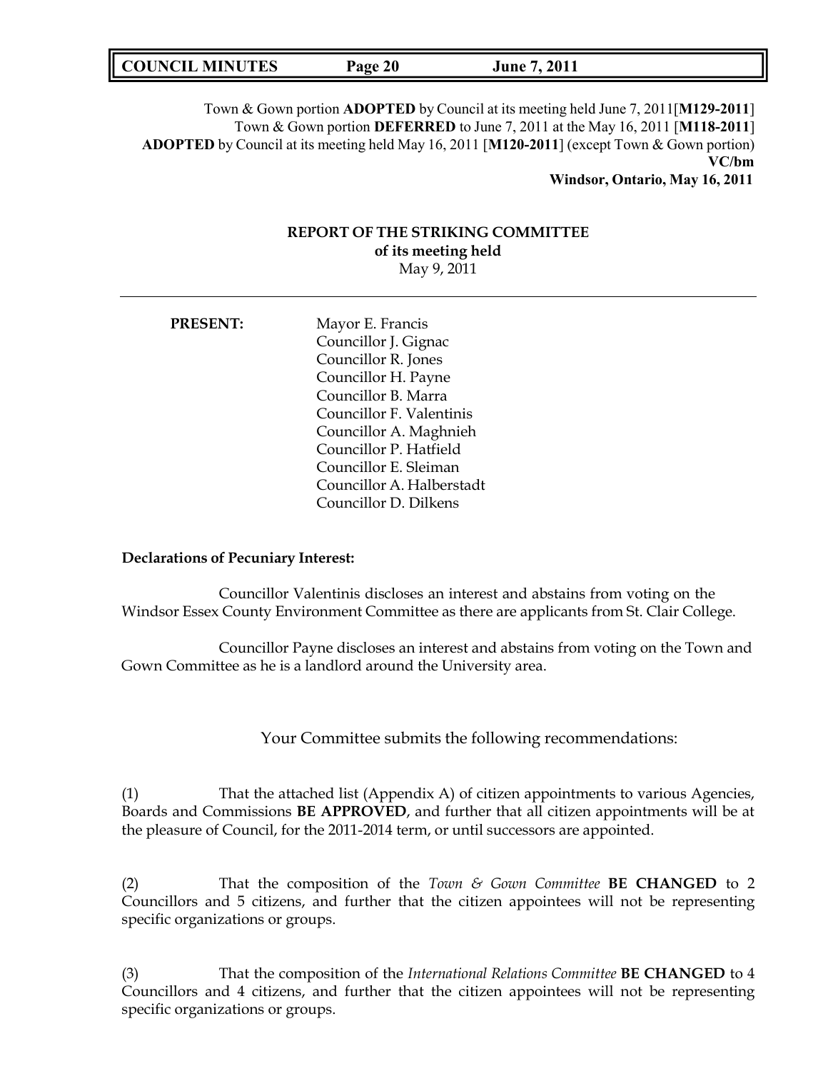Town & Gown portion **ADOPTED** by Council at its meeting held June 7, 2011[**M129-2011**]
Town & Gown portion **DEFERRED** to June 7, 2011 at the May 16, 2011 [**M118-2011**]
**ADOPTED** by Council at its meeting held May 16, 2011 [**M120-2011**] (except Town & Gown portion)
**VC/bm**
**Windsor, Ontario, May 16, 2011**

## REPORT OF THE STRIKING COMMITTEE
**of its meeting held**
May 9, 2011

---

**PRESENT:**

Mayor E. Francis
Councillor J. Gignac
Councillor R. Jones
Councillor H. Payne
Councillor B. Marra
Councillor F. Valentinis
Councillor A. Maghnieh
Councillor P. Hatfield
Councillor E. Sleiman
Councillor A. Halberstadt
Councillor D. Dilkens

**Declarations of Pecuniary Interest:**

Councillor Valentinis discloses an interest and abstains from voting on the Windsor Essex County Environment Committee as there are applicants from St. Clair College.

Councillor Payne discloses an interest and abstains from voting on the Town and Gown Committee as he is a landlord around the University area.

Your Committee submits the following recommendations:

(1) That the attached list (Appendix A) of citizen appointments to various Agencies, Boards and Commissions **BE APPROVED**, and further that all citizen appointments will be at the pleasure of Council, for the 2011-2014 term, or until successors are appointed.

(2) That the composition of the *Town & Gown Committee* **BE CHANGED** to 2 Councillors and 5 citizens, and further that the citizen appointees will not be representing specific organizations or groups.

(3) That the composition of the *International Relations Committee* **BE CHANGED** to 4 Councillors and 4 citizens, and further that the citizen appointees will not be representing specific organizations or groups.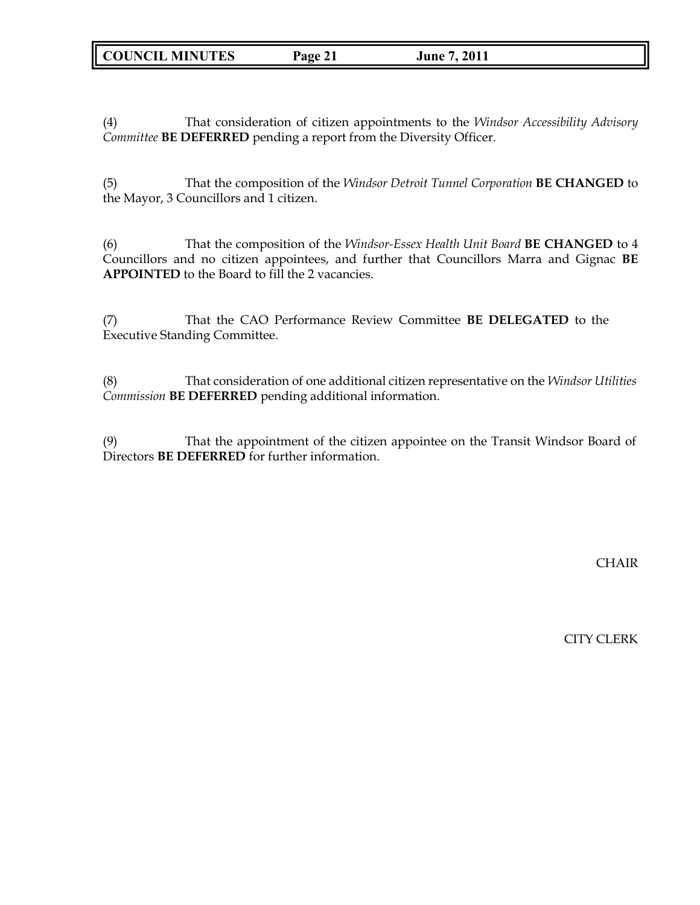(4) That consideration of citizen appointments to the *Windsor Accessibility Advisory Committee* **BE DEFERRED** pending a report from the Diversity Officer.

(5) That the composition of the *Windsor Detroit Tunnel Corporation* **BE CHANGED** to the Mayor, 3 Councillors and 1 citizen.

(6) That the composition of the *Windsor-Essex Health Unit Board* **BE CHANGED** to 4 Councillors and no citizen appointees, and further that Councillors Marra and Gignac **BE APPOINTED** to the Board to fill the 2 vacancies.

(7) That the CAO Performance Review Committee **BE DELEGATED** to the Executive Standing Committee.

(8) That consideration of one additional citizen representative on the *Windsor Utilities Commission* **BE DEFERRED** pending additional information.

(9) That the appointment of the citizen appointee on the Transit Windsor Board of Directors **BE DEFERRED** for further information.

CHAIR

CITY CLERK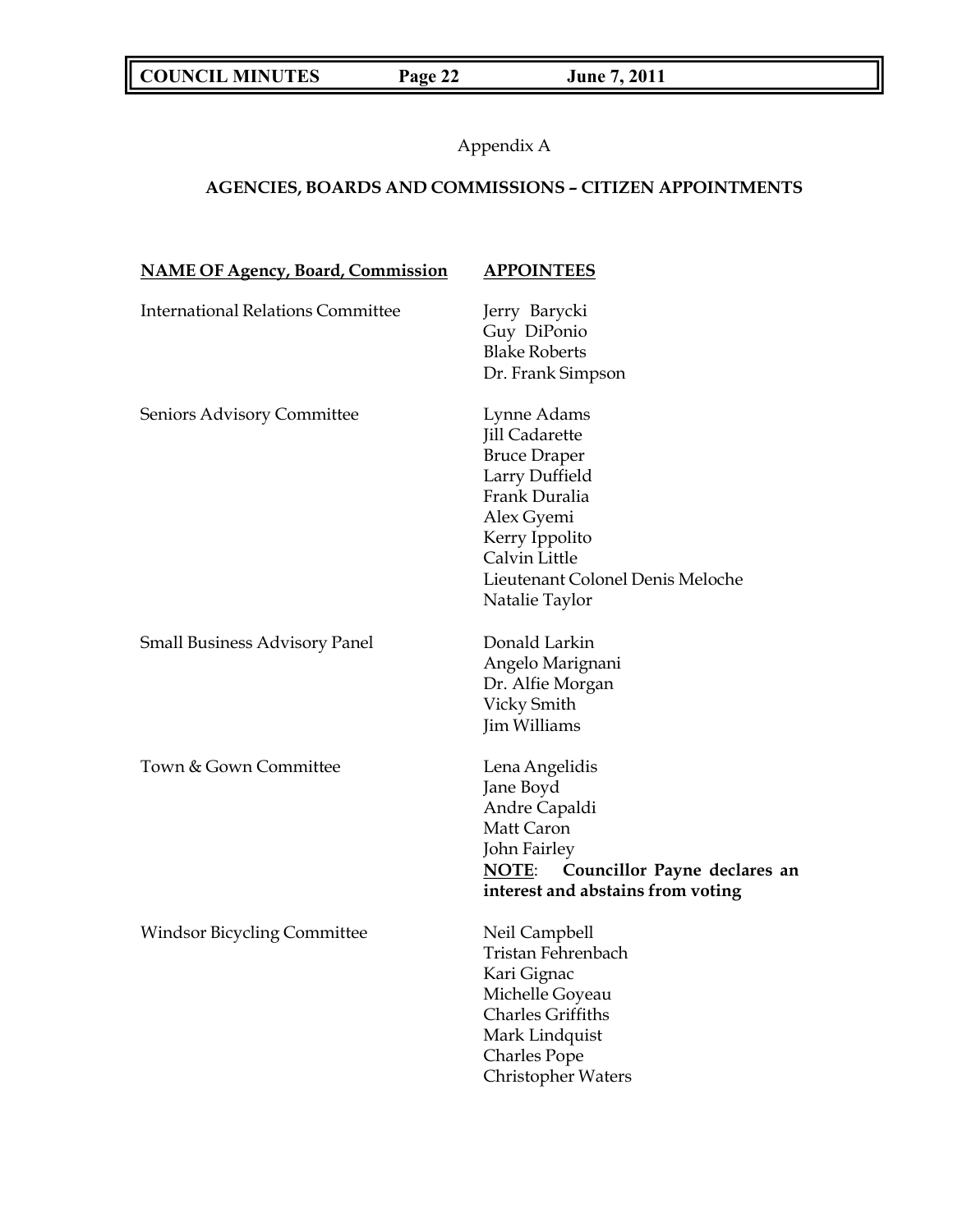Appendix A

## AGENCIES, BOARDS AND COMMISSIONS – CITIZEN APPOINTMENTS

| NAME OF Agency, Board, Commission | APPOINTEES |
|---|---|
| International Relations Committee | Jerry Barycki<br>Guy DiPonio<br>Blake Roberts<br>Dr. Frank Simpson |
| Seniors Advisory Committee | Lynne Adams<br>Jill Cadarette<br>Bruce Draper<br>Larry Duffield<br>Frank Duralia<br>Alex Gyemi<br>Kerry Ippolito<br>Calvin Little<br>Lieutenant Colonel Denis Meloche<br>Natalie Taylor |
| Small Business Advisory Panel | Donald Larkin<br>Angelo Marignani<br>Dr. Alfie Morgan<br>Vicky Smith<br>Jim Williams |
| Town & Gown Committee | Lena Angelidis<br>Jane Boyd<br>Andre Capaldi<br>Matt Caron<br>John Fairley<br>**NOTE: Councillor Payne declares an interest and abstains from voting** |
| Windsor Bicycling Committee | Neil Campbell<br>Tristan Fehrenbach<br>Kari Gignac<br>Michelle Goyeau<br>Charles Griffiths<br>Mark Lindquist<br>Charles Pope<br>Christopher Waters |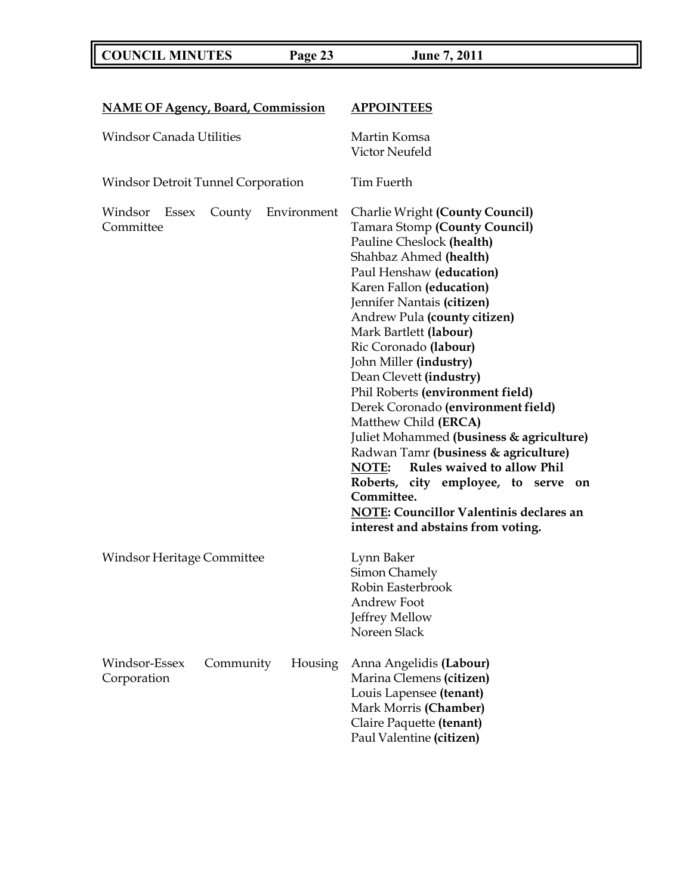| **NAME OF Agency, Board, Commission** | **APPOINTEES** |
|---|---|
| Windsor Canada Utilities | Martin Komsa<br>Victor Neufeld |
| Windsor Detroit Tunnel Corporation | Tim Fuerth |
| Windsor Essex County Environment Committee | Charlie Wright **(County Council)**<br>Tamara Stomp **(County Council)**<br>Pauline Cheslock **(health)**<br>Shahbaz Ahmed **(health)**<br>Paul Henshaw **(education)**<br>Karen Fallon **(education)**<br>Jennifer Nantais **(citizen)**<br>Andrew Pula **(county citizen)**<br>Mark Bartlett **(labour)**<br>Ric Coronado **(labour)**<br>John Miller **(industry)**<br>Dean Clevett **(industry)**<br>Phil Roberts **(environment field)**<br>Derek Coronado **(environment field)**<br>Matthew Child **(ERCA)**<br>Juliet Mohammed **(business & agriculture)**<br>Radwan Tamr **(business & agriculture)**<br>**NOTE: Rules waived to allow Phil Roberts, city employee, to serve on Committee.**<br>**NOTE: Councillor Valentinis declares an interest and abstains from voting.** |
| Windsor Heritage Committee | Lynn Baker<br>Simon Chamely<br>Robin Easterbrook<br>Andrew Foot<br>Jeffrey Mellow<br>Noreen Slack |
| Windsor-Essex Community Housing Corporation | Anna Angelidis **(Labour)**<br>Marina Clemens **(citizen)**<br>Louis Lapensee **(tenant)**<br>Mark Morris **(Chamber)**<br>Claire Paquette **(tenant)**<br>Paul Valentine **(citizen)** |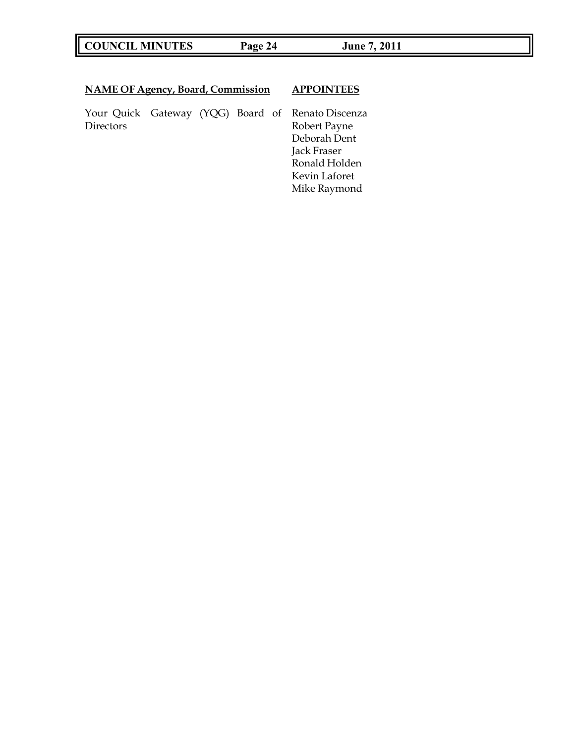| NAME OF Agency, Board, Commission | APPOINTEES |
| --- | --- |
| Your Quick Gateway (YQG) Board of Directors | Renato Discenza<br>Robert Payne<br>Deborah Dent<br>Jack Fraser<br>Ronald Holden<br>Kevin Laforet<br>Mike Raymond |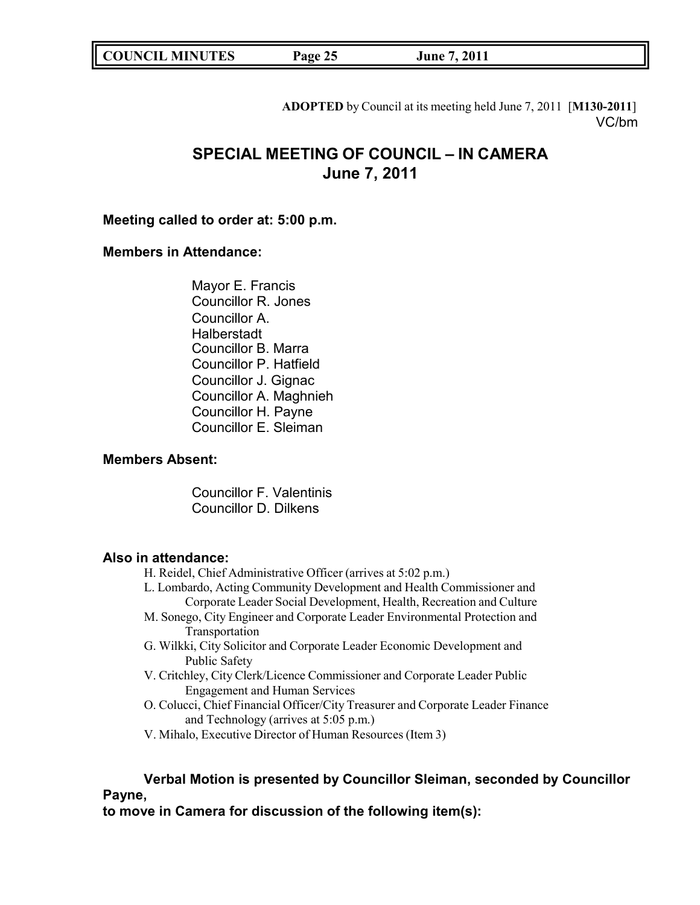**ADOPTED** by Council at its meeting held June 7, 2011 [**M130-2011**]
VC/bm

# SPECIAL MEETING OF COUNCIL – IN CAMERA
## June 7, 2011

**Meeting called to order at: 5:00 p.m.**

**Members in Attendance:**

Mayor E. Francis
Councillor R. Jones
Councillor A. Halberstadt
Councillor B. Marra
Councillor P. Hatfield
Councillor J. Gignac
Councillor A. Maghnieh
Councillor H. Payne
Councillor E. Sleiman

**Members Absent:**

Councillor F. Valentinis
Councillor D. Dilkens

**Also in attendance:**

H. Reidel, Chief Administrative Officer (arrives at 5:02 p.m.)
L. Lombardo, Acting Community Development and Health Commissioner and Corporate Leader Social Development, Health, Recreation and Culture
M. Sonego, City Engineer and Corporate Leader Environmental Protection and Transportation
G. Wilkki, City Solicitor and Corporate Leader Economic Development and Public Safety
V. Critchley, City Clerk/Licence Commissioner and Corporate Leader Public Engagement and Human Services
O. Colucci, Chief Financial Officer/City Treasurer and Corporate Leader Finance and Technology (arrives at 5:05 p.m.)
V. Mihalo, Executive Director of Human Resources (Item 3)

**Verbal Motion is presented by Councillor Sleiman, seconded by Councillor Payne, to move in Camera for discussion of the following item(s):**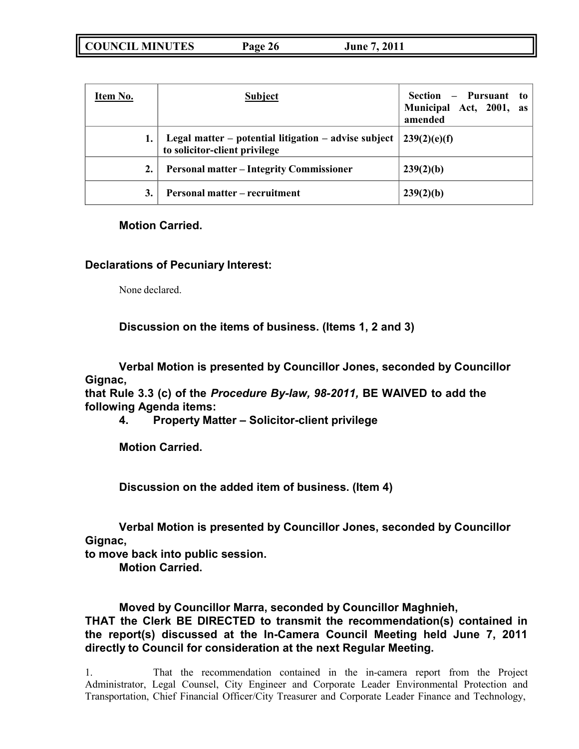| Item No. | Subject | Section – Pursuant to Municipal Act, 2001, as amended |
|---|---|---|
| 1. | Legal matter – potential litigation – advise subject to solicitor-client privilege | 239(2)(e)(f) |
| 2. | Personal matter – Integrity Commissioner | 239(2)(b) |
| 3. | Personal matter – recruitment | 239(2)(b) |

**Motion Carried.**

**Declarations of Pecuniary Interest:**

None declared.

**Discussion on the items of business. (Items 1, 2 and 3)**

**Verbal Motion is presented by Councillor Jones, seconded by Councillor Gignac,**
**that Rule 3.3 (c) of the *Procedure By-law, 98-2011,* BE WAIVED to add the following Agenda items:**

**4. Property Matter – Solicitor-client privilege**

**Motion Carried.**

**Discussion on the added item of business. (Item 4)**

**Verbal Motion is presented by Councillor Jones, seconded by Councillor Gignac,**
**to move back into public session.**
**Motion Carried.**

**Moved by Councillor Marra, seconded by Councillor Maghnieh,**
**THAT the Clerk BE DIRECTED to transmit the recommendation(s) contained in the report(s) discussed at the In-Camera Council Meeting held June 7, 2011 directly to Council for consideration at the next Regular Meeting.**

1. That the recommendation contained in the in-camera report from the Project Administrator, Legal Counsel, City Engineer and Corporate Leader Environmental Protection and Transportation, Chief Financial Officer/City Treasurer and Corporate Leader Finance and Technology,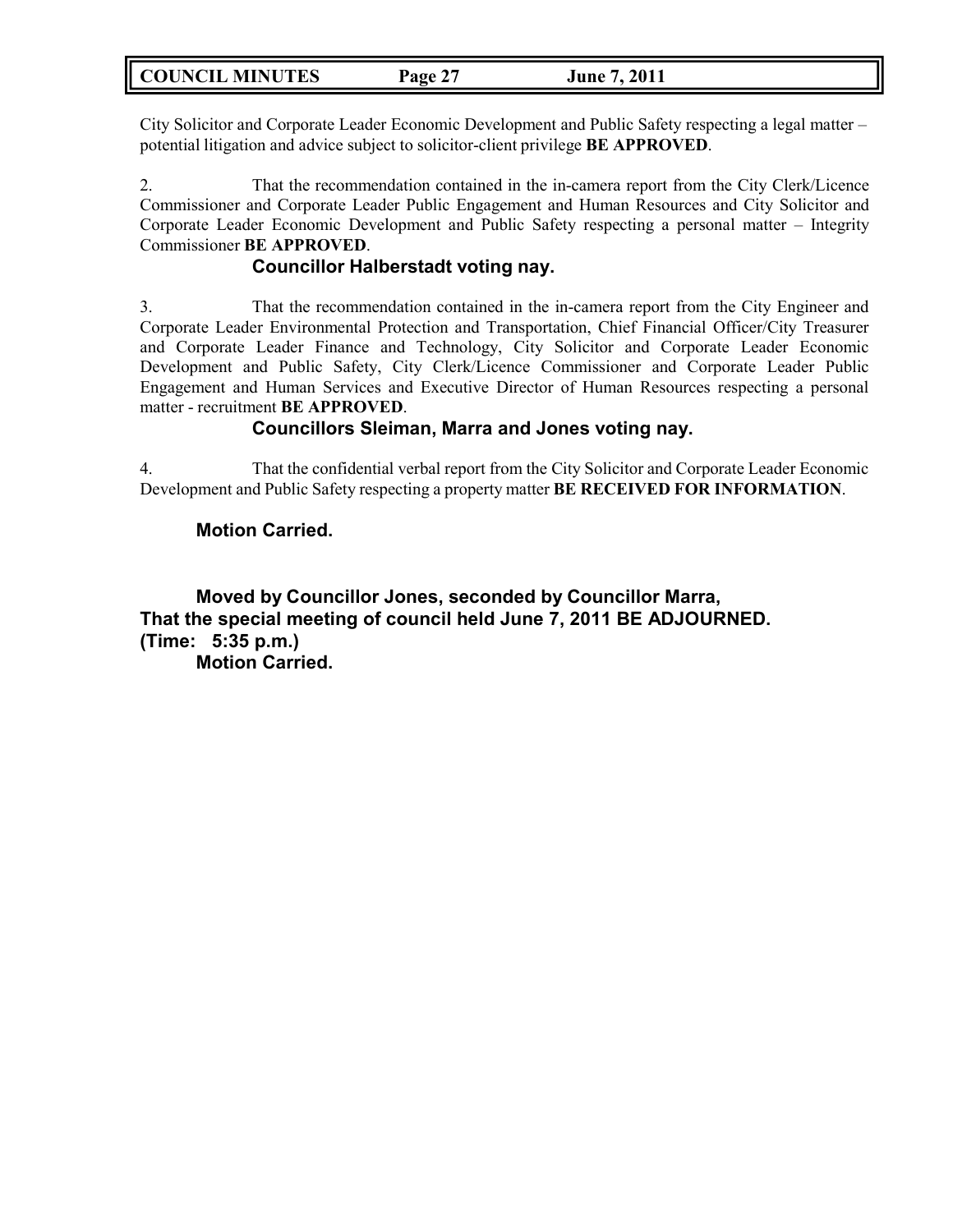City Solicitor and Corporate Leader Economic Development and Public Safety respecting a legal matter – potential litigation and advice subject to solicitor-client privilege **BE APPROVED**.

2. That the recommendation contained in the in-camera report from the City Clerk/Licence Commissioner and Corporate Leader Public Engagement and Human Resources and City Solicitor and Corporate Leader Economic Development and Public Safety respecting a personal matter – Integrity Commissioner **BE APPROVED**.

**Councillor Halberstadt voting nay.**

3. That the recommendation contained in the in-camera report from the City Engineer and Corporate Leader Environmental Protection and Transportation, Chief Financial Officer/City Treasurer and Corporate Leader Finance and Technology, City Solicitor and Corporate Leader Economic Development and Public Safety, City Clerk/Licence Commissioner and Corporate Leader Public Engagement and Human Services and Executive Director of Human Resources respecting a personal matter - recruitment **BE APPROVED**.

**Councillors Sleiman, Marra and Jones voting nay.**

4. That the confidential verbal report from the City Solicitor and Corporate Leader Economic Development and Public Safety respecting a property matter **BE RECEIVED FOR INFORMATION**.

**Motion Carried.**

**Moved by Councillor Jones, seconded by Councillor Marra,**
**That the special meeting of council held June 7, 2011 BE ADJOURNED.**
**(Time: 5:35 p.m.)**
**Motion Carried.**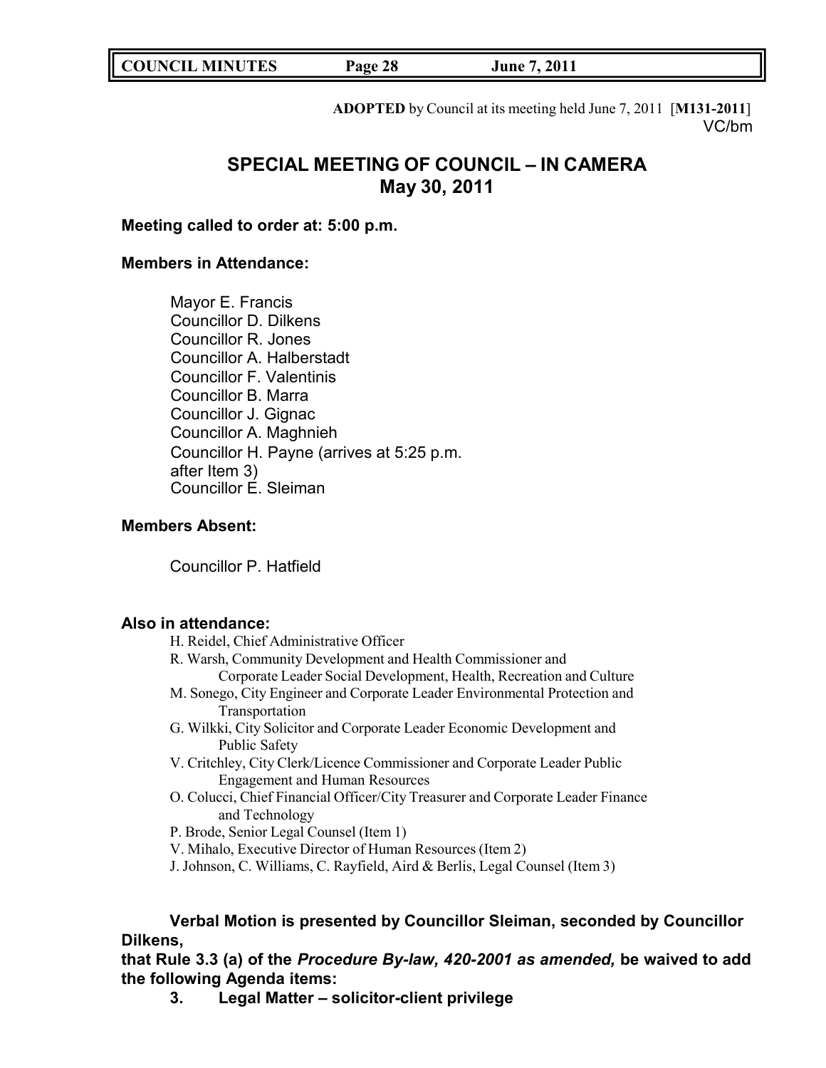**ADOPTED** by Council at its meeting held June 7, 2011 [**M131-2011**]
VC/bm

# SPECIAL MEETING OF COUNCIL – IN CAMERA
## May 30, 2011

**Meeting called to order at: 5:00 p.m.**

**Members in Attendance:**

Mayor E. Francis
Councillor D. Dilkens
Councillor R. Jones
Councillor A. Halberstadt
Councillor F. Valentinis
Councillor B. Marra
Councillor J. Gignac
Councillor A. Maghnieh
Councillor H. Payne (arrives at 5:25 p.m. after Item 3)
Councillor E. Sleiman

**Members Absent:**

Councillor P. Hatfield

**Also in attendance:**

H. Reidel, Chief Administrative Officer
R. Warsh, Community Development and Health Commissioner and Corporate Leader Social Development, Health, Recreation and Culture
M. Sonego, City Engineer and Corporate Leader Environmental Protection and Transportation
G. Wilkki, City Solicitor and Corporate Leader Economic Development and Public Safety
V. Critchley, City Clerk/Licence Commissioner and Corporate Leader Public Engagement and Human Resources
O. Colucci, Chief Financial Officer/City Treasurer and Corporate Leader Finance and Technology
P. Brode, Senior Legal Counsel (Item 1)
V. Mihalo, Executive Director of Human Resources (Item 2)
J. Johnson, C. Williams, C. Rayfield, Aird & Berlis, Legal Counsel (Item 3)

**Verbal Motion is presented by Councillor Sleiman, seconded by Councillor Dilkens,**
**that Rule 3.3 (a) of the *Procedure By-law, 420-2001 as amended,* be waived to add the following Agenda items:**

**3. Legal Matter – solicitor-client privilege**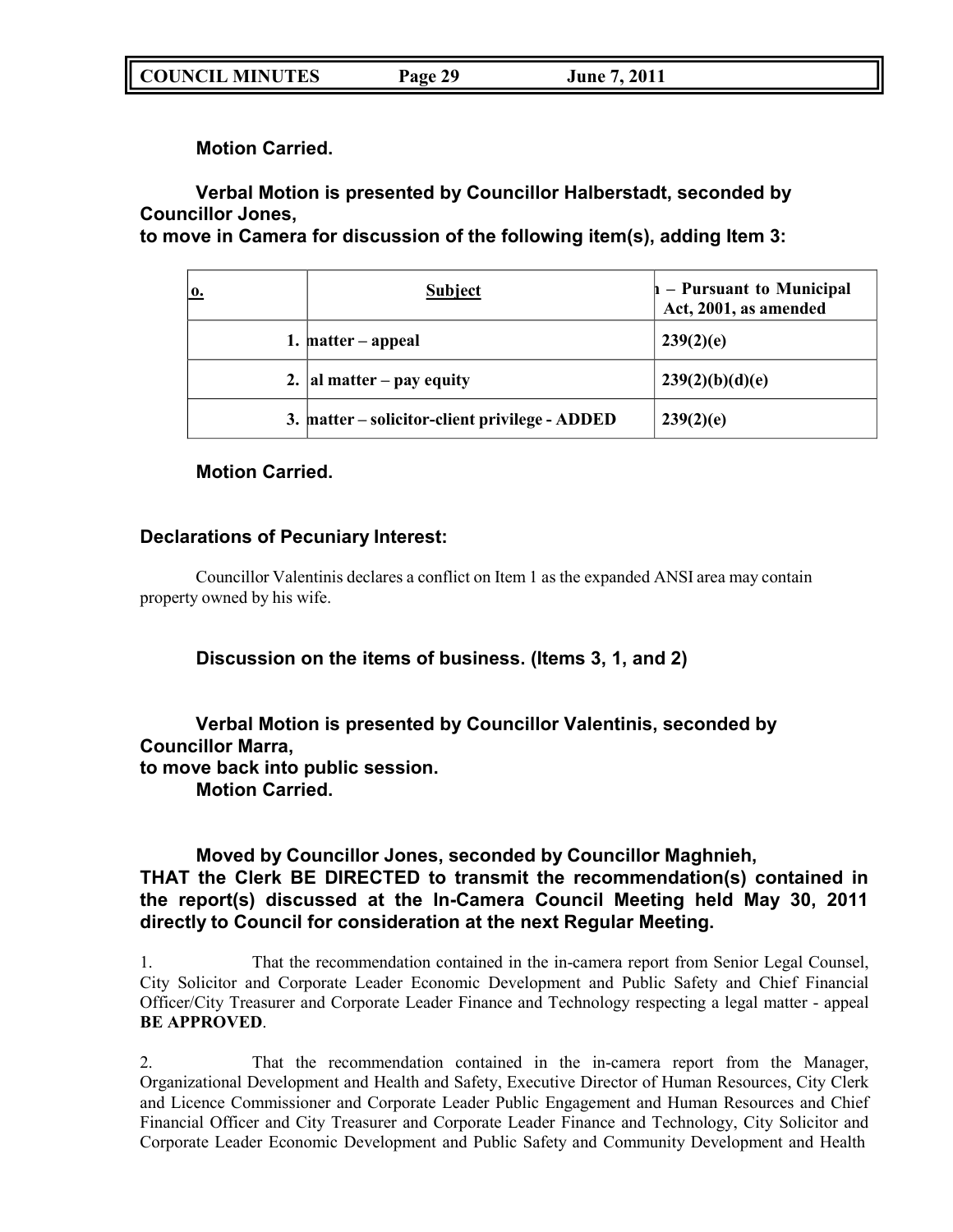**Motion Carried.**

**Verbal Motion is presented by Councillor Halberstadt, seconded by Councillor Jones,**
**to move in Camera for discussion of the following item(s), adding Item 3:**

| o. | Subject | ı – Pursuant to Municipal Act, 2001, as amended |
|---|---|---|
| 1. | matter – appeal | 239(2)(e) |
| 2. | al matter – pay equity | 239(2)(b)(d)(e) |
| 3. | matter – solicitor-client privilege - ADDED | 239(2)(e) |

**Motion Carried.**

**Declarations of Pecuniary Interest:**

Councillor Valentinis declares a conflict on Item 1 as the expanded ANSI area may contain property owned by his wife.

**Discussion on the items of business. (Items 3, 1, and 2)**

**Verbal Motion is presented by Councillor Valentinis, seconded by Councillor Marra,**
**to move back into public session.**
**Motion Carried.**

**Moved by Councillor Jones, seconded by Councillor Maghnieh,**
**THAT the Clerk BE DIRECTED to transmit the recommendation(s) contained in the report(s) discussed at the In-Camera Council Meeting held May 30, 2011 directly to Council for consideration at the next Regular Meeting.**

1. That the recommendation contained in the in-camera report from Senior Legal Counsel, City Solicitor and Corporate Leader Economic Development and Public Safety and Chief Financial Officer/City Treasurer and Corporate Leader Finance and Technology respecting a legal matter - appeal **BE APPROVED**.

2. That the recommendation contained in the in-camera report from the Manager, Organizational Development and Health and Safety, Executive Director of Human Resources, City Clerk and Licence Commissioner and Corporate Leader Public Engagement and Human Resources and Chief Financial Officer and City Treasurer and Corporate Leader Finance and Technology, City Solicitor and Corporate Leader Economic Development and Public Safety and Community Development and Health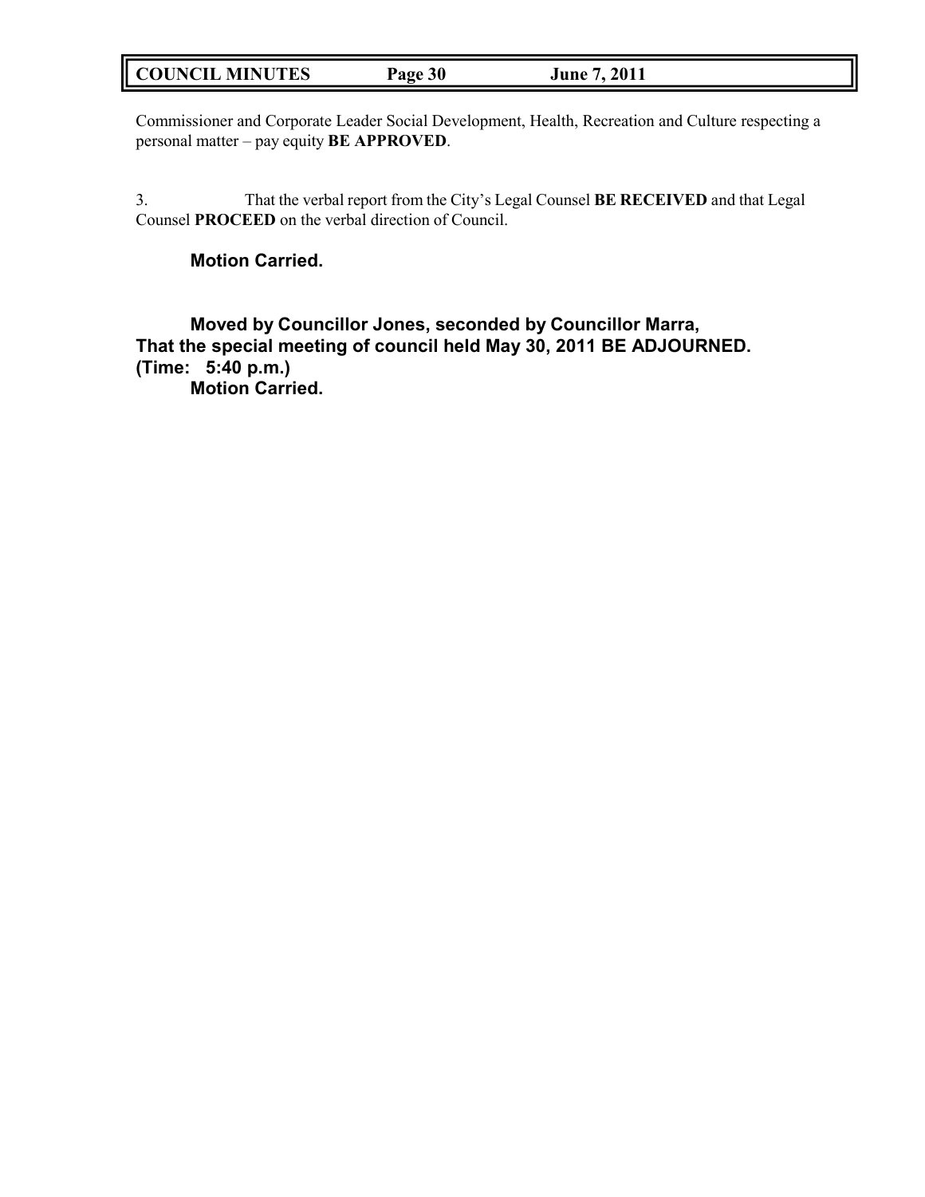Commissioner and Corporate Leader Social Development, Health, Recreation and Culture respecting a personal matter – pay equity **BE APPROVED**.

3. That the verbal report from the City's Legal Counsel **BE RECEIVED** and that Legal Counsel **PROCEED** on the verbal direction of Council.

**Motion Carried.**

**Moved by Councillor Jones, seconded by Councillor Marra,**
**That the special meeting of council held May 30, 2011 BE ADJOURNED.**
**(Time: 5:40 p.m.)**
**Motion Carried.**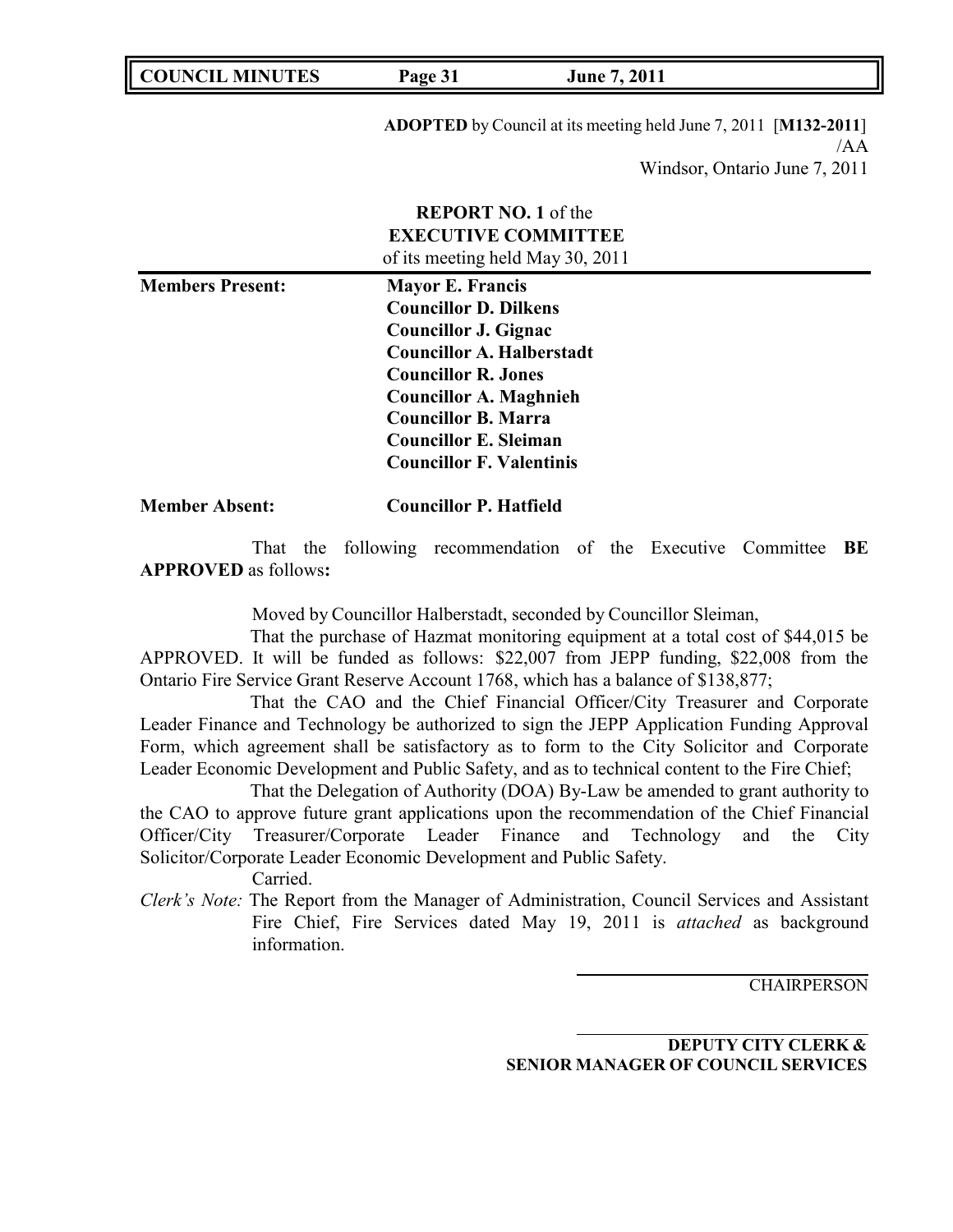**ADOPTED** by Council at its meeting held June 7, 2011 [**M132-2011**]
/AA
Windsor, Ontario June 7, 2011

**REPORT NO. 1** of the
**EXECUTIVE COMMITTEE**
of its meeting held May 30, 2011

| | |
|---|---|
| **Members Present:** | **Mayor E. Francis** |
| | **Councillor D. Dilkens** |
| | **Councillor J. Gignac** |
| | **Councillor A. Halberstadt** |
| | **Councillor R. Jones** |
| | **Councillor A. Maghnieh** |
| | **Councillor B. Marra** |
| | **Councillor E. Sleiman** |
| | **Councillor F. Valentinis** |
| **Member Absent:** | **Councillor P. Hatfield** |

That the following recommendation of the Executive Committee **BE APPROVED** as follows**:**

Moved by Councillor Halberstadt, seconded by Councillor Sleiman,

That the purchase of Hazmat monitoring equipment at a total cost of $44,015 be APPROVED. It will be funded as follows: $22,007 from JEPP funding, $22,008 from the Ontario Fire Service Grant Reserve Account 1768, which has a balance of $138,877;

That the CAO and the Chief Financial Officer/City Treasurer and Corporate Leader Finance and Technology be authorized to sign the JEPP Application Funding Approval Form, which agreement shall be satisfactory as to form to the City Solicitor and Corporate Leader Economic Development and Public Safety, and as to technical content to the Fire Chief;

That the Delegation of Authority (DOA) By-Law be amended to grant authority to the CAO to approve future grant applications upon the recommendation of the Chief Financial Officer/City Treasurer/Corporate Leader Finance and Technology and the City Solicitor/Corporate Leader Economic Development and Public Safety.

Carried.

*Clerk's Note:* The Report from the Manager of Administration, Council Services and Assistant Fire Chief, Fire Services dated May 19, 2011 is *attached* as background information.

CHAIRPERSON

**DEPUTY CITY CLERK & SENIOR MANAGER OF COUNCIL SERVICES**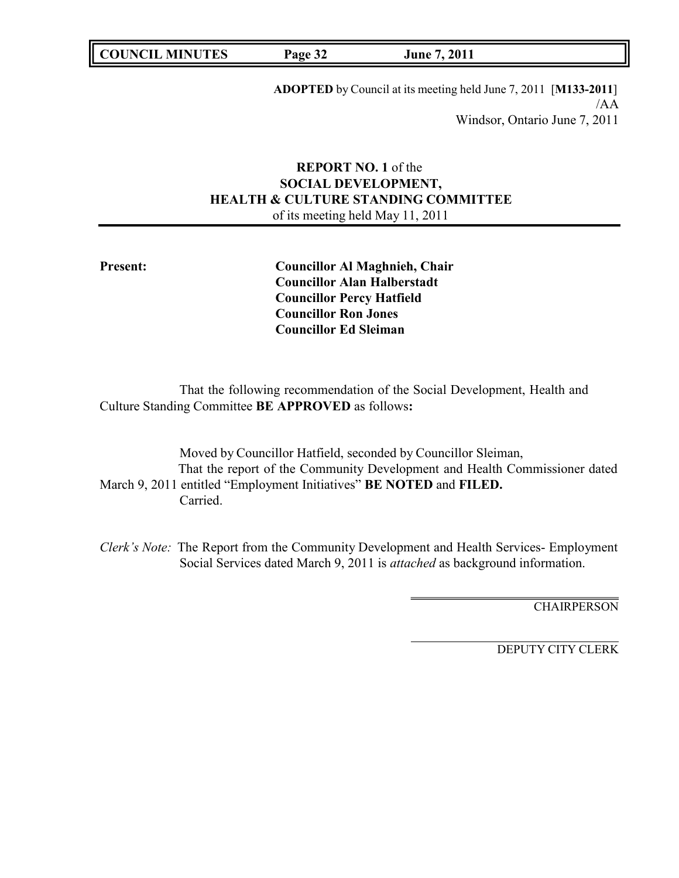**ADOPTED** by Council at its meeting held June 7, 2011 [**M133-2011**]
/AA
Windsor, Ontario June 7, 2011

**REPORT NO. 1** of the
**SOCIAL DEVELOPMENT,**
**HEALTH & CULTURE STANDING COMMITTEE**
of its meeting held May 11, 2011

**Present:**

**Councillor Al Maghnieh, Chair**
**Councillor Alan Halberstadt**
**Councillor Percy Hatfield**
**Councillor Ron Jones**
**Councillor Ed Sleiman**

That the following recommendation of the Social Development, Health and Culture Standing Committee **BE APPROVED** as follows**:**

Moved by Councillor Hatfield, seconded by Councillor Sleiman,
That the report of the Community Development and Health Commissioner dated March 9, 2011 entitled "Employment Initiatives" **BE NOTED** and **FILED.**
Carried.

*Clerk's Note:* The Report from the Community Development and Health Services- Employment Social Services dated March 9, 2011 is *attached* as background information.

CHAIRPERSON

DEPUTY CITY CLERK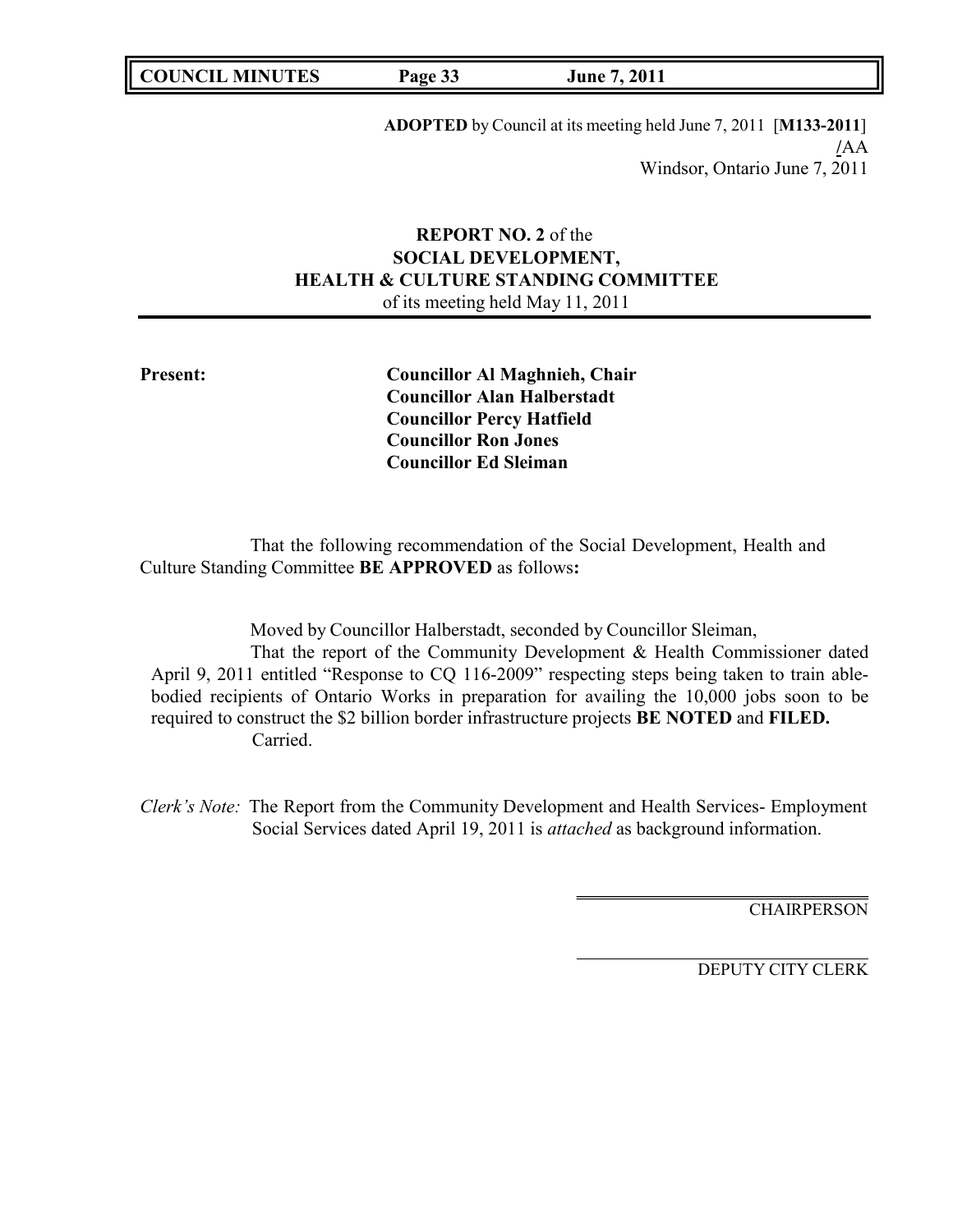**ADOPTED** by Council at its meeting held June 7, 2011 [**M133-2011**]
/AA
Windsor, Ontario June 7, 2011

**REPORT NO. 2** of the
**SOCIAL DEVELOPMENT,**
**HEALTH & CULTURE STANDING COMMITTEE**
of its meeting held May 11, 2011

**Present:**

**Councillor Al Maghnieh, Chair**
**Councillor Alan Halberstadt**
**Councillor Percy Hatfield**
**Councillor Ron Jones**
**Councillor Ed Sleiman**

That the following recommendation of the Social Development, Health and Culture Standing Committee **BE APPROVED** as follows**:**

Moved by Councillor Halberstadt, seconded by Councillor Sleiman,

That the report of the Community Development & Health Commissioner dated April 9, 2011 entitled "Response to CQ 116-2009" respecting steps being taken to train able-bodied recipients of Ontario Works in preparation for availing the 10,000 jobs soon to be required to construct the $2 billion border infrastructure projects **BE NOTED** and **FILED.**

Carried.

*Clerk's Note:* The Report from the Community Development and Health Services- Employment Social Services dated April 19, 2011 is *attached* as background information.

CHAIRPERSON

DEPUTY CITY CLERK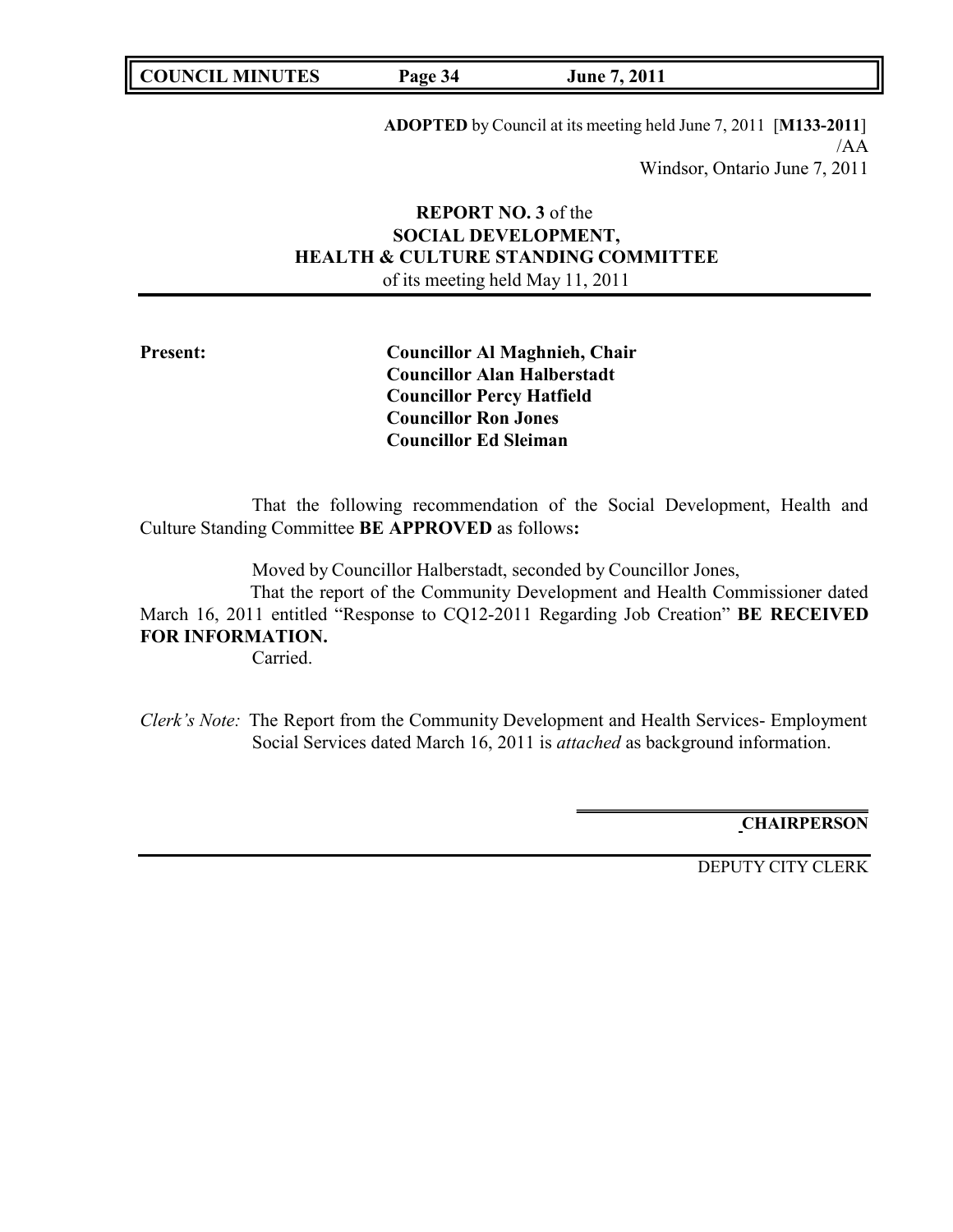**ADOPTED** by Council at its meeting held June 7, 2011 [**M133-2011**]
/AA
Windsor, Ontario June 7, 2011

**REPORT NO. 3** of the
**SOCIAL DEVELOPMENT,**
**HEALTH & CULTURE STANDING COMMITTEE**
of its meeting held May 11, 2011

**Present:**

**Councillor Al Maghnieh, Chair**
**Councillor Alan Halberstadt**
**Councillor Percy Hatfield**
**Councillor Ron Jones**
**Councillor Ed Sleiman**

That the following recommendation of the Social Development, Health and Culture Standing Committee **BE APPROVED** as follows**:**

Moved by Councillor Halberstadt, seconded by Councillor Jones,

That the report of the Community Development and Health Commissioner dated March 16, 2011 entitled "Response to CQ12-2011 Regarding Job Creation" **BE RECEIVED FOR INFORMATION.**

Carried.

*Clerk's Note:* The Report from the Community Development and Health Services- Employment Social Services dated March 16, 2011 is *attached* as background information.

**CHAIRPERSON**

DEPUTY CITY CLERK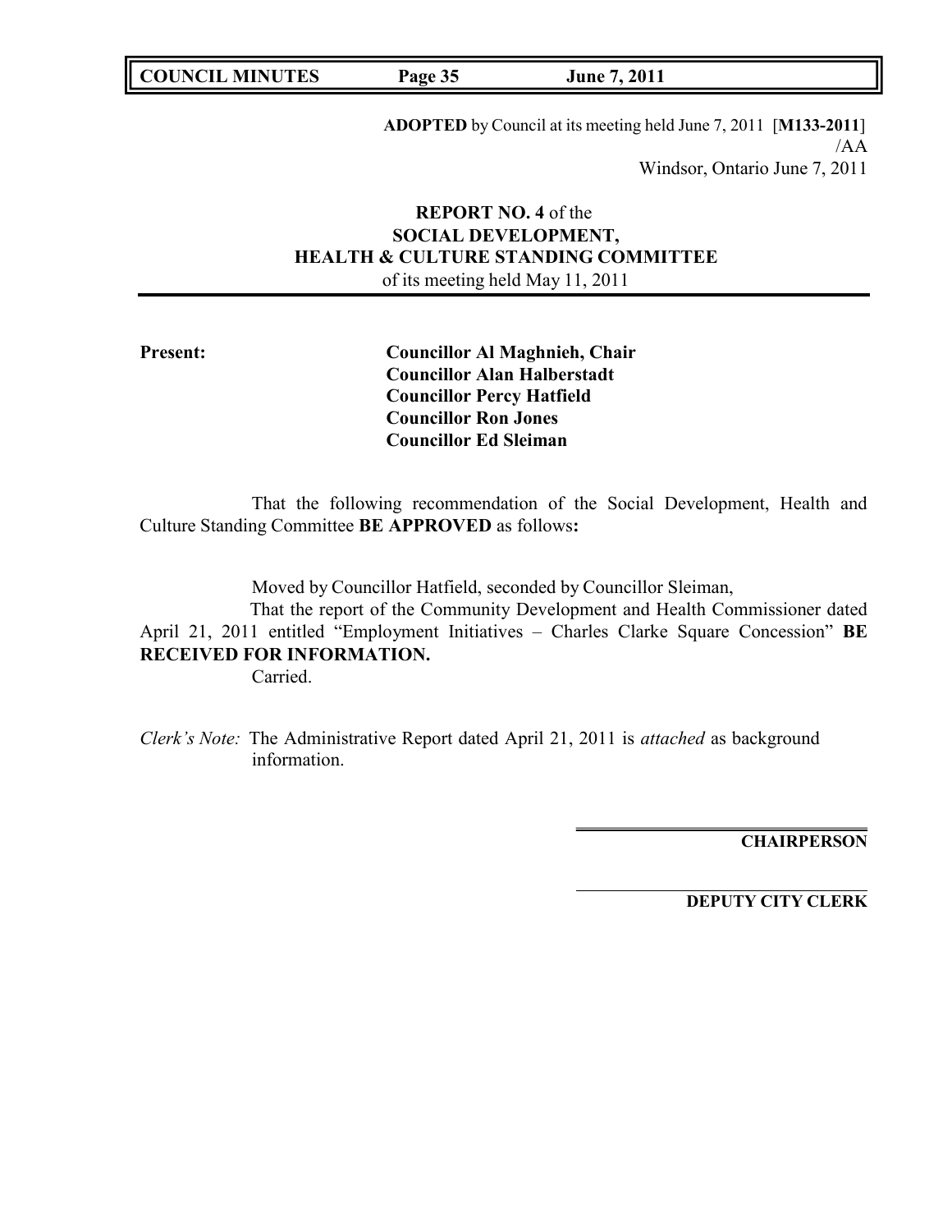**ADOPTED** by Council at its meeting held June 7, 2011 [**M133-2011**]
/AA
Windsor, Ontario June 7, 2011

**REPORT NO. 4** of the
**SOCIAL DEVELOPMENT,**
**HEALTH & CULTURE STANDING COMMITTEE**
of its meeting held May 11, 2011

**Present:**

**Councillor Al Maghnieh, Chair**
**Councillor Alan Halberstadt**
**Councillor Percy Hatfield**
**Councillor Ron Jones**
**Councillor Ed Sleiman**

That the following recommendation of the Social Development, Health and Culture Standing Committee **BE APPROVED** as follows**:**

Moved by Councillor Hatfield, seconded by Councillor Sleiman,
That the report of the Community Development and Health Commissioner dated April 21, 2011 entitled "Employment Initiatives – Charles Clarke Square Concession" **BE RECEIVED FOR INFORMATION.**
Carried.

*Clerk's Note:* The Administrative Report dated April 21, 2011 is *attached* as background information.

**CHAIRPERSON**

**DEPUTY CITY CLERK**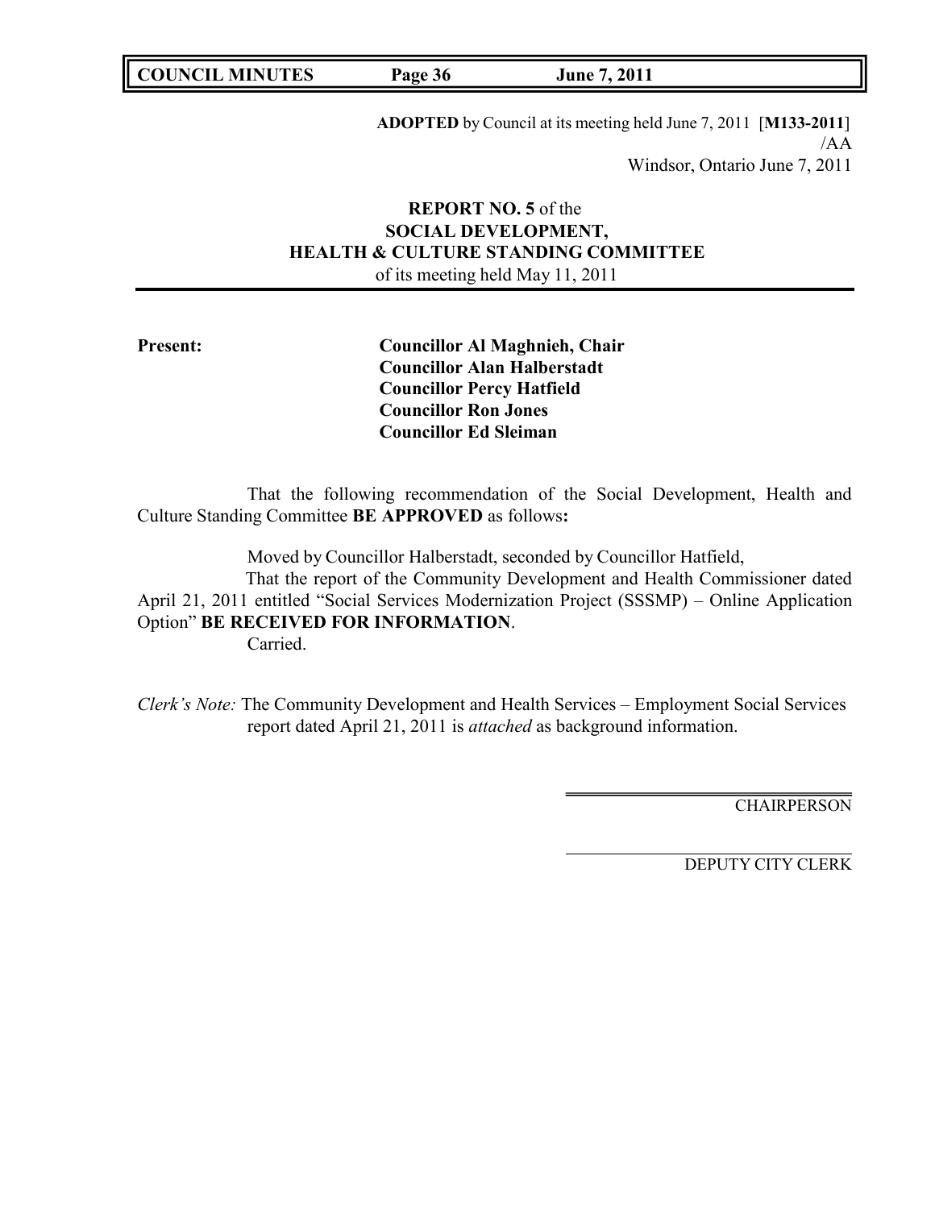**ADOPTED** by Council at its meeting held June 7, 2011 [**M133-2011**]
/AA
Windsor, Ontario June 7, 2011

**REPORT NO. 5** of the
**SOCIAL DEVELOPMENT,**
**HEALTH & CULTURE STANDING COMMITTEE**
of its meeting held May 11, 2011

**Present:**

**Councillor Al Maghnieh, Chair**
**Councillor Alan Halberstadt**
**Councillor Percy Hatfield**
**Councillor Ron Jones**
**Councillor Ed Sleiman**

That the following recommendation of the Social Development, Health and Culture Standing Committee **BE APPROVED** as follows**:**

Moved by Councillor Halberstadt, seconded by Councillor Hatfield,
That the report of the Community Development and Health Commissioner dated April 21, 2011 entitled "Social Services Modernization Project (SSSMP) – Online Application Option" **BE RECEIVED FOR INFORMATION**.
Carried.

*Clerk's Note:* The Community Development and Health Services – Employment Social Services report dated April 21, 2011 is *attached* as background information.

CHAIRPERSON

DEPUTY CITY CLERK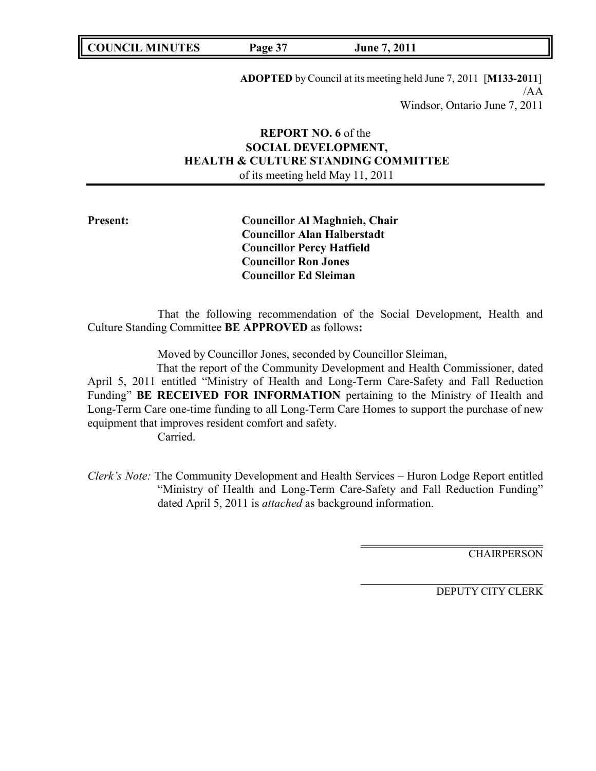**ADOPTED** by Council at its meeting held June 7, 2011 [**M133-2011**]
/AA
Windsor, Ontario June 7, 2011

**REPORT NO. 6** of the
**SOCIAL DEVELOPMENT,**
**HEALTH & CULTURE STANDING COMMITTEE**
of its meeting held May 11, 2011

**Present:**

**Councillor Al Maghnieh, Chair**
**Councillor Alan Halberstadt**
**Councillor Percy Hatfield**
**Councillor Ron Jones**
**Councillor Ed Sleiman**

That the following recommendation of the Social Development, Health and Culture Standing Committee **BE APPROVED** as follows**:**

Moved by Councillor Jones, seconded by Councillor Sleiman,

That the report of the Community Development and Health Commissioner, dated April 5, 2011 entitled "Ministry of Health and Long-Term Care-Safety and Fall Reduction Funding" **BE RECEIVED FOR INFORMATION** pertaining to the Ministry of Health and Long-Term Care one-time funding to all Long-Term Care Homes to support the purchase of new equipment that improves resident comfort and safety.

Carried.

*Clerk's Note:* The Community Development and Health Services – Huron Lodge Report entitled "Ministry of Health and Long-Term Care-Safety and Fall Reduction Funding" dated April 5, 2011 is *attached* as background information.

CHAIRPERSON

DEPUTY CITY CLERK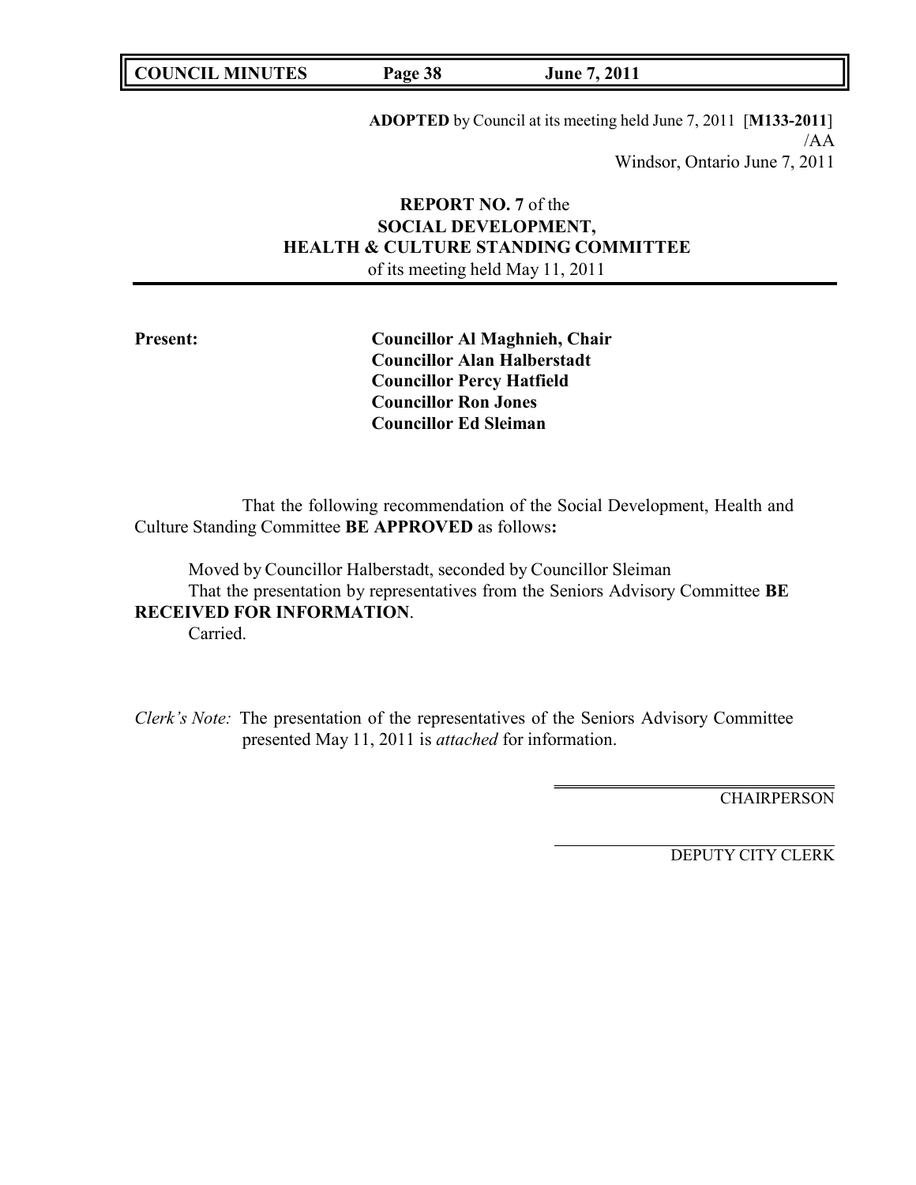**ADOPTED** by Council at its meeting held June 7, 2011 [**M133-2011**]
/AA
Windsor, Ontario June 7, 2011

**REPORT NO. 7** of the
**SOCIAL DEVELOPMENT,**
**HEALTH & CULTURE STANDING COMMITTEE**
of its meeting held May 11, 2011

**Present:**

**Councillor Al Maghnieh, Chair**
**Councillor Alan Halberstadt**
**Councillor Percy Hatfield**
**Councillor Ron Jones**
**Councillor Ed Sleiman**

That the following recommendation of the Social Development, Health and Culture Standing Committee **BE APPROVED** as follows**:**

Moved by Councillor Halberstadt, seconded by Councillor Sleiman
That the presentation by representatives from the Seniors Advisory Committee **BE RECEIVED FOR INFORMATION**.
Carried.

*Clerk's Note:* The presentation of the representatives of the Seniors Advisory Committee presented May 11, 2011 is *attached* for information.

CHAIRPERSON

DEPUTY CITY CLERK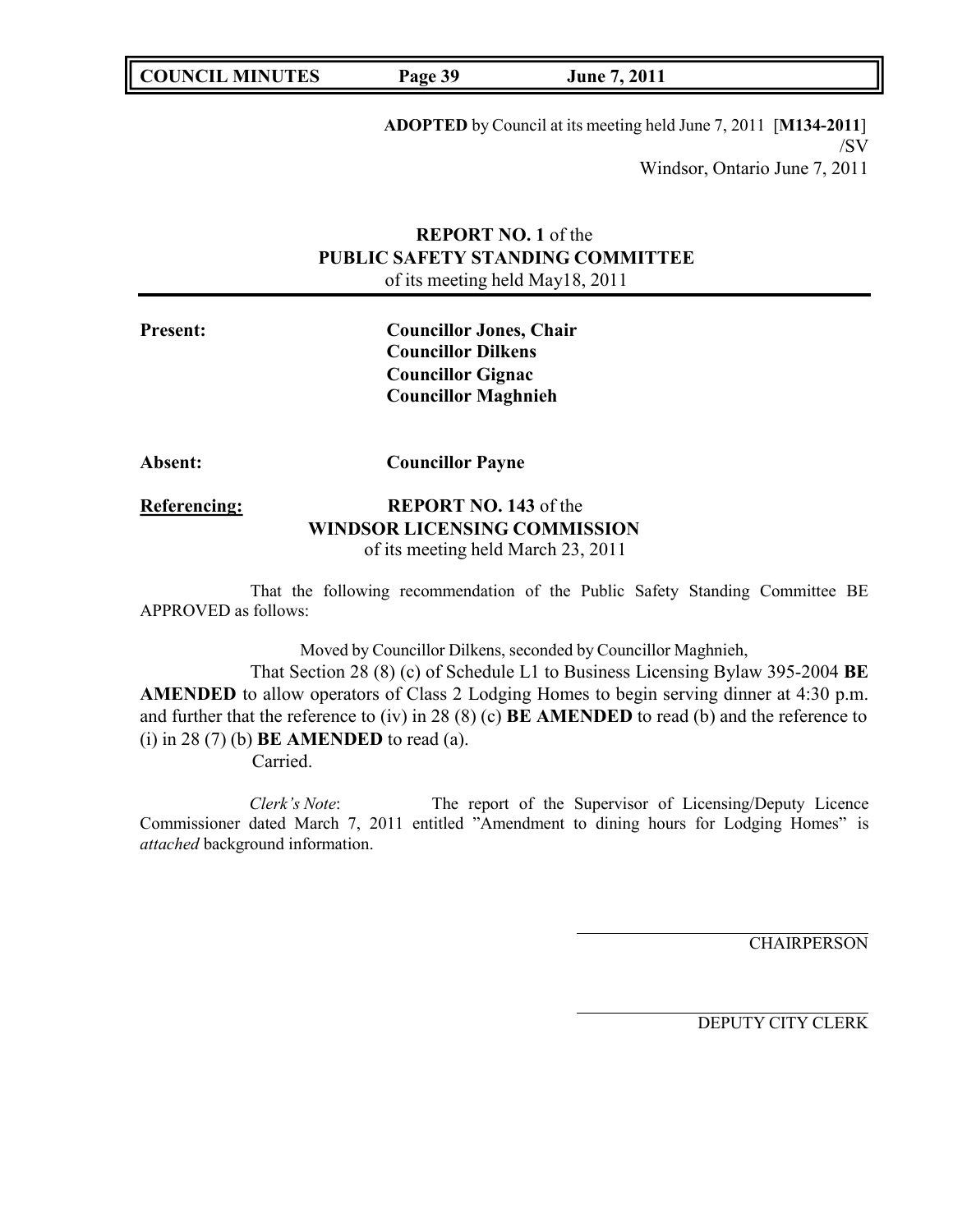**ADOPTED** by Council at its meeting held June 7, 2011 [**M134-2011**]
/SV
Windsor, Ontario June 7, 2011

**REPORT NO. 1** of the
**PUBLIC SAFETY STANDING COMMITTEE**
of its meeting held May18, 2011

**Present:** **Councillor Jones, Chair**
**Councillor Dilkens**
**Councillor Gignac**
**Councillor Maghnieh**

**Absent:** **Councillor Payne**

**Referencing:** **REPORT NO. 143** of the
**WINDSOR LICENSING COMMISSION**
of its meeting held March 23, 2011

That the following recommendation of the Public Safety Standing Committee BE APPROVED as follows:

Moved by Councillor Dilkens, seconded by Councillor Maghnieh,

That Section 28 (8) (c) of Schedule L1 to Business Licensing Bylaw 395-2004 **BE AMENDED** to allow operators of Class 2 Lodging Homes to begin serving dinner at 4:30 p.m. and further that the reference to (iv) in 28 (8) (c) **BE AMENDED** to read (b) and the reference to (i) in 28 (7) (b) **BE AMENDED** to read (a).

Carried.

*Clerk's Note*: The report of the Supervisor of Licensing/Deputy Licence Commissioner dated March 7, 2011 entitled "Amendment to dining hours for Lodging Homes" is *attached* background information.

CHAIRPERSON

DEPUTY CITY CLERK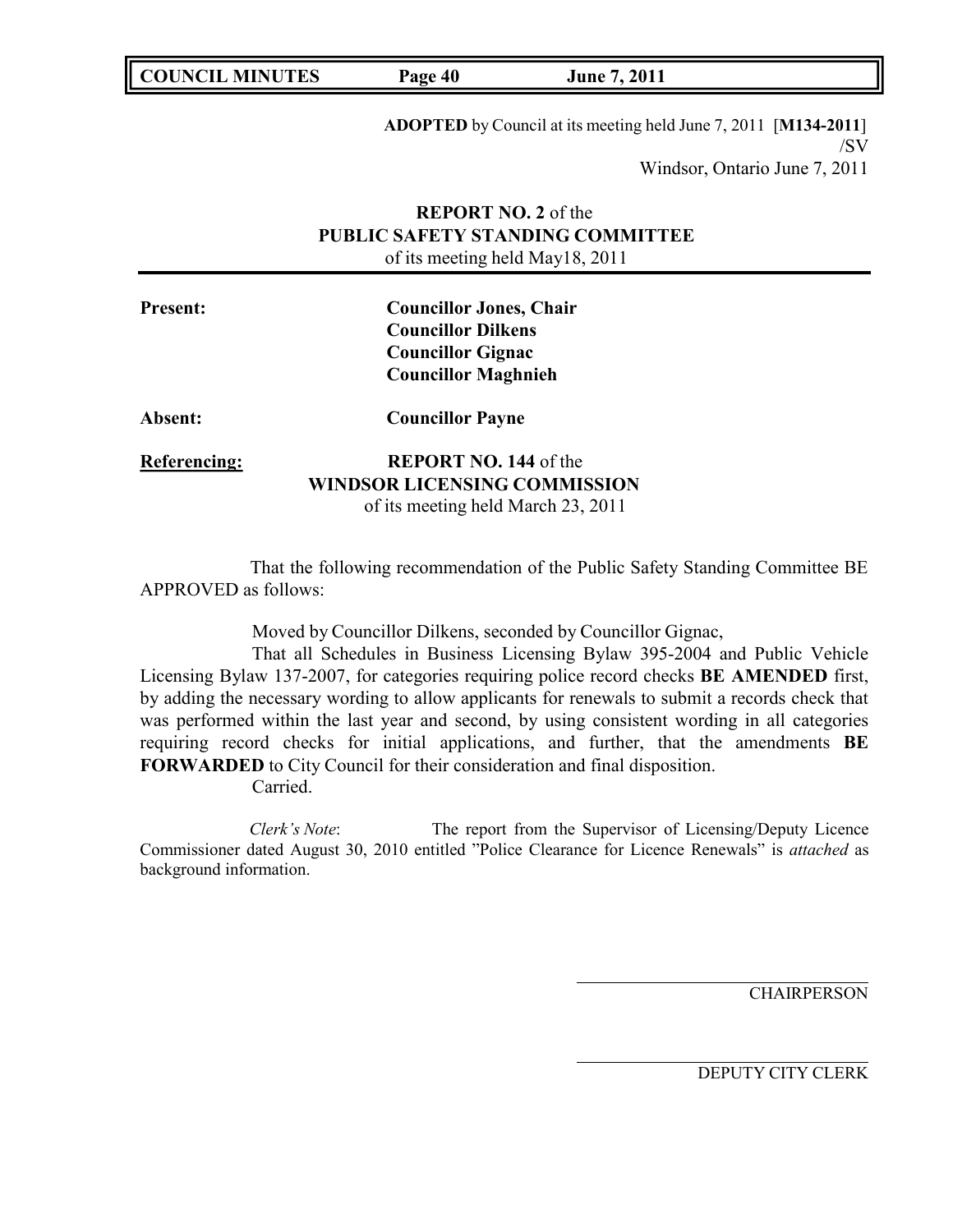**ADOPTED** by Council at its meeting held June 7, 2011 [**M134-2011**]
/SV
Windsor, Ontario June 7, 2011

**REPORT NO. 2** of the
**PUBLIC SAFETY STANDING COMMITTEE**
of its meeting held May18, 2011

**Present:** **Councillor Jones, Chair**
**Councillor Dilkens**
**Councillor Gignac**
**Councillor Maghnieh**

**Absent:** **Councillor Payne**

**Referencing:** **REPORT NO. 144** of the
**WINDSOR LICENSING COMMISSION**
of its meeting held March 23, 2011

That the following recommendation of the Public Safety Standing Committee BE APPROVED as follows:

Moved by Councillor Dilkens, seconded by Councillor Gignac,

That all Schedules in Business Licensing Bylaw 395-2004 and Public Vehicle Licensing Bylaw 137-2007, for categories requiring police record checks **BE AMENDED** first, by adding the necessary wording to allow applicants for renewals to submit a records check that was performed within the last year and second, by using consistent wording in all categories requiring record checks for initial applications, and further, that the amendments **BE FORWARDED** to City Council for their consideration and final disposition.

Carried.

*Clerk's Note*: The report from the Supervisor of Licensing/Deputy Licence Commissioner dated August 30, 2010 entitled "Police Clearance for Licence Renewals" is *attached* as background information.

CHAIRPERSON

DEPUTY CITY CLERK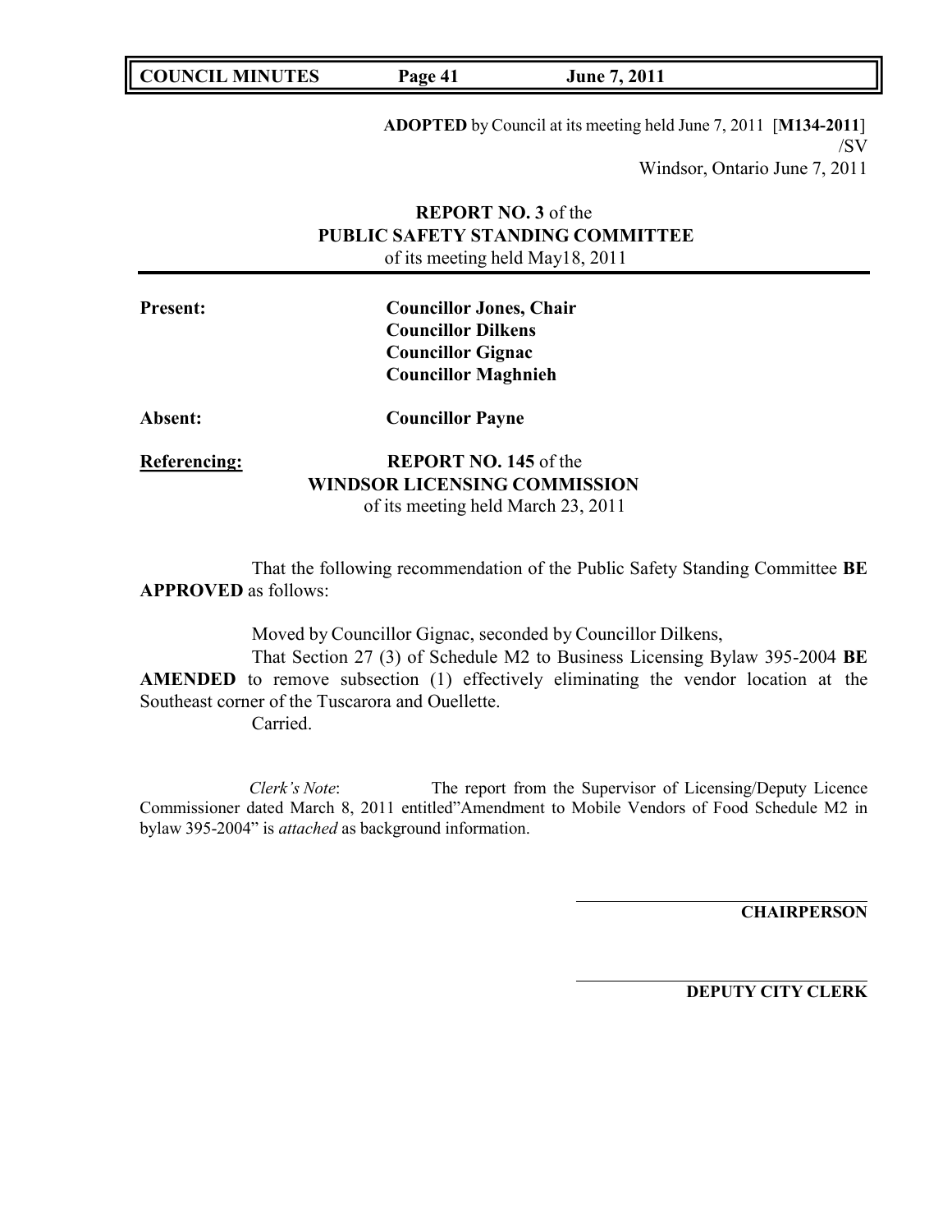**ADOPTED** by Council at its meeting held June 7, 2011 [**M134-2011**]
/SV
Windsor, Ontario June 7, 2011

**REPORT NO. 3** of the
**PUBLIC SAFETY STANDING COMMITTEE**
of its meeting held May18, 2011

**Present:** **Councillor Jones, Chair**
**Councillor Dilkens**
**Councillor Gignac**
**Councillor Maghnieh**

**Absent:** **Councillor Payne**

**Referencing:** **REPORT NO. 145** of the
**WINDSOR LICENSING COMMISSION**
of its meeting held March 23, 2011

That the following recommendation of the Public Safety Standing Committee **BE APPROVED** as follows:

Moved by Councillor Gignac, seconded by Councillor Dilkens,

That Section 27 (3) of Schedule M2 to Business Licensing Bylaw 395-2004 **BE AMENDED** to remove subsection (1) effectively eliminating the vendor location at the Southeast corner of the Tuscarora and Ouellette.

Carried.

*Clerk's Note*: The report from the Supervisor of Licensing/Deputy Licence Commissioner dated March 8, 2011 entitled"Amendment to Mobile Vendors of Food Schedule M2 in bylaw 395-2004" is *attached* as background information.

**CHAIRPERSON**

**DEPUTY CITY CLERK**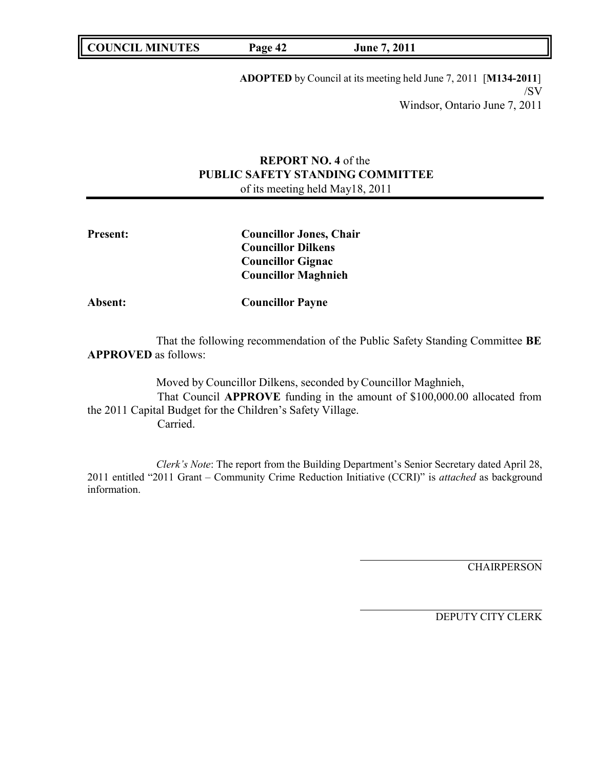**ADOPTED** by Council at its meeting held June 7, 2011 [**M134-2011**]
/SV
Windsor, Ontario June 7, 2011

## REPORT NO. 4 of the PUBLIC SAFETY STANDING COMMITTEE

of its meeting held May18, 2011

**Present:** **Councillor Jones, Chair**
**Councillor Dilkens**
**Councillor Gignac**
**Councillor Maghnieh**

**Absent:** **Councillor Payne**

That the following recommendation of the Public Safety Standing Committee **BE APPROVED** as follows:

Moved by Councillor Dilkens, seconded by Councillor Maghnieh,
That Council **APPROVE** funding in the amount of $100,000.00 allocated from the 2011 Capital Budget for the Children's Safety Village.
Carried.

*Clerk's Note*: The report from the Building Department's Senior Secretary dated April 28, 2011 entitled "2011 Grant – Community Crime Reduction Initiative (CCRI)" is *attached* as background information.

CHAIRPERSON

DEPUTY CITY CLERK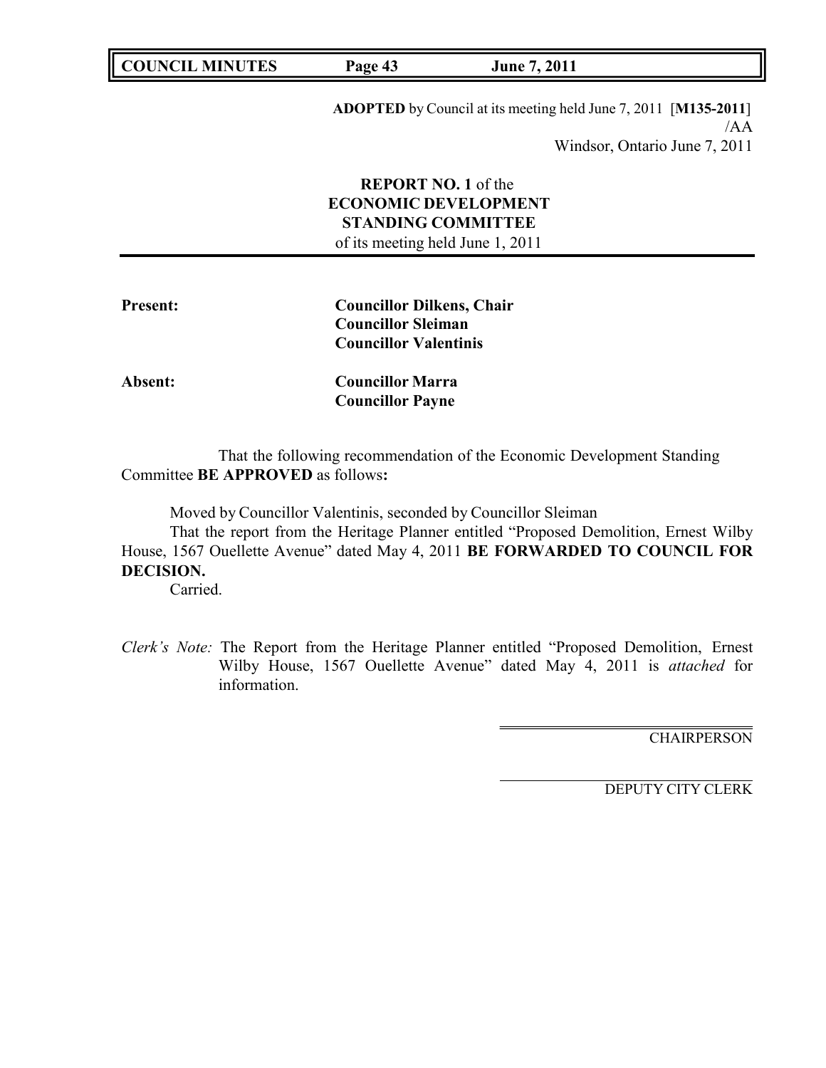**ADOPTED** by Council at its meeting held June 7, 2011 [**M135-2011**]
/AA
Windsor, Ontario June 7, 2011

**REPORT NO. 1** of the
**ECONOMIC DEVELOPMENT STANDING COMMITTEE**
of its meeting held June 1, 2011

**Present:** **Councillor Dilkens, Chair**
**Councillor Sleiman**
**Councillor Valentinis**

**Absent:** **Councillor Marra**
**Councillor Payne**

That the following recommendation of the Economic Development Standing Committee **BE APPROVED** as follows**:**

Moved by Councillor Valentinis, seconded by Councillor Sleiman

That the report from the Heritage Planner entitled "Proposed Demolition, Ernest Wilby House, 1567 Ouellette Avenue" dated May 4, 2011 **BE FORWARDED TO COUNCIL FOR DECISION.**

Carried.

*Clerk's Note:* The Report from the Heritage Planner entitled "Proposed Demolition, Ernest Wilby House, 1567 Ouellette Avenue" dated May 4, 2011 is *attached* for information.

CHAIRPERSON

DEPUTY CITY CLERK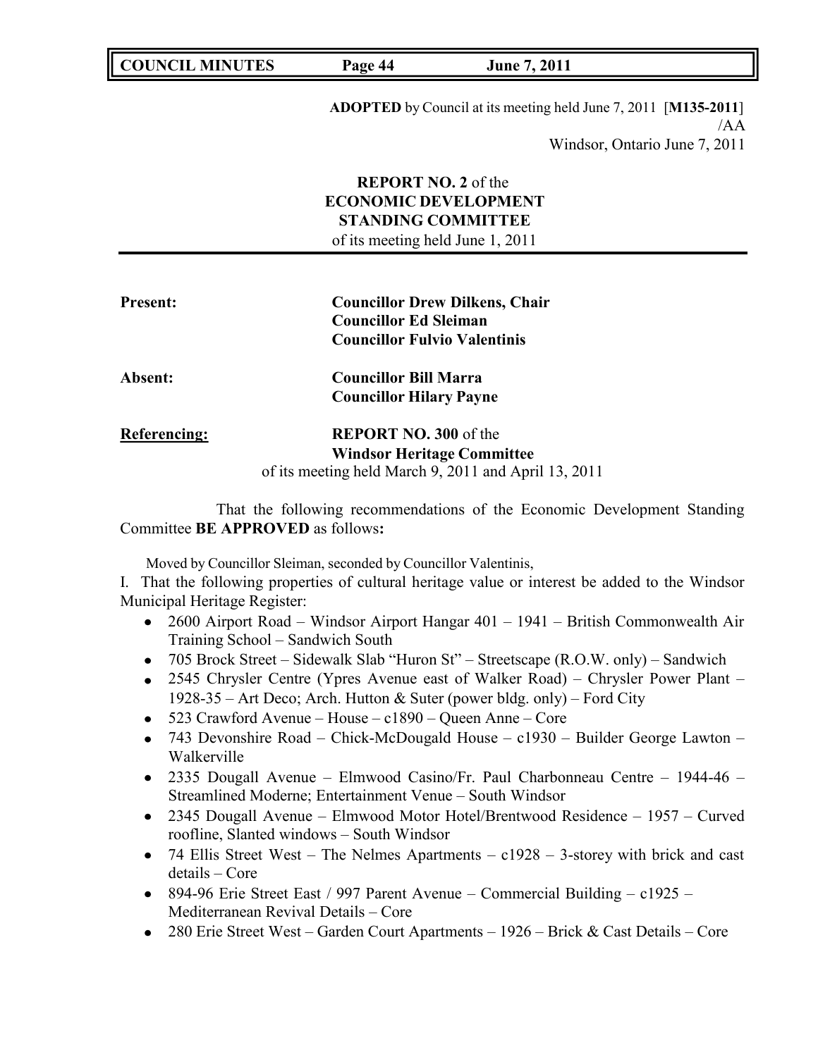**ADOPTED** by Council at its meeting held June 7, 2011 [**M135-2011**]
/AA
Windsor, Ontario June 7, 2011

**REPORT NO. 2** of the
**ECONOMIC DEVELOPMENT STANDING COMMITTEE**
of its meeting held June 1, 2011

**Present:** **Councillor Drew Dilkens, Chair**
**Councillor Ed Sleiman**
**Councillor Fulvio Valentinis**

**Absent:** **Councillor Bill Marra**
**Councillor Hilary Payne**

**Referencing:** **REPORT NO. 300** of the
**Windsor Heritage Committee**
of its meeting held March 9, 2011 and April 13, 2011

That the following recommendations of the Economic Development Standing Committee **BE APPROVED** as follows**:**

Moved by Councillor Sleiman, seconded by Councillor Valentinis,

I. That the following properties of cultural heritage value or interest be added to the Windsor Municipal Heritage Register:

- 2600 Airport Road – Windsor Airport Hangar 401 – 1941 – British Commonwealth Air Training School – Sandwich South
- 705 Brock Street – Sidewalk Slab "Huron St" – Streetscape (R.O.W. only) – Sandwich
- 2545 Chrysler Centre (Ypres Avenue east of Walker Road) – Chrysler Power Plant – 1928-35 – Art Deco; Arch. Hutton & Suter (power bldg. only) – Ford City
- 523 Crawford Avenue – House – c1890 – Queen Anne – Core
- 743 Devonshire Road – Chick-McDougald House – c1930 – Builder George Lawton – Walkerville
- 2335 Dougall Avenue – Elmwood Casino/Fr. Paul Charbonneau Centre – 1944-46 – Streamlined Moderne; Entertainment Venue – South Windsor
- 2345 Dougall Avenue – Elmwood Motor Hotel/Brentwood Residence – 1957 – Curved roofline, Slanted windows – South Windsor
- 74 Ellis Street West – The Nelmes Apartments – c1928 – 3-storey with brick and cast details – Core
- 894-96 Erie Street East / 997 Parent Avenue – Commercial Building – c1925 – Mediterranean Revival Details – Core
- 280 Erie Street West – Garden Court Apartments – 1926 – Brick & Cast Details – Core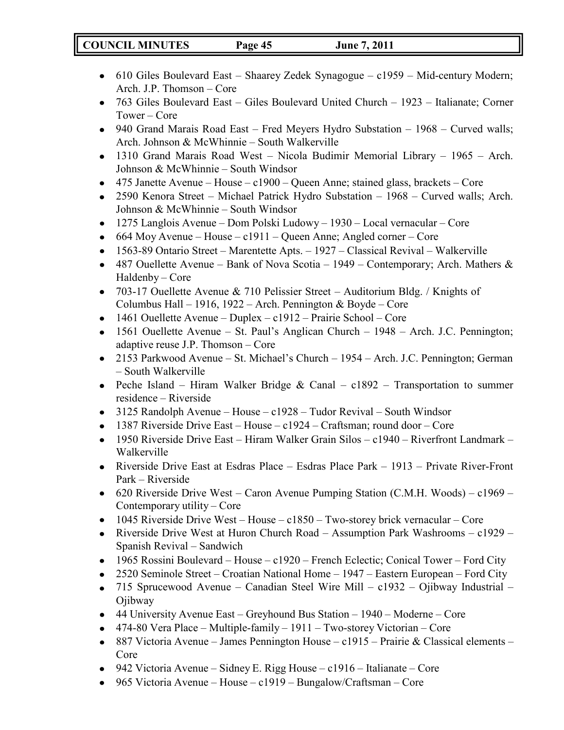- 610 Giles Boulevard East – Shaarey Zedek Synagogue – c1959 – Mid-century Modern; Arch. J.P. Thomson – Core
- 763 Giles Boulevard East – Giles Boulevard United Church – 1923 – Italianate; Corner Tower – Core
- 940 Grand Marais Road East – Fred Meyers Hydro Substation – 1968 – Curved walls; Arch. Johnson & McWhinnie – South Walkerville
- 1310 Grand Marais Road West – Nicola Budimir Memorial Library – 1965 – Arch. Johnson & McWhinnie – South Windsor
- 475 Janette Avenue – House – c1900 – Queen Anne; stained glass, brackets – Core
- 2590 Kenora Street – Michael Patrick Hydro Substation – 1968 – Curved walls; Arch. Johnson & McWhinnie – South Windsor
- 1275 Langlois Avenue – Dom Polski Ludowy – 1930 – Local vernacular – Core
- 664 Moy Avenue – House – c1911 – Queen Anne; Angled corner – Core
- 1563-89 Ontario Street – Marentette Apts. – 1927 – Classical Revival – Walkerville
- 487 Ouellette Avenue – Bank of Nova Scotia – 1949 – Contemporary; Arch. Mathers & Haldenby – Core
- 703-17 Ouellette Avenue & 710 Pelissier Street – Auditorium Bldg. / Knights of Columbus Hall – 1916, 1922 – Arch. Pennington & Boyde – Core
- 1461 Ouellette Avenue – Duplex – c1912 – Prairie School – Core
- 1561 Ouellette Avenue – St. Paul's Anglican Church – 1948 – Arch. J.C. Pennington; adaptive reuse J.P. Thomson – Core
- 2153 Parkwood Avenue – St. Michael's Church – 1954 – Arch. J.C. Pennington; German – South Walkerville
- Peche Island – Hiram Walker Bridge & Canal – c1892 – Transportation to summer residence – Riverside
- 3125 Randolph Avenue – House – c1928 – Tudor Revival – South Windsor
- 1387 Riverside Drive East – House – c1924 – Craftsman; round door – Core
- 1950 Riverside Drive East – Hiram Walker Grain Silos – c1940 – Riverfront Landmark – Walkerville
- Riverside Drive East at Esdras Place – Esdras Place Park – 1913 – Private River-Front Park – Riverside
- 620 Riverside Drive West – Caron Avenue Pumping Station (C.M.H. Woods) – c1969 – Contemporary utility – Core
- 1045 Riverside Drive West – House – c1850 – Two-storey brick vernacular – Core
- Riverside Drive West at Huron Church Road – Assumption Park Washrooms – c1929 – Spanish Revival – Sandwich
- 1965 Rossini Boulevard – House – c1920 – French Eclectic; Conical Tower – Ford City
- 2520 Seminole Street – Croatian National Home – 1947 – Eastern European – Ford City
- 715 Sprucewood Avenue – Canadian Steel Wire Mill – c1932 – Ojibway Industrial – Ojibway
- 44 University Avenue East – Greyhound Bus Station – 1940 – Moderne – Core
- 474-80 Vera Place – Multiple-family – 1911 – Two-storey Victorian – Core
- 887 Victoria Avenue – James Pennington House – c1915 – Prairie & Classical elements – Core
- 942 Victoria Avenue – Sidney E. Rigg House – c1916 – Italianate – Core
- 965 Victoria Avenue – House – c1919 – Bungalow/Craftsman – Core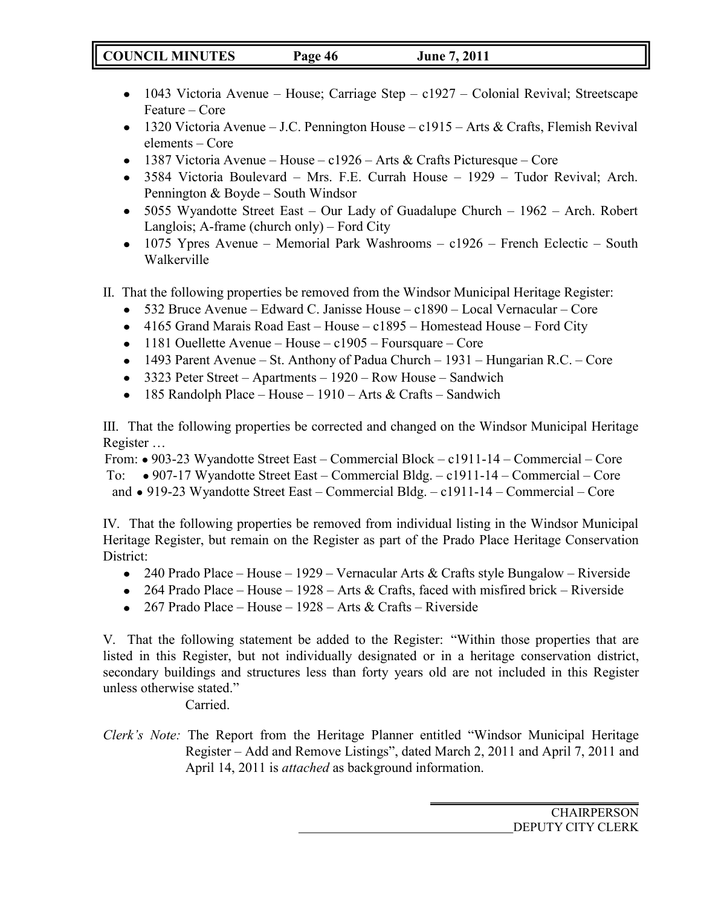- 1043 Victoria Avenue – House; Carriage Step – c1927 – Colonial Revival; Streetscape Feature – Core
- 1320 Victoria Avenue – J.C. Pennington House – c1915 – Arts & Crafts, Flemish Revival elements – Core
- 1387 Victoria Avenue – House – c1926 – Arts & Crafts Picturesque – Core
- 3584 Victoria Boulevard – Mrs. F.E. Currah House – 1929 – Tudor Revival; Arch. Pennington & Boyde – South Windsor
- 5055 Wyandotte Street East – Our Lady of Guadalupe Church – 1962 – Arch. Robert Langlois; A-frame (church only) – Ford City
- 1075 Ypres Avenue – Memorial Park Washrooms – c1926 – French Eclectic – South Walkerville

II. That the following properties be removed from the Windsor Municipal Heritage Register:

- 532 Bruce Avenue – Edward C. Janisse House – c1890 – Local Vernacular – Core
- 4165 Grand Marais Road East – House – c1895 – Homestead House – Ford City
- 1181 Ouellette Avenue – House – c1905 – Foursquare – Core
- 1493 Parent Avenue – St. Anthony of Padua Church – 1931 – Hungarian R.C. – Core
- 3323 Peter Street – Apartments – 1920 – Row House – Sandwich
- 185 Randolph Place – House – 1910 – Arts & Crafts – Sandwich

III. That the following properties be corrected and changed on the Windsor Municipal Heritage Register …

From: • 903-23 Wyandotte Street East – Commercial Block – c1911-14 – Commercial – Core
To: • 907-17 Wyandotte Street East – Commercial Bldg. – c1911-14 – Commercial – Core
and • 919-23 Wyandotte Street East – Commercial Bldg. – c1911-14 – Commercial – Core

IV. That the following properties be removed from individual listing in the Windsor Municipal Heritage Register, but remain on the Register as part of the Prado Place Heritage Conservation District:

- 240 Prado Place – House – 1929 – Vernacular Arts & Crafts style Bungalow – Riverside
- 264 Prado Place – House – 1928 – Arts & Crafts, faced with misfired brick – Riverside
- 267 Prado Place – House – 1928 – Arts & Crafts – Riverside

V. That the following statement be added to the Register: "Within those properties that are listed in this Register, but not individually designated or in a heritage conservation district, secondary buildings and structures less than forty years old are not included in this Register unless otherwise stated."

Carried.

*Clerk's Note:* The Report from the Heritage Planner entitled "Windsor Municipal Heritage Register – Add and Remove Listings", dated March 2, 2011 and April 7, 2011 and April 14, 2011 is *attached* as background information.

CHAIRPERSON

DEPUTY CITY CLERK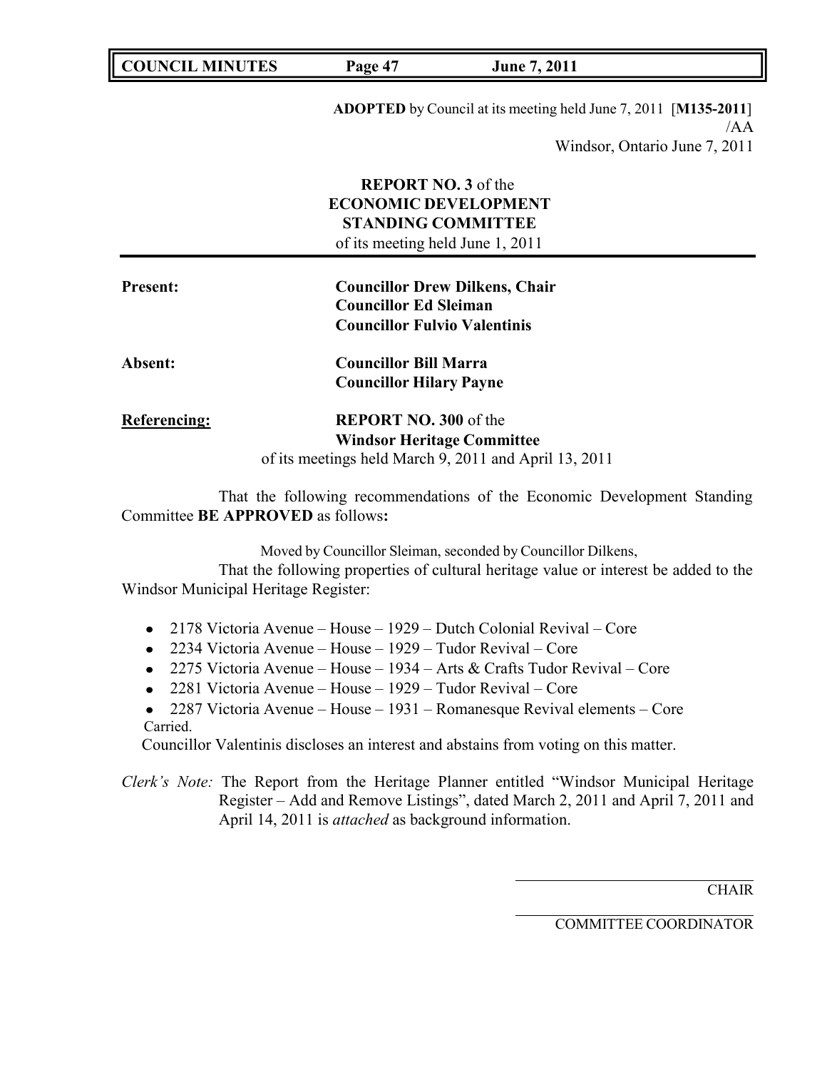**ADOPTED** by Council at its meeting held June 7, 2011 [**M135-2011**]
/AA
Windsor, Ontario June 7, 2011

**REPORT NO. 3** of the
**ECONOMIC DEVELOPMENT**
**STANDING COMMITTEE**
of its meeting held June 1, 2011

**Present:** **Councillor Drew Dilkens, Chair**
**Councillor Ed Sleiman**
**Councillor Fulvio Valentinis**

**Absent:** **Councillor Bill Marra**
**Councillor Hilary Payne**

**Referencing:** **REPORT NO. 300** of the
**Windsor Heritage Committee**
of its meetings held March 9, 2011 and April 13, 2011

That the following recommendations of the Economic Development Standing Committee **BE APPROVED** as follows**:**

Moved by Councillor Sleiman, seconded by Councillor Dilkens,

That the following properties of cultural heritage value or interest be added to the Windsor Municipal Heritage Register:

- 2178 Victoria Avenue – House – 1929 – Dutch Colonial Revival – Core
- 2234 Victoria Avenue – House – 1929 – Tudor Revival – Core
- 2275 Victoria Avenue – House – 1934 – Arts & Crafts Tudor Revival – Core
- 2281 Victoria Avenue – House – 1929 – Tudor Revival – Core
- 2287 Victoria Avenue – House – 1931 – Romanesque Revival elements – Core

Carried.

Councillor Valentinis discloses an interest and abstains from voting on this matter.

*Clerk's Note:* The Report from the Heritage Planner entitled "Windsor Municipal Heritage Register – Add and Remove Listings", dated March 2, 2011 and April 7, 2011 and April 14, 2011 is *attached* as background information.

CHAIR

COMMITTEE COORDINATOR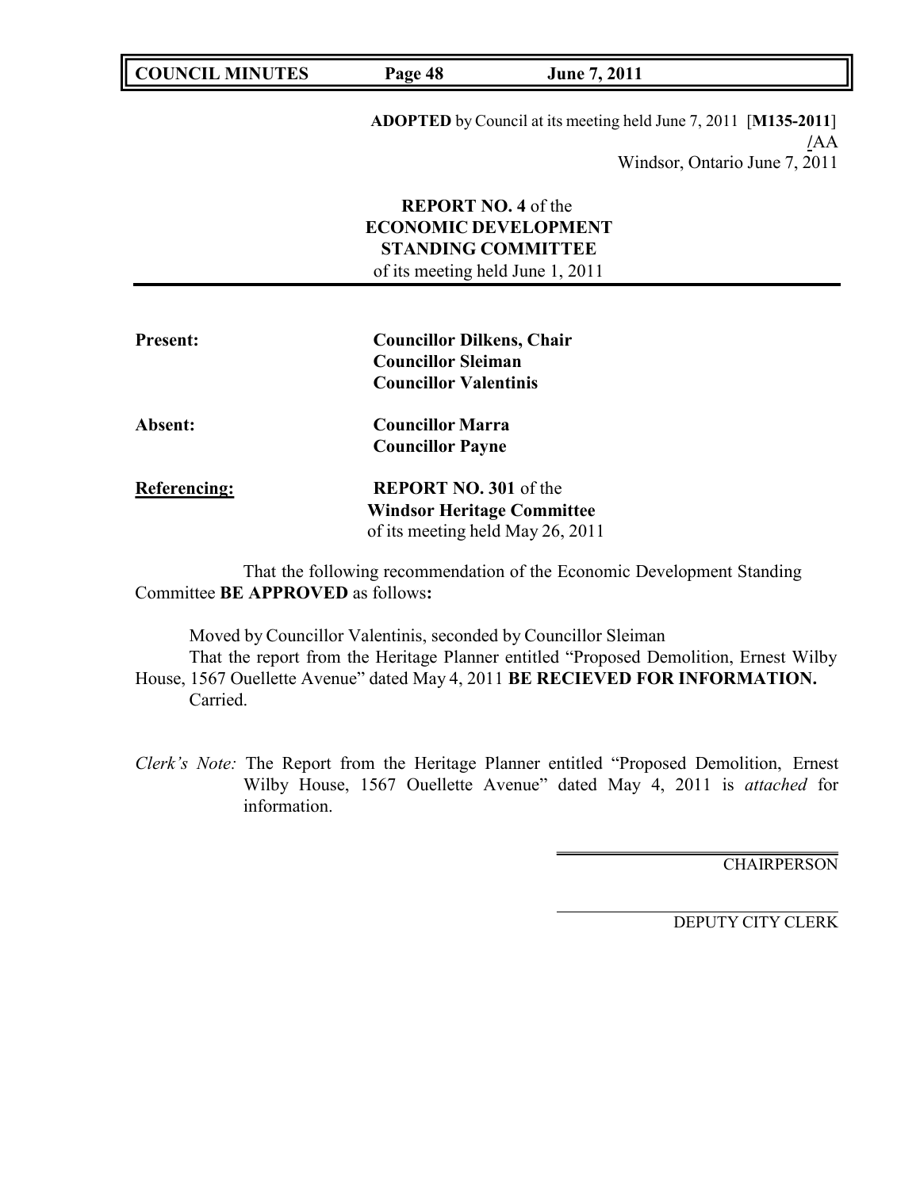**ADOPTED** by Council at its meeting held June 7, 2011 [**M135-2011**]
/AA
Windsor, Ontario June 7, 2011

**REPORT NO. 4** of the
**ECONOMIC DEVELOPMENT STANDING COMMITTEE**
of its meeting held June 1, 2011

**Present:** **Councillor Dilkens, Chair**
**Councillor Sleiman**
**Councillor Valentinis**

**Absent:** **Councillor Marra**
**Councillor Payne**

**Referencing:** **REPORT NO. 301** of the
**Windsor Heritage Committee**
of its meeting held May 26, 2011

That the following recommendation of the Economic Development Standing Committee **BE APPROVED** as follows**:**

Moved by Councillor Valentinis, seconded by Councillor Sleiman
That the report from the Heritage Planner entitled "Proposed Demolition, Ernest Wilby House, 1567 Ouellette Avenue" dated May 4, 2011 **BE RECIEVED FOR INFORMATION.**
Carried.

*Clerk's Note:* The Report from the Heritage Planner entitled "Proposed Demolition, Ernest Wilby House, 1567 Ouellette Avenue" dated May 4, 2011 is *attached* for information.

CHAIRPERSON

DEPUTY CITY CLERK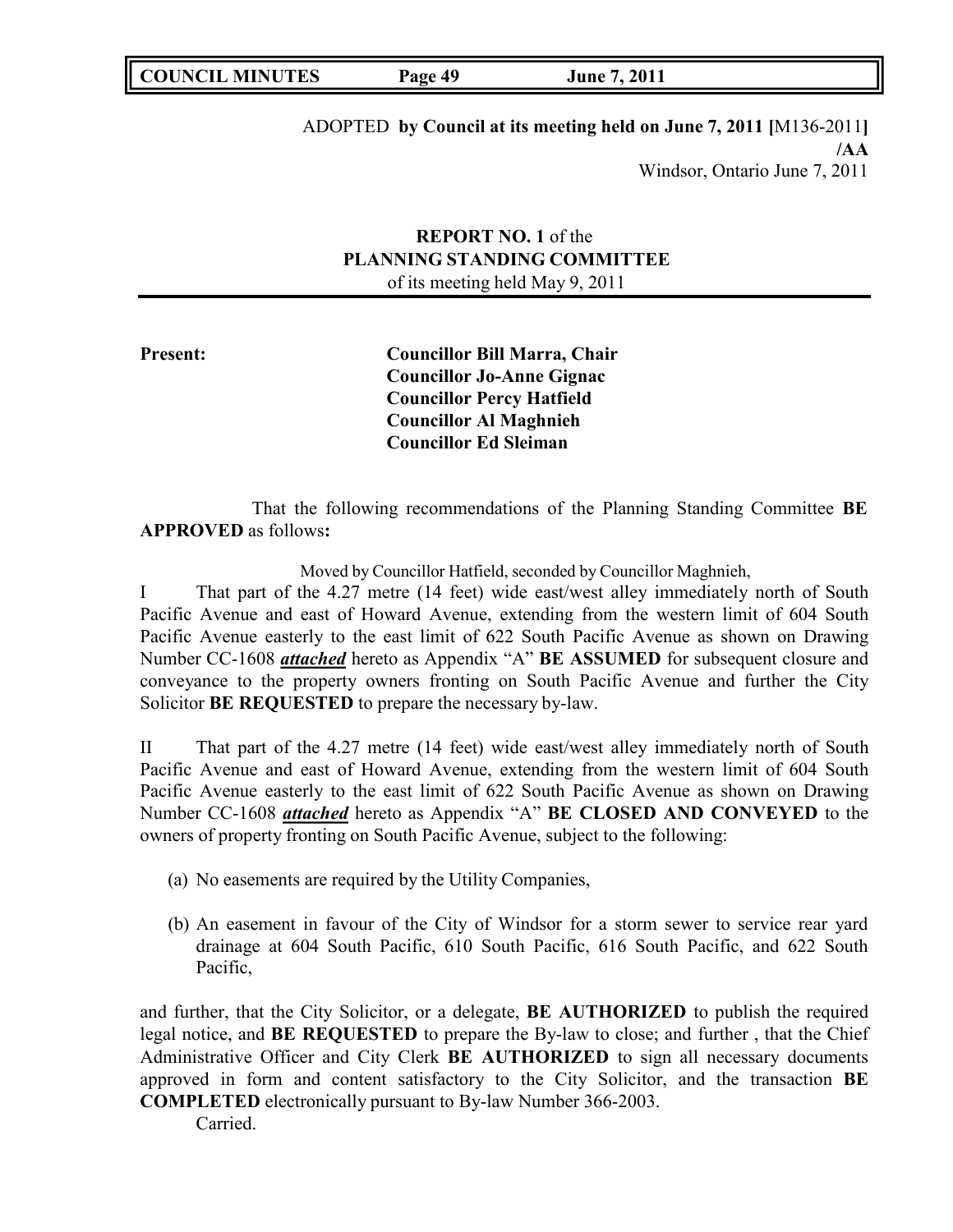ADOPTED **by Council at its meeting held on June 7, 2011 [**M136-2011**]**
**/AA**
Windsor, Ontario June 7, 2011

**REPORT NO. 1** of the
**PLANNING STANDING COMMITTEE**
of its meeting held May 9, 2011

**Present:**
**Councillor Bill Marra, Chair**
**Councillor Jo-Anne Gignac**
**Councillor Percy Hatfield**
**Councillor Al Maghnieh**
**Councillor Ed Sleiman**

That the following recommendations of the Planning Standing Committee **BE APPROVED** as follows**:**

Moved by Councillor Hatfield, seconded by Councillor Maghnieh,

I That part of the 4.27 metre (14 feet) wide east/west alley immediately north of South Pacific Avenue and east of Howard Avenue, extending from the western limit of 604 South Pacific Avenue easterly to the east limit of 622 South Pacific Avenue as shown on Drawing Number CC-1608 ***attached*** hereto as Appendix "A" **BE ASSUMED** for subsequent closure and conveyance to the property owners fronting on South Pacific Avenue and further the City Solicitor **BE REQUESTED** to prepare the necessary by-law.

II That part of the 4.27 metre (14 feet) wide east/west alley immediately north of South Pacific Avenue and east of Howard Avenue, extending from the western limit of 604 South Pacific Avenue easterly to the east limit of 622 South Pacific Avenue as shown on Drawing Number CC-1608 ***attached*** hereto as Appendix "A" **BE CLOSED AND CONVEYED** to the owners of property fronting on South Pacific Avenue, subject to the following:

(a) No easements are required by the Utility Companies,

(b) An easement in favour of the City of Windsor for a storm sewer to service rear yard drainage at 604 South Pacific, 610 South Pacific, 616 South Pacific, and 622 South Pacific,

and further, that the City Solicitor, or a delegate, **BE AUTHORIZED** to publish the required legal notice, and **BE REQUESTED** to prepare the By-law to close; and further , that the Chief Administrative Officer and City Clerk **BE AUTHORIZED** to sign all necessary documents approved in form and content satisfactory to the City Solicitor, and the transaction **BE COMPLETED** electronically pursuant to By-law Number 366-2003.

Carried.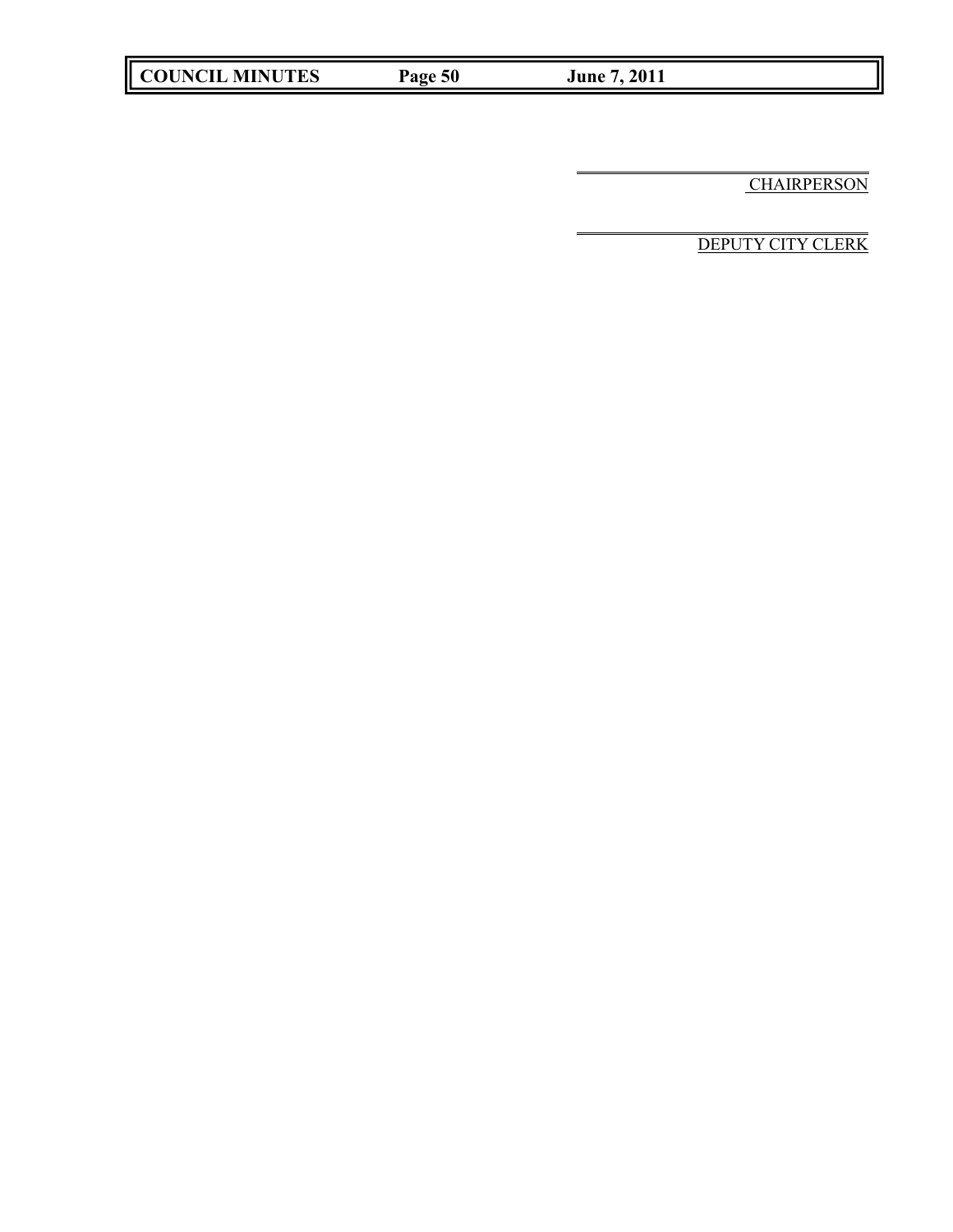\_\_\_\_\_\_\_\_\_\_\_\_\_\_\_\_\_\_\_\_\_\_\_\_\_\_\_\_\_\_\_\_\_\_\_\_

CHAIRPERSON

\_\_\_\_\_\_\_\_\_\_\_\_\_\_\_\_\_\_\_\_\_\_\_\_\_\_\_\_\_\_\_\_\_\_\_\_

DEPUTY CITY CLERK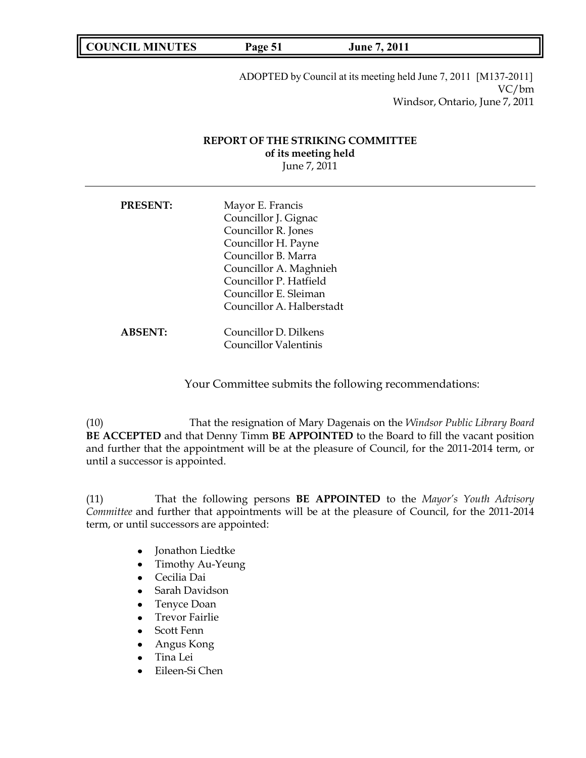ADOPTED by Council at its meeting held June 7, 2011 [M137-2011]
VC/bm
Windsor, Ontario, June 7, 2011

**REPORT OF THE STRIKING COMMITTEE**
**of its meeting held**
June 7, 2011

---

**PRESENT:** Mayor E. Francis
Councillor J. Gignac
Councillor R. Jones
Councillor H. Payne
Councillor B. Marra
Councillor A. Maghnieh
Councillor P. Hatfield
Councillor E. Sleiman
Councillor A. Halberstadt

**ABSENT:** Councillor D. Dilkens
Councillor Valentinis

Your Committee submits the following recommendations:

(10) That the resignation of Mary Dagenais on the *Windsor Public Library Board* **BE ACCEPTED** and that Denny Timm **BE APPOINTED** to the Board to fill the vacant position and further that the appointment will be at the pleasure of Council, for the 2011-2014 term, or until a successor is appointed.

(11) That the following persons **BE APPOINTED** to the *Mayor's Youth Advisory Committee* and further that appointments will be at the pleasure of Council, for the 2011-2014 term, or until successors are appointed:

- Jonathon Liedtke
- Timothy Au-Yeung
- Cecilia Dai
- Sarah Davidson
- Tenyce Doan
- Trevor Fairlie
- Scott Fenn
- Angus Kong
- Tina Lei
- Eileen-Si Chen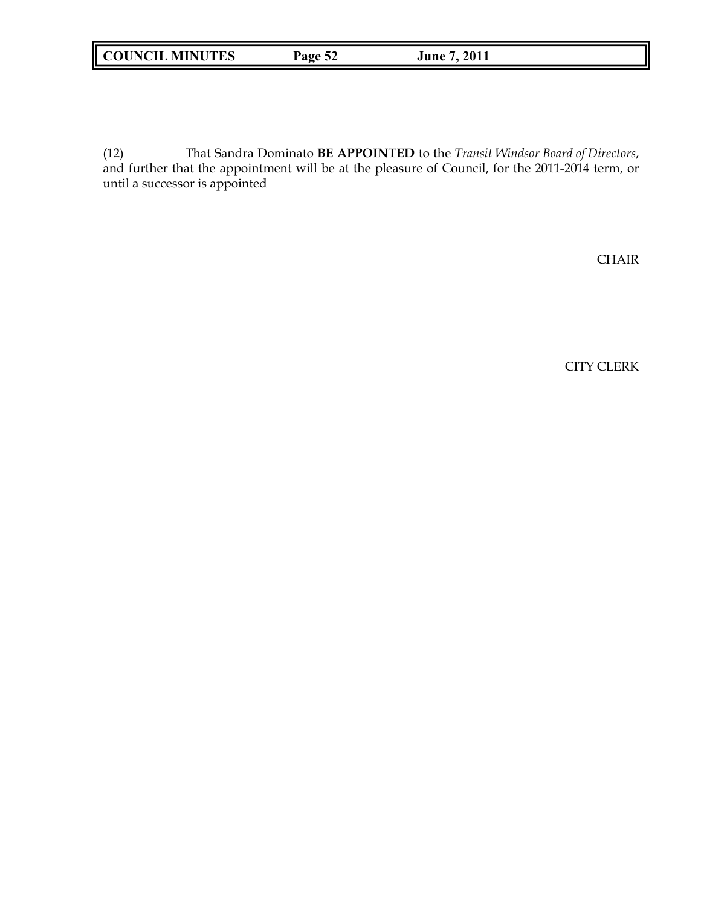(12) That Sandra Dominato **BE APPOINTED** to the *Transit Windsor Board of Directors*, and further that the appointment will be at the pleasure of Council, for the 2011-2014 term, or until a successor is appointed

CHAIR

CITY CLERK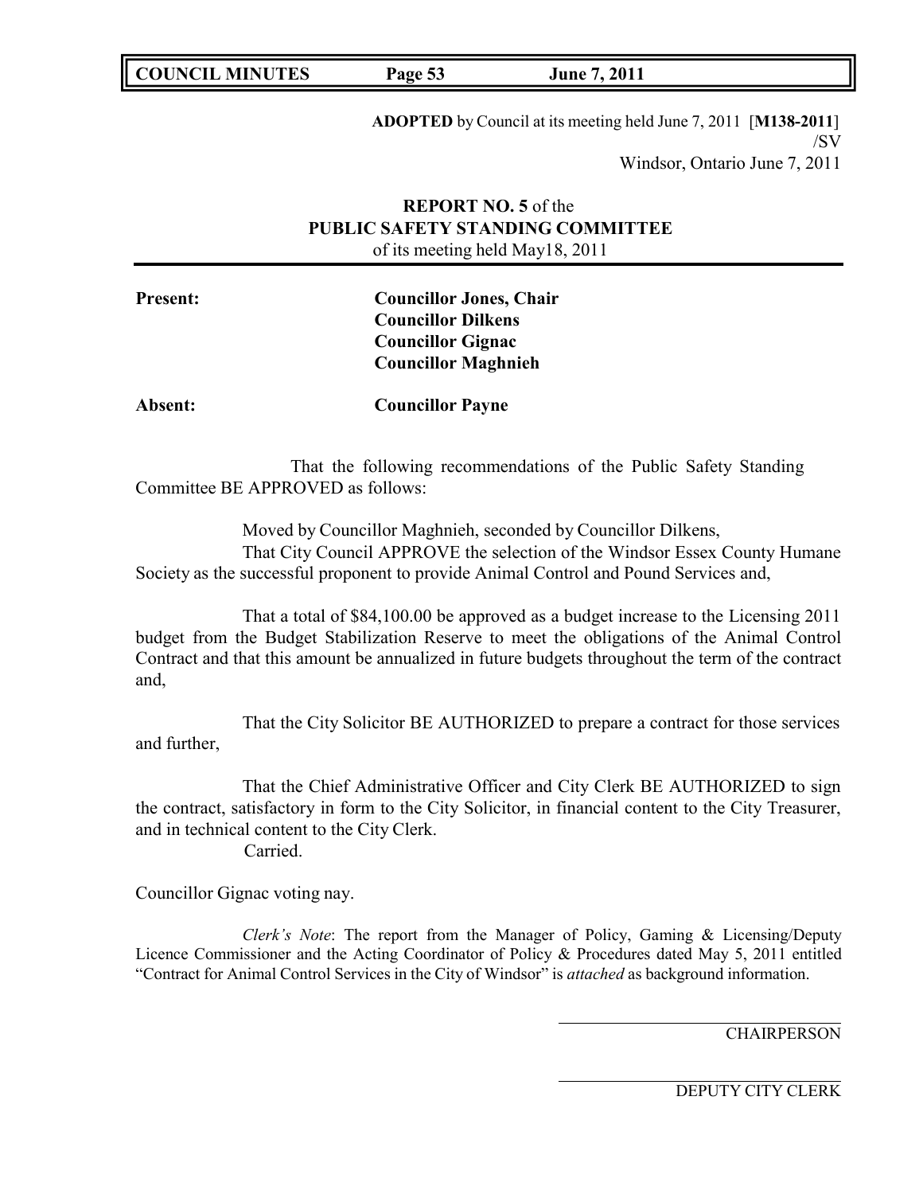**ADOPTED** by Council at its meeting held June 7, 2011 [**M138-2011**]
/SV
Windsor, Ontario June 7, 2011

**REPORT NO. 5** of the
**PUBLIC SAFETY STANDING COMMITTEE**
of its meeting held May18, 2011

**Present:** **Councillor Jones, Chair**
**Councillor Dilkens**
**Councillor Gignac**
**Councillor Maghnieh**

**Absent:** **Councillor Payne**

That the following recommendations of the Public Safety Standing Committee BE APPROVED as follows:

Moved by Councillor Maghnieh, seconded by Councillor Dilkens,
That City Council APPROVE the selection of the Windsor Essex County Humane Society as the successful proponent to provide Animal Control and Pound Services and,

That a total of $84,100.00 be approved as a budget increase to the Licensing 2011 budget from the Budget Stabilization Reserve to meet the obligations of the Animal Control Contract and that this amount be annualized in future budgets throughout the term of the contract and,

That the City Solicitor BE AUTHORIZED to prepare a contract for those services and further,

That the Chief Administrative Officer and City Clerk BE AUTHORIZED to sign the contract, satisfactory in form to the City Solicitor, in financial content to the City Treasurer, and in technical content to the City Clerk.
Carried.

Councillor Gignac voting nay.

*Clerk's Note*: The report from the Manager of Policy, Gaming & Licensing/Deputy Licence Commissioner and the Acting Coordinator of Policy & Procedures dated May 5, 2011 entitled "Contract for Animal Control Services in the City of Windsor" is *attached* as background information.

CHAIRPERSON

DEPUTY CITY CLERK